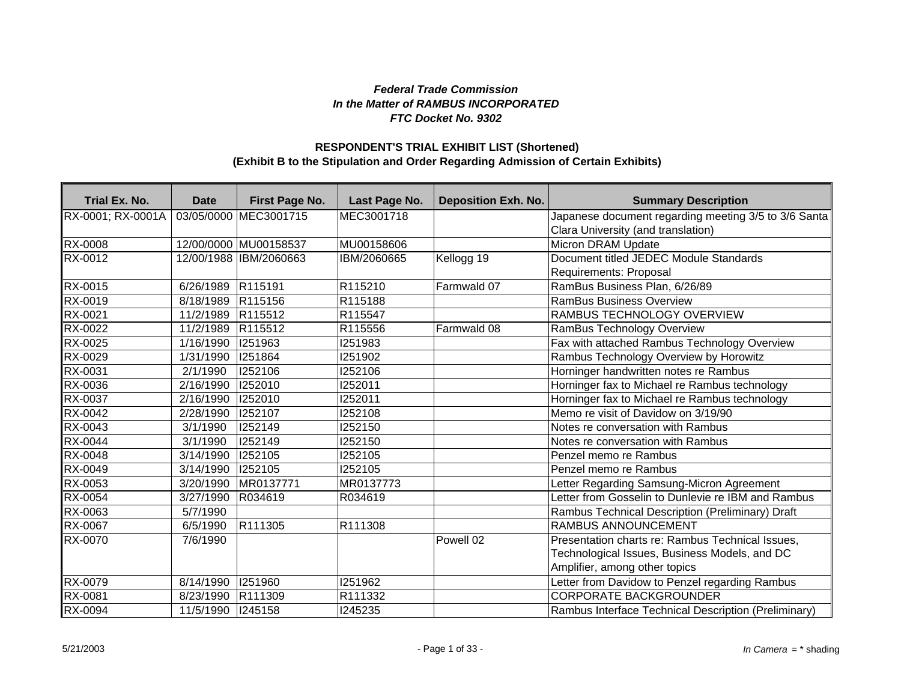***Federal Trade Commission***
***In the Matter of RAMBUS INCORPORATED***
***FTC Docket No. 9302***

**RESPONDENT'S TRIAL EXHIBIT LIST (Shortened)**
**(Exhibit B to the Stipulation and Order Regarding Admission of Certain Exhibits)**

| Trial Ex. No. | Date | First Page No. | Last Page No. | Deposition Exh. No. | Summary Description |
|---|---|---|---|---|---|
| RX-0001; RX-0001A | 03/05/0000 | MEC3001715 | MEC3001718 | | Japanese document regarding meeting 3/5 to 3/6 Santa Clara University (and translation) |
| RX-0008 | 12/00/0000 | MU00158537 | MU00158606 | | Micron DRAM Update |
| RX-0012 | 12/00/1988 | IBM/2060663 | IBM/2060665 | Kellogg 19 | Document titled JEDEC Module Standards Requirements: Proposal |
| RX-0015 | 6/26/1989 | R115191 | R115210 | Farmwald 07 | RamBus Business Plan, 6/26/89 |
| RX-0019 | 8/18/1989 | R115156 | R115188 | | RamBus Business Overview |
| RX-0021 | 11/2/1989 | R115512 | R115547 | | RAMBUS TECHNOLOGY OVERVIEW |
| RX-0022 | 11/2/1989 | R115512 | R115556 | Farmwald 08 | RamBus Technology Overview |
| RX-0025 | 1/16/1990 | I251963 | I251983 | | Fax with attached Rambus Technology Overview |
| RX-0029 | 1/31/1990 | I251864 | I251902 | | Rambus Technology Overview by Horowitz |
| RX-0031 | 2/1/1990 | I252106 | I252106 | | Horninger handwritten notes re Rambus |
| RX-0036 | 2/16/1990 | I252010 | I252011 | | Horninger fax to Michael re Rambus technology |
| RX-0037 | 2/16/1990 | I252010 | I252011 | | Horninger fax to Michael re Rambus technology |
| RX-0042 | 2/28/1990 | I252107 | I252108 | | Memo re visit of Davidow on 3/19/90 |
| RX-0043 | 3/1/1990 | I252149 | I252150 | | Notes re conversation with Rambus |
| RX-0044 | 3/1/1990 | I252149 | I252150 | | Notes re conversation with Rambus |
| RX-0048 | 3/14/1990 | I252105 | I252105 | | Penzel memo re Rambus |
| RX-0049 | 3/14/1990 | I252105 | I252105 | | Penzel memo re Rambus |
| RX-0053 | 3/20/1990 | MR0137771 | MR0137773 | | Letter Regarding Samsung-Micron Agreement |
| RX-0054 | 3/27/1990 | R034619 | R034619 | | Letter from Gosselin to Dunlevie re IBM and Rambus |
| RX-0063 | 5/7/1990 | | | | Rambus Technical Description (Preliminary) Draft |
| RX-0067 | 6/5/1990 | R111305 | R111308 | | RAMBUS ANNOUNCEMENT |
| RX-0070 | 7/6/1990 | | | Powell 02 | Presentation charts re: Rambus Technical Issues, Technological Issues, Business Models, and DC Amplifier, among other topics |
| RX-0079 | 8/14/1990 | I251960 | I251962 | | Letter from Davidow to Penzel regarding Rambus |
| RX-0081 | 8/23/1990 | R111309 | R111332 | | CORPORATE BACKGROUNDER |
| RX-0094 | 11/5/1990 | I245158 | I245235 | | Rambus Interface Technical Description (Preliminary) |

5/21/2003 *In Camera* = * shading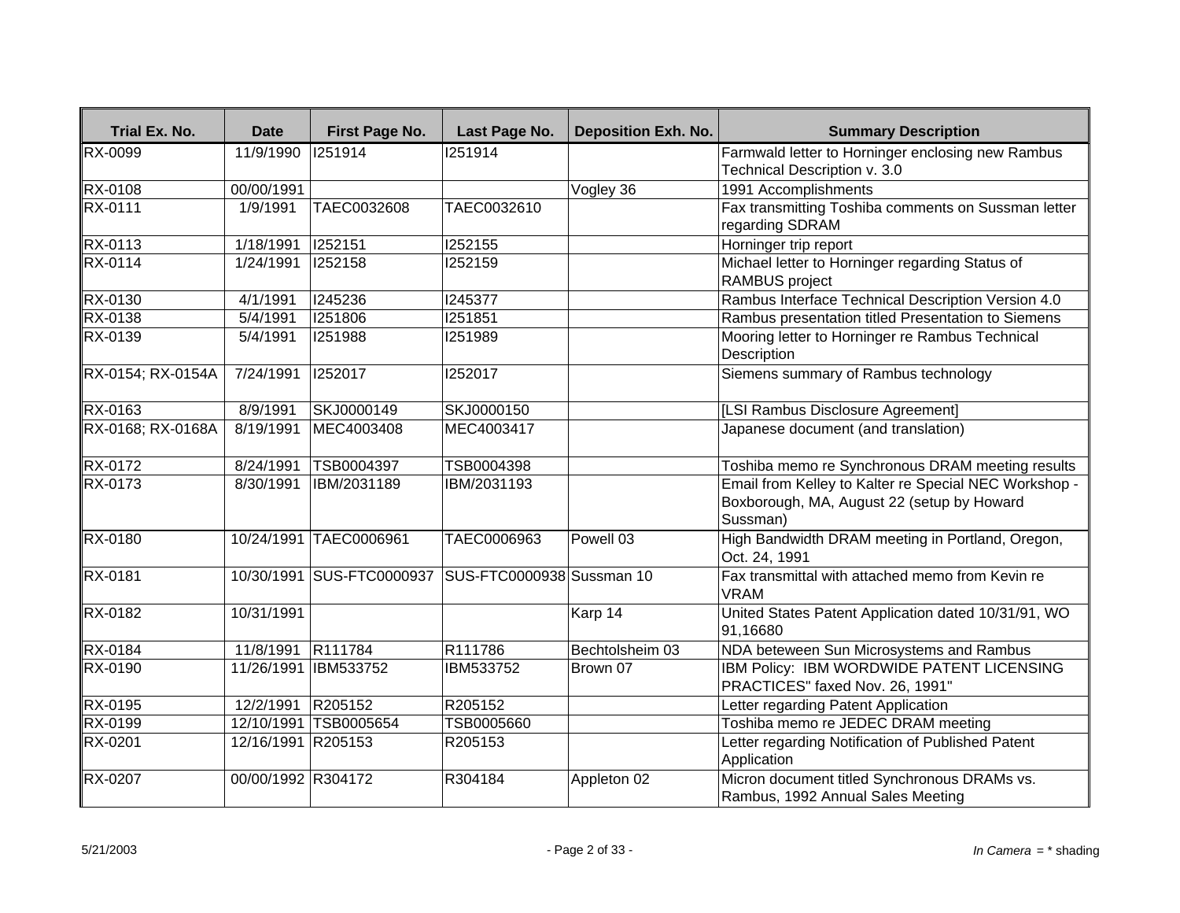| Trial Ex. No. | Date | First Page No. | Last Page No. | Deposition Exh. No. | Summary Description |
|---|---|---|---|---|---|
| RX-0099 | 11/9/1990 | I251914 | I251914 | | Farmwald letter to Horninger enclosing new Rambus Technical Description v. 3.0 |
| RX-0108 | 00/00/1991 | | | Vogley 36 | 1991 Accomplishments |
| RX-0111 | 1/9/1991 | TAEC0032608 | TAEC0032610 | | Fax transmitting Toshiba comments on Sussman letter regarding SDRAM |
| RX-0113 | 1/18/1991 | I252151 | I252155 | | Horninger trip report |
| RX-0114 | 1/24/1991 | I252158 | I252159 | | Michael letter to Horninger regarding Status of RAMBUS project |
| RX-0130 | 4/1/1991 | I245236 | I245377 | | Rambus Interface Technical Description Version 4.0 |
| RX-0138 | 5/4/1991 | I251806 | I251851 | | Rambus presentation titled Presentation to Siemens |
| RX-0139 | 5/4/1991 | I251988 | I251989 | | Mooring letter to Horninger re Rambus Technical Description |
| RX-0154; RX-0154A | 7/24/1991 | I252017 | I252017 | | Siemens summary of Rambus technology |
| RX-0163 | 8/9/1991 | SKJ0000149 | SKJ0000150 | | [LSI Rambus Disclosure Agreement] |
| RX-0168; RX-0168A | 8/19/1991 | MEC4003408 | MEC4003417 | | Japanese document (and translation) |
| RX-0172 | 8/24/1991 | TSB0004397 | TSB0004398 | | Toshiba memo re Synchronous DRAM meeting results |
| RX-0173 | 8/30/1991 | IBM/2031189 | IBM/2031193 | | Email from Kelley to Kalter re Special NEC Workshop - Boxborough, MA, August 22 (setup by Howard Sussman) |
| RX-0180 | 10/24/1991 | TAEC0006961 | TAEC0006963 | Powell 03 | High Bandwidth DRAM meeting in Portland, Oregon, Oct. 24, 1991 |
| RX-0181 | 10/30/1991 | SUS-FTC0000937 | SUS-FTC0000938 | Sussman 10 | Fax transmittal with attached memo from Kevin re VRAM |
| RX-0182 | 10/31/1991 | | | Karp 14 | United States Patent Application dated 10/31/91, WO 91,16680 |
| RX-0184 | 11/8/1991 | R111784 | R111786 | Bechtolsheim 03 | NDA beteween Sun Microsystems and Rambus |
| RX-0190 | 11/26/1991 | IBM533752 | IBM533752 | Brown 07 | IBM Policy: IBM WORDWIDE PATENT LICENSING PRACTICES" faxed Nov. 26, 1991" |
| RX-0195 | 12/2/1991 | R205152 | R205152 | | Letter regarding Patent Application |
| RX-0199 | 12/10/1991 | TSB0005654 | TSB0005660 | | Toshiba memo re JEDEC DRAM meeting |
| RX-0201 | 12/16/1991 | R205153 | R205153 | | Letter regarding Notification of Published Patent Application |
| RX-0207 | 00/00/1992 | R304172 | R304184 | Appleton 02 | Micron document titled Synchronous DRAMs vs. Rambus, 1992 Annual Sales Meeting |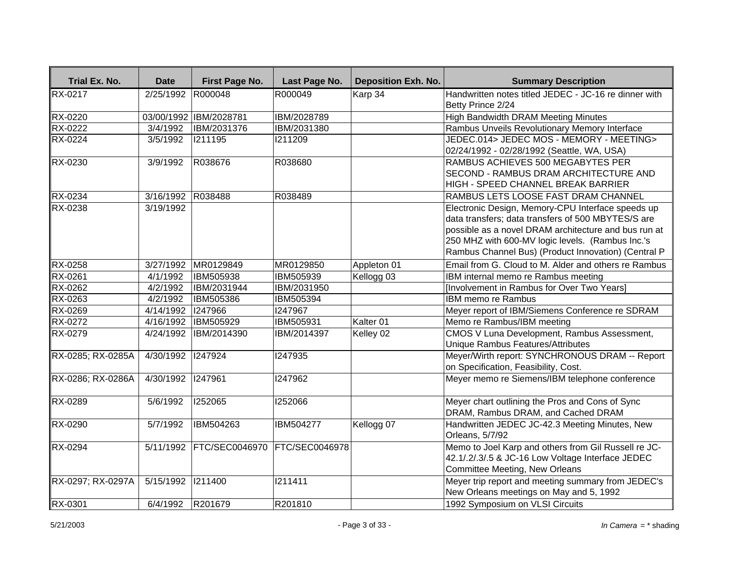| Trial Ex. No. | Date | First Page No. | Last Page No. | Deposition Exh. No. | Summary Description |
|---|---|---|---|---|---|
| RX-0217 | 2/25/1992 | R000048 | R000049 | Karp 34 | Handwritten notes titled JEDEC - JC-16 re dinner with Betty Prince 2/24 |
| RX-0220 | 03/00/1992 | IBM/2028781 | IBM/2028789 | | High Bandwidth DRAM Meeting Minutes |
| RX-0222 | 3/4/1992 | IBM/2031376 | IBM/2031380 | | Rambus Unveils Revolutionary Memory Interface |
| RX-0224 | 3/5/1992 | I211195 | I211209 | | JEDEC.014> JEDEC MOS - MEMORY - MEETING> 02/24/1992 - 02/28/1992 (Seattle, WA, USA) |
| RX-0230 | 3/9/1992 | R038676 | R038680 | | RAMBUS ACHIEVES 500 MEGABYTES PER SECOND - RAMBUS DRAM ARCHITECTURE AND HIGH - SPEED CHANNEL BREAK BARRIER |
| RX-0234 | 3/16/1992 | R038488 | R038489 | | RAMBUS LETS LOOSE FAST DRAM CHANNEL |
| RX-0238 | 3/19/1992 | | | | Electronic Design, Memory-CPU Interface speeds up data transfers; data transfers of 500 MBYTES/S are possible as a novel DRAM architecture and bus run at 250 MHZ with 600-MV logic levels. (Rambus Inc.'s Rambus Channel Bus) (Product Innovation) (Central P |
| RX-0258 | 3/27/1992 | MR0129849 | MR0129850 | Appleton 01 | Email from G. Cloud to M. Alder and others re Rambus |
| RX-0261 | 4/1/1992 | IBM505938 | IBM505939 | Kellogg 03 | IBM internal memo re Rambus meeting |
| RX-0262 | 4/2/1992 | IBM/2031944 | IBM/2031950 | | [Involvement in Rambus for Over Two Years] |
| RX-0263 | 4/2/1992 | IBM505386 | IBM505394 | | IBM memo re Rambus |
| RX-0269 | 4/14/1992 | I247966 | I247967 | | Meyer report of IBM/Siemens Conference re SDRAM |
| RX-0272 | 4/16/1992 | IBM505929 | IBM505931 | Kalter 01 | Memo re Rambus/IBM meeting |
| RX-0279 | 4/24/1992 | IBM/2014390 | IBM/2014397 | Kelley 02 | CMOS V Luna Development, Rambus Assessment, Unique Rambus Features/Attributes |
| RX-0285; RX-0285A | 4/30/1992 | I247924 | I247935 | | Meyer/Wirth report: SYNCHRONOUS DRAM -- Report on Specification, Feasibility, Cost. |
| RX-0286; RX-0286A | 4/30/1992 | I247961 | I247962 | | Meyer memo re Siemens/IBM telephone conference |
| RX-0289 | 5/6/1992 | I252065 | I252066 | | Meyer chart outlining the Pros and Cons of Sync DRAM, Rambus DRAM, and Cached DRAM |
| RX-0290 | 5/7/1992 | IBM504263 | IBM504277 | Kellogg 07 | Handwritten JEDEC JC-42.3 Meeting Minutes, New Orleans, 5/7/92 |
| RX-0294 | 5/11/1992 | FTC/SEC0046970 | FTC/SEC0046978 | | Memo to Joel Karp and others from Gil Russell re JC-42.1/.2/.3/.5 & JC-16 Low Voltage Interface JEDEC Committee Meeting, New Orleans |
| RX-0297; RX-0297A | 5/15/1992 | I211400 | I211411 | | Meyer trip report and meeting summary from JEDEC's New Orleans meetings on May and 5, 1992 |
| RX-0301 | 6/4/1992 | R201679 | R201810 | | 1992 Symposium on VLSI Circuits |

5/21/2003

*In Camera* = * shading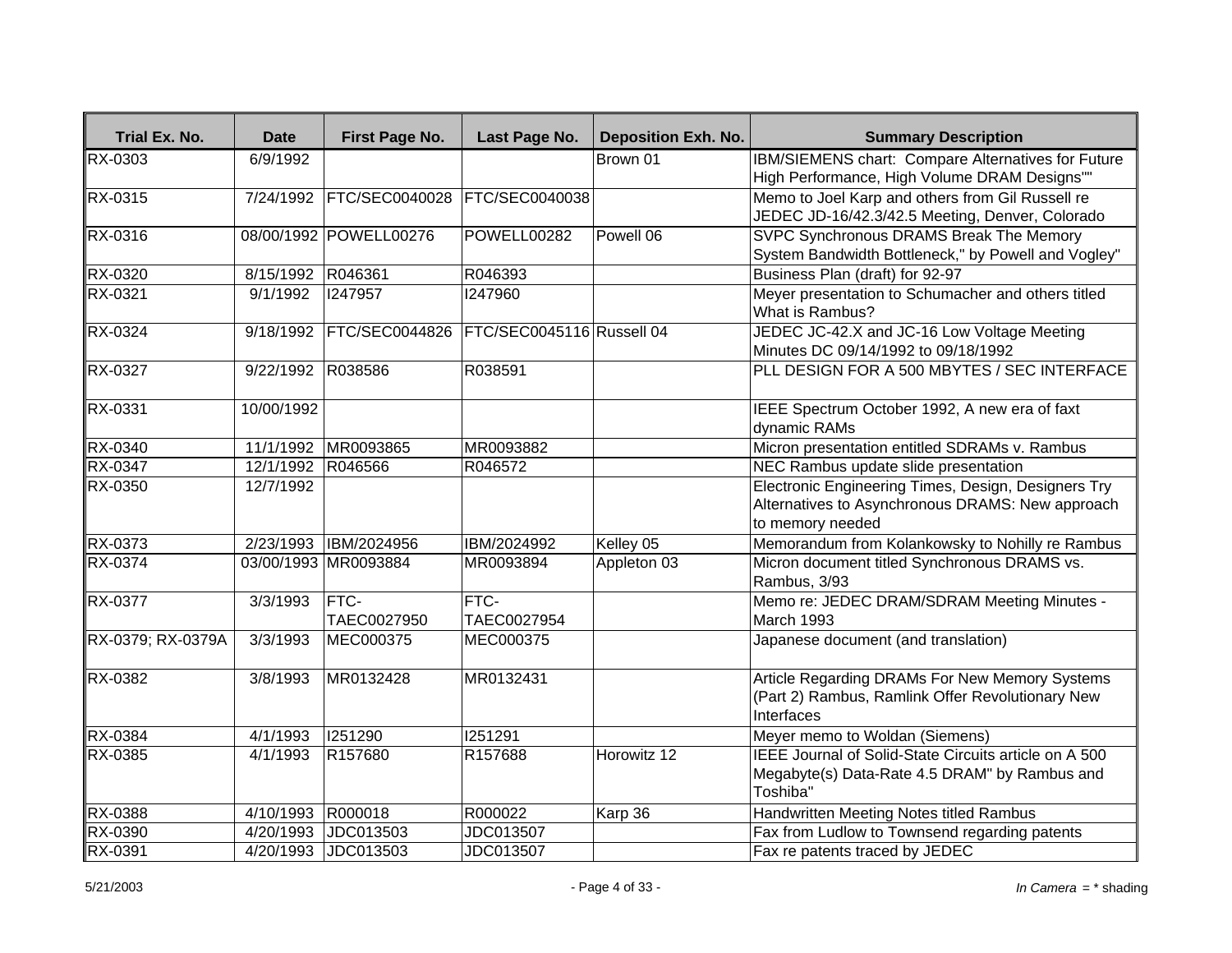| Trial Ex. No. | Date | First Page No. | Last Page No. | Deposition Exh. No. | Summary Description |
|---|---|---|---|---|---|
| RX-0303 | 6/9/1992 | | | Brown 01 | IBM/SIEMENS chart: Compare Alternatives for Future High Performance, High Volume DRAM Designs"" |
| RX-0315 | 7/24/1992 | FTC/SEC0040028 | FTC/SEC0040038 | | Memo to Joel Karp and others from Gil Russell re JEDEC JD-16/42.3/42.5 Meeting, Denver, Colorado |
| RX-0316 | 08/00/1992 | POWELL00276 | POWELL00282 | Powell 06 | SVPC Synchronous DRAMS Break The Memory System Bandwidth Bottleneck," by Powell and Vogley" |
| RX-0320 | 8/15/1992 | R046361 | R046393 | | Business Plan (draft) for 92-97 |
| RX-0321 | 9/1/1992 | I247957 | I247960 | | Meyer presentation to Schumacher and others titled What is Rambus? |
| RX-0324 | 9/18/1992 | FTC/SEC0044826 | FTC/SEC0045116 | Russell 04 | JEDEC JC-42.X and JC-16 Low Voltage Meeting Minutes DC 09/14/1992 to 09/18/1992 |
| RX-0327 | 9/22/1992 | R038586 | R038591 | | PLL DESIGN FOR A 500 MBYTES / SEC INTERFACE |
| RX-0331 | 10/00/1992 | | | | IEEE Spectrum October 1992, A new era of faxt dynamic RAMs |
| RX-0340 | 11/1/1992 | MR0093865 | MR0093882 | | Micron presentation entitled SDRAMs v. Rambus |
| RX-0347 | 12/1/1992 | R046566 | R046572 | | NEC Rambus update slide presentation |
| RX-0350 | 12/7/1992 | | | | Electronic Engineering Times, Design, Designers Try Alternatives to Asynchronous DRAMS: New approach to memory needed |
| RX-0373 | 2/23/1993 | IBM/2024956 | IBM/2024992 | Kelley 05 | Memorandum from Kolankowsky to Nohilly re Rambus |
| RX-0374 | 03/00/1993 | MR0093884 | MR0093894 | Appleton 03 | Micron document titled Synchronous DRAMS vs. Rambus, 3/93 |
| RX-0377 | 3/3/1993 | FTC-TAEC0027950 | FTC-TAEC0027954 | | Memo re: JEDEC DRAM/SDRAM Meeting Minutes - March 1993 |
| RX-0379; RX-0379A | 3/3/1993 | MEC000375 | MEC000375 | | Japanese document (and translation) |
| RX-0382 | 3/8/1993 | MR0132428 | MR0132431 | | Article Regarding DRAMs For New Memory Systems (Part 2) Rambus, Ramlink Offer Revolutionary New Interfaces |
| RX-0384 | 4/1/1993 | I251290 | I251291 | | Meyer memo to Woldan (Siemens) |
| RX-0385 | 4/1/1993 | R157680 | R157688 | Horowitz 12 | IEEE Journal of Solid-State Circuits article on A 500 Megabyte(s) Data-Rate 4.5 DRAM" by Rambus and Toshiba" |
| RX-0388 | 4/10/1993 | R000018 | R000022 | Karp 36 | Handwritten Meeting Notes titled Rambus |
| RX-0390 | 4/20/1993 | JDC013503 | JDC013507 | | Fax from Ludlow to Townsend regarding patents |
| RX-0391 | 4/20/1993 | JDC013503 | JDC013507 | | Fax re patents traced by JEDEC |

5/21/2003

*In Camera* = * shading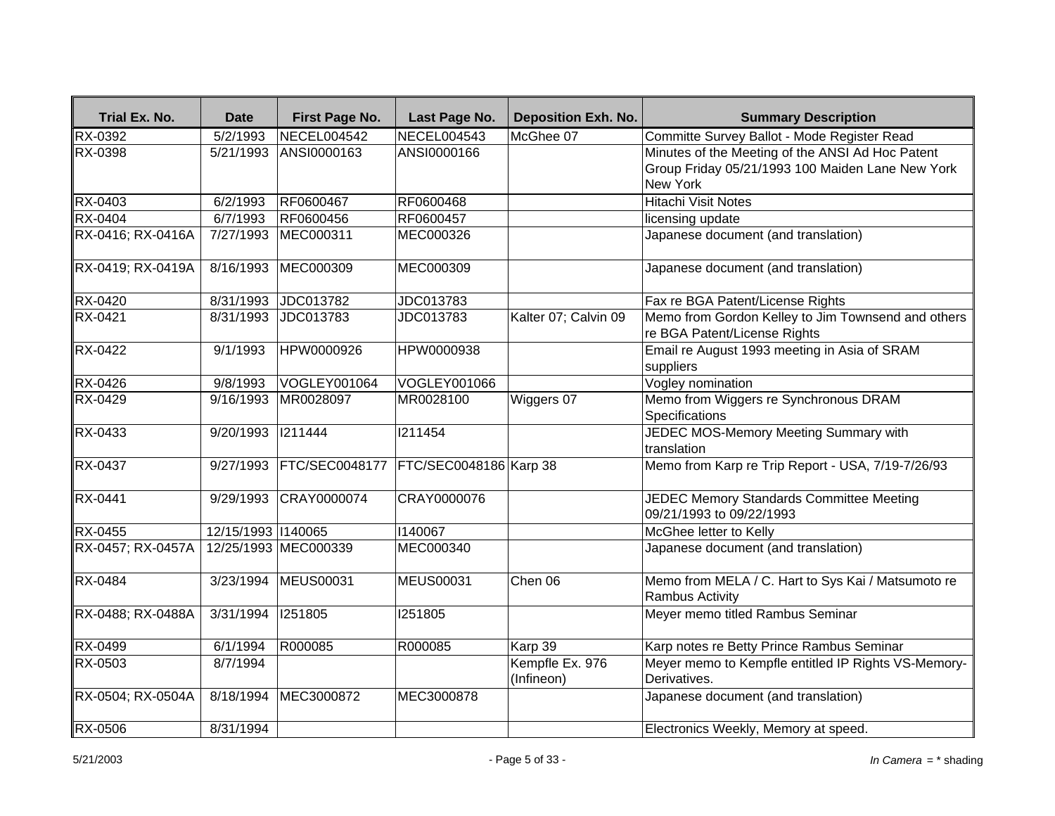| Trial Ex. No. | Date | First Page No. | Last Page No. | Deposition Exh. No. | Summary Description |
|---|---|---|---|---|---|
| RX-0392 | 5/2/1993 | NECEL004542 | NECEL004543 | McGhee 07 | Committe Survey Ballot - Mode Register Read |
| RX-0398 | 5/21/1993 | ANSI0000163 | ANSI0000166 | | Minutes of the Meeting of the ANSI Ad Hoc Patent Group Friday 05/21/1993 100 Maiden Lane New York New York |
| RX-0403 | 6/2/1993 | RF0600467 | RF0600468 | | Hitachi Visit Notes |
| RX-0404 | 6/7/1993 | RF0600456 | RF0600457 | | licensing update |
| RX-0416; RX-0416A | 7/27/1993 | MEC000311 | MEC000326 | | Japanese document (and translation) |
| RX-0419; RX-0419A | 8/16/1993 | MEC000309 | MEC000309 | | Japanese document (and translation) |
| RX-0420 | 8/31/1993 | JDC013782 | JDC013783 | | Fax re BGA Patent/License Rights |
| RX-0421 | 8/31/1993 | JDC013783 | JDC013783 | Kalter 07; Calvin 09 | Memo from Gordon Kelley to Jim Townsend and others re BGA Patent/License Rights |
| RX-0422 | 9/1/1993 | HPW0000926 | HPW0000938 | | Email re August 1993 meeting in Asia of SRAM suppliers |
| RX-0426 | 9/8/1993 | VOGLEY001064 | VOGLEY001066 | | Vogley nomination |
| RX-0429 | 9/16/1993 | MR0028097 | MR0028100 | Wiggers 07 | Memo from Wiggers re Synchronous DRAM Specifications |
| RX-0433 | 9/20/1993 | I211444 | I211454 | | JEDEC MOS-Memory Meeting Summary with translation |
| RX-0437 | 9/27/1993 | FTC/SEC0048177 | FTC/SEC0048186 | Karp 38 | Memo from Karp re Trip Report - USA, 7/19-7/26/93 |
| RX-0441 | 9/29/1993 | CRAY0000074 | CRAY0000076 | | JEDEC Memory Standards Committee Meeting 09/21/1993 to 09/22/1993 |
| RX-0455 | 12/15/1993 | I140065 | I140067 | | McGhee letter to Kelly |
| RX-0457; RX-0457A | 12/25/1993 | MEC000339 | MEC000340 | | Japanese document (and translation) |
| RX-0484 | 3/23/1994 | MEUS00031 | MEUS00031 | Chen 06 | Memo from MELA / C. Hart to Sys Kai / Matsumoto re Rambus Activity |
| RX-0488; RX-0488A | 3/31/1994 | I251805 | I251805 | | Meyer memo titled Rambus Seminar |
| RX-0499 | 6/1/1994 | R000085 | R000085 | Karp 39 | Karp notes re Betty Prince Rambus Seminar |
| RX-0503 | 8/7/1994 | | | Kempfle Ex. 976 (Infineon) | Meyer memo to Kempfle entitled IP Rights VS-Memory-Derivatives. |
| RX-0504; RX-0504A | 8/18/1994 | MEC3000872 | MEC3000878 | | Japanese document (and translation) |
| RX-0506 | 8/31/1994 | | | | Electronics Weekly, Memory at speed. |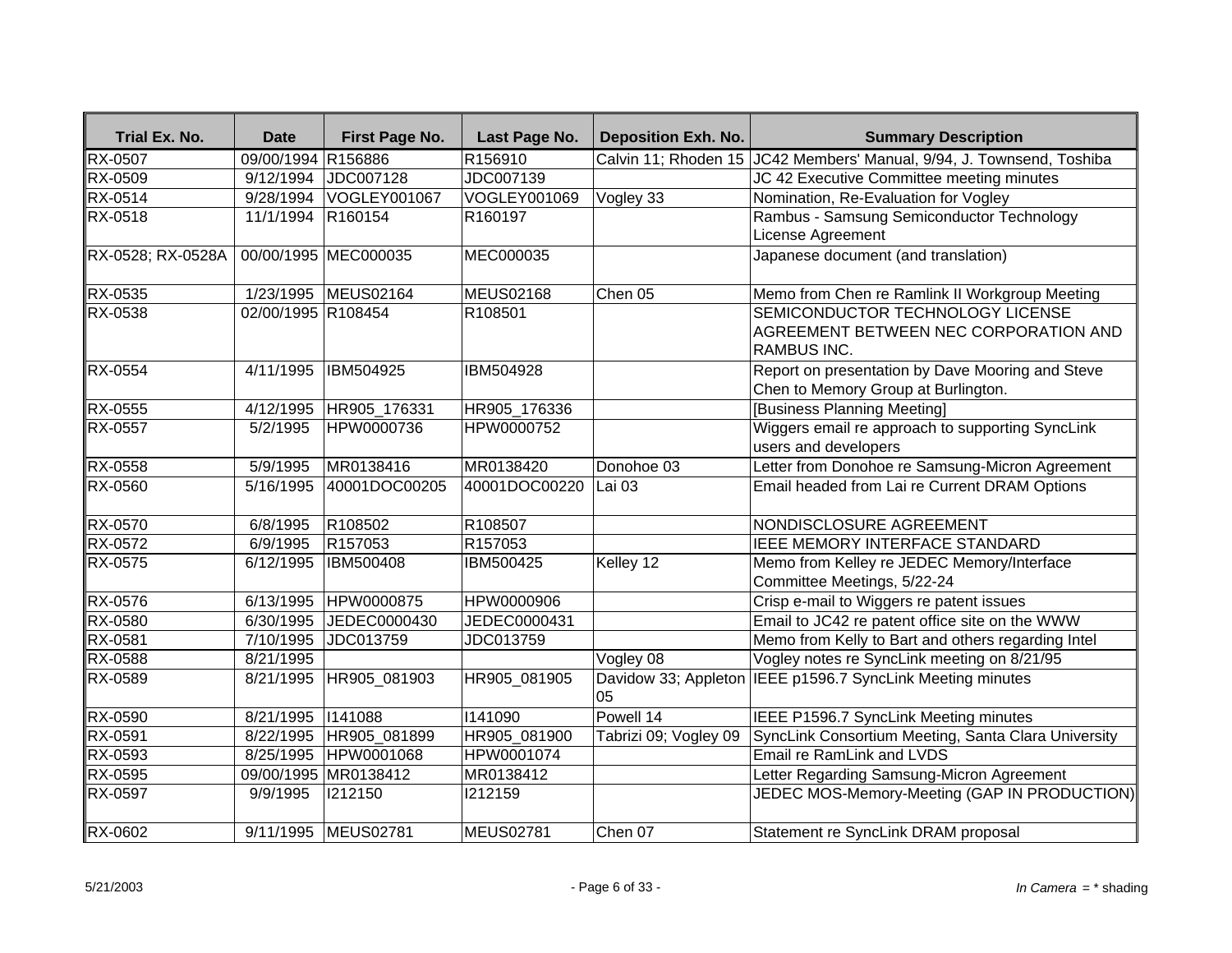| Trial Ex. No. | Date | First Page No. | Last Page No. | Deposition Exh. No. | Summary Description |
|---|---|---|---|---|---|
| RX-0507 | 09/00/1994 | R156886 | R156910 | Calvin 11; Rhoden 15 | JC42 Members' Manual, 9/94, J. Townsend, Toshiba |
| RX-0509 | 9/12/1994 | JDC007128 | JDC007139 | | JC 42 Executive Committee meeting minutes |
| RX-0514 | 9/28/1994 | VOGLEY001067 | VOGLEY001069 | Vogley 33 | Nomination, Re-Evaluation for Vogley |
| RX-0518 | 11/1/1994 | R160154 | R160197 | | Rambus - Samsung Semiconductor Technology License Agreement |
| RX-0528; RX-0528A | 00/00/1995 | MEC000035 | MEC000035 | | Japanese document (and translation) |
| RX-0535 | 1/23/1995 | MEUS02164 | MEUS02168 | Chen 05 | Memo from Chen re Ramlink II Workgroup Meeting |
| RX-0538 | 02/00/1995 | R108454 | R108501 | | SEMICONDUCTOR TECHNOLOGY LICENSE AGREEMENT BETWEEN NEC CORPORATION AND RAMBUS INC. |
| RX-0554 | 4/11/1995 | IBM504925 | IBM504928 | | Report on presentation by Dave Mooring and Steve Chen to Memory Group at Burlington. |
| RX-0555 | 4/12/1995 | HR905_176331 | HR905_176336 | | [Business Planning Meeting] |
| RX-0557 | 5/2/1995 | HPW0000736 | HPW0000752 | | Wiggers email re approach to supporting SyncLink users and developers |
| RX-0558 | 5/9/1995 | MR0138416 | MR0138420 | Donohoe 03 | Letter from Donohoe re Samsung-Micron Agreement |
| RX-0560 | 5/16/1995 | 40001DOC00205 | 40001DOC00220 | Lai 03 | Email headed from Lai re Current DRAM Options |
| RX-0570 | 6/8/1995 | R108502 | R108507 | | NONDISCLOSURE AGREEMENT |
| RX-0572 | 6/9/1995 | R157053 | R157053 | | IEEE MEMORY INTERFACE STANDARD |
| RX-0575 | 6/12/1995 | IBM500408 | IBM500425 | Kelley 12 | Memo from Kelley re JEDEC Memory/Interface Committee Meetings, 5/22-24 |
| RX-0576 | 6/13/1995 | HPW0000875 | HPW0000906 | | Crisp e-mail to Wiggers re patent issues |
| RX-0580 | 6/30/1995 | JEDEC0000430 | JEDEC0000431 | | Email to JC42 re patent office site on the WWW |
| RX-0581 | 7/10/1995 | JDC013759 | JDC013759 | | Memo from Kelly to Bart and others regarding Intel |
| RX-0588 | 8/21/1995 | | | Vogley 08 | Vogley notes re SyncLink meeting on 8/21/95 |
| RX-0589 | 8/21/1995 | HR905_081903 | HR905_081905 | Davidow 33; Appleton 05 | IEEE p1596.7 SyncLink Meeting minutes |
| RX-0590 | 8/21/1995 | I141088 | I141090 | Powell 14 | IEEE P1596.7 SyncLink Meeting minutes |
| RX-0591 | 8/22/1995 | HR905_081899 | HR905_081900 | Tabrizi 09; Vogley 09 | SyncLink Consortium Meeting, Santa Clara University |
| RX-0593 | 8/25/1995 | HPW0001068 | HPW0001074 | | Email re RamLink and LVDS |
| RX-0595 | 09/00/1995 | MR0138412 | MR0138412 | | Letter Regarding Samsung-Micron Agreement |
| RX-0597 | 9/9/1995 | I212150 | I212159 | | JEDEC MOS-Memory-Meeting (GAP IN PRODUCTION) |
| RX-0602 | 9/11/1995 | MEUS02781 | MEUS02781 | Chen 07 | Statement re SyncLink DRAM proposal |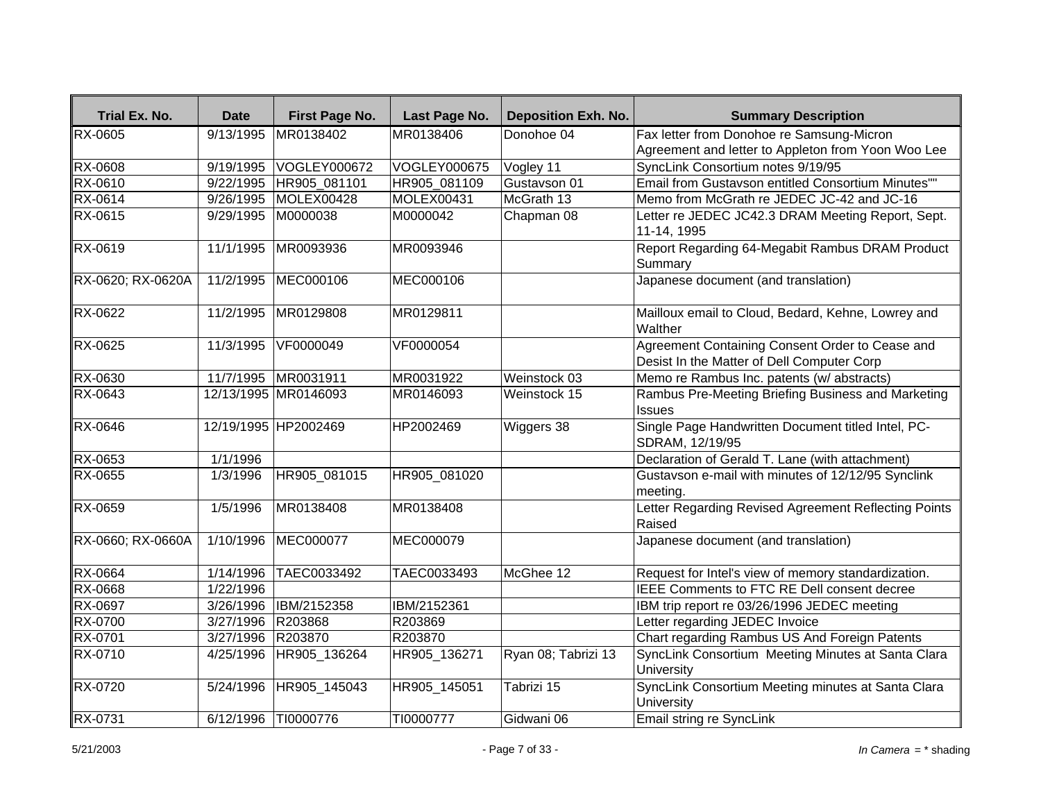| Trial Ex. No. | Date | First Page No. | Last Page No. | Deposition Exh. No. | Summary Description |
|---|---|---|---|---|---|
| RX-0605 | 9/13/1995 | MR0138402 | MR0138406 | Donohoe 04 | Fax letter from Donohoe re Samsung-Micron Agreement and letter to Appleton from Yoon Woo Lee |
| RX-0608 | 9/19/1995 | VOGLEY000672 | VOGLEY000675 | Vogley 11 | SyncLink Consortium notes 9/19/95 |
| RX-0610 | 9/22/1995 | HR905_081101 | HR905_081109 | Gustavson 01 | Email from Gustavson entitled Consortium Minutes"" |
| RX-0614 | 9/26/1995 | MOLEX00428 | MOLEX00431 | McGrath 13 | Memo from McGrath re JEDEC JC-42 and JC-16 |
| RX-0615 | 9/29/1995 | M0000038 | M0000042 | Chapman 08 | Letter re JEDEC JC42.3 DRAM Meeting Report, Sept. 11-14, 1995 |
| RX-0619 | 11/1/1995 | MR0093936 | MR0093946 | | Report Regarding 64-Megabit Rambus DRAM Product Summary |
| RX-0620; RX-0620A | 11/2/1995 | MEC000106 | MEC000106 | | Japanese document (and translation) |
| RX-0622 | 11/2/1995 | MR0129808 | MR0129811 | | Mailloux email to Cloud, Bedard, Kehne, Lowrey and Walther |
| RX-0625 | 11/3/1995 | VF0000049 | VF0000054 | | Agreement Containing Consent Order to Cease and Desist In the Matter of Dell Computer Corp |
| RX-0630 | 11/7/1995 | MR0031911 | MR0031922 | Weinstock 03 | Memo re Rambus Inc. patents (w/ abstracts) |
| RX-0643 | 12/13/1995 | MR0146093 | MR0146093 | Weinstock 15 | Rambus Pre-Meeting Briefing Business and Marketing Issues |
| RX-0646 | 12/19/1995 | HP2002469 | HP2002469 | Wiggers 38 | Single Page Handwritten Document titled Intel, PC-SDRAM, 12/19/95 |
| RX-0653 | 1/1/1996 | | | | Declaration of Gerald T. Lane (with attachment) |
| RX-0655 | 1/3/1996 | HR905_081015 | HR905_081020 | | Gustavson e-mail with minutes of 12/12/95 Synclink meeting. |
| RX-0659 | 1/5/1996 | MR0138408 | MR0138408 | | Letter Regarding Revised Agreement Reflecting Points Raised |
| RX-0660; RX-0660A | 1/10/1996 | MEC000077 | MEC000079 | | Japanese document (and translation) |
| RX-0664 | 1/14/1996 | TAEC0033492 | TAEC0033493 | McGhee 12 | Request for Intel's view of memory standardization. |
| RX-0668 | 1/22/1996 | | | | IEEE Comments to FTC RE Dell consent decree |
| RX-0697 | 3/26/1996 | IBM/2152358 | IBM/2152361 | | IBM trip report re 03/26/1996 JEDEC meeting |
| RX-0700 | 3/27/1996 | R203868 | R203869 | | Letter regarding JEDEC Invoice |
| RX-0701 | 3/27/1996 | R203870 | R203870 | | Chart regarding Rambus US And Foreign Patents |
| RX-0710 | 4/25/1996 | HR905_136264 | HR905_136271 | Ryan 08; Tabrizi 13 | SyncLink Consortium Meeting Minutes at Santa Clara University |
| RX-0720 | 5/24/1996 | HR905_145043 | HR905_145051 | Tabrizi 15 | SyncLink Consortium Meeting minutes at Santa Clara University |
| RX-0731 | 6/12/1996 | TI0000776 | TI0000777 | Gidwani 06 | Email string re SyncLink |

5/21/2003 *In Camera* = * shading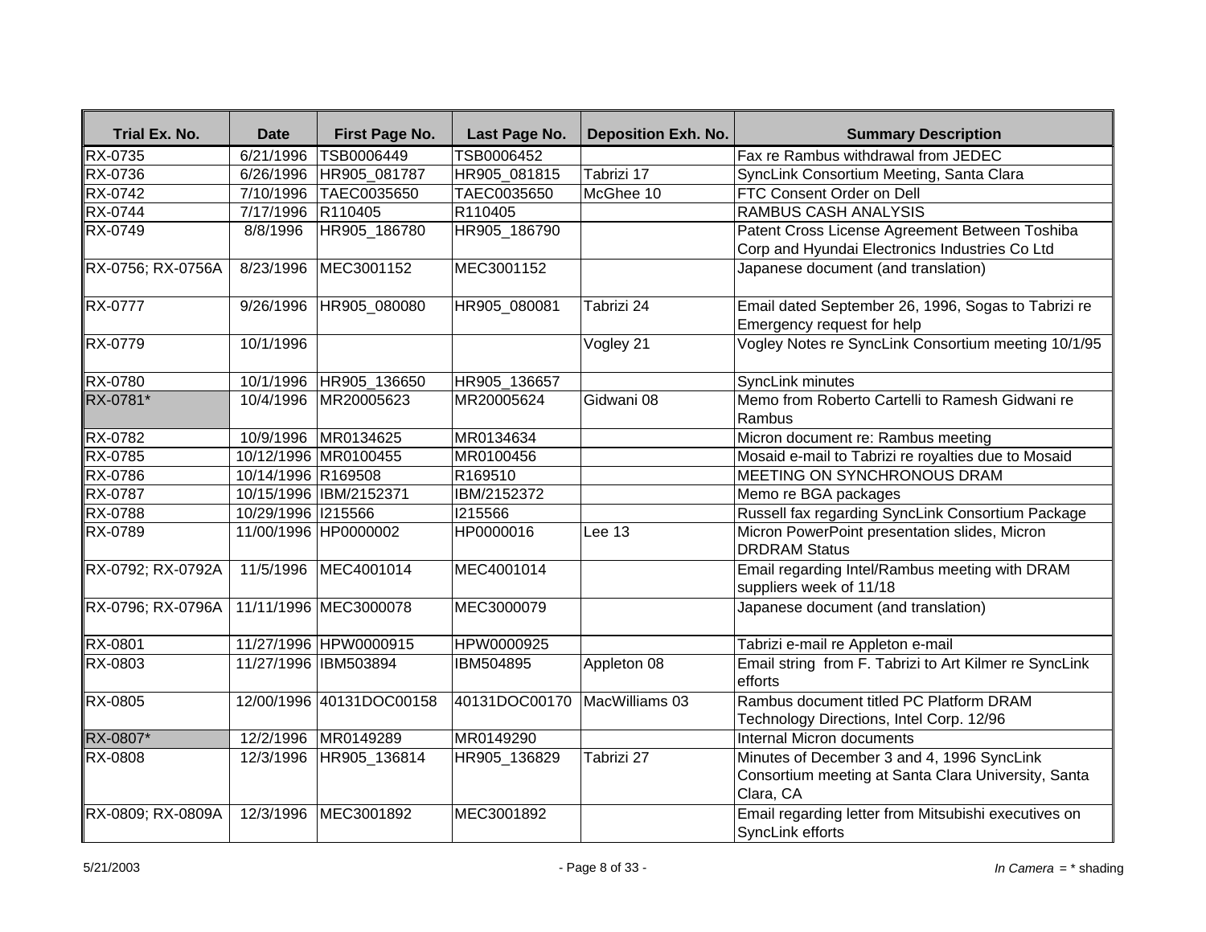| Trial Ex. No. | Date | First Page No. | Last Page No. | Deposition Exh. No. | Summary Description |
|---|---|---|---|---|---|
| RX-0735 | 6/21/1996 | TSB0006449 | TSB0006452 | | Fax re Rambus withdrawal from JEDEC |
| RX-0736 | 6/26/1996 | HR905_081787 | HR905_081815 | Tabrizi 17 | SyncLink Consortium Meeting, Santa Clara |
| RX-0742 | 7/10/1996 | TAEC0035650 | TAEC0035650 | McGhee 10 | FTC Consent Order on Dell |
| RX-0744 | 7/17/1996 | R110405 | R110405 | | RAMBUS CASH ANALYSIS |
| RX-0749 | 8/8/1996 | HR905_186780 | HR905_186790 | | Patent Cross License Agreement Between Toshiba Corp and Hyundai Electronics Industries Co Ltd |
| RX-0756; RX-0756A | 8/23/1996 | MEC3001152 | MEC3001152 | | Japanese document (and translation) |
| RX-0777 | 9/26/1996 | HR905_080080 | HR905_080081 | Tabrizi 24 | Email dated September 26, 1996, Sogas to Tabrizi re Emergency request for help |
| RX-0779 | 10/1/1996 | | | Vogley 21 | Vogley Notes re SyncLink Consortium meeting 10/1/95 |
| RX-0780 | 10/1/1996 | HR905_136650 | HR905_136657 | | SyncLink minutes |
| RX-0781* | 10/4/1996 | MR20005623 | MR20005624 | Gidwani 08 | Memo from Roberto Cartelli to Ramesh Gidwani re Rambus |
| RX-0782 | 10/9/1996 | MR0134625 | MR0134634 | | Micron document re: Rambus meeting |
| RX-0785 | 10/12/1996 | MR0100455 | MR0100456 | | Mosaid e-mail to Tabrizi re royalties due to Mosaid |
| RX-0786 | 10/14/1996 | R169508 | R169510 | | MEETING ON SYNCHRONOUS DRAM |
| RX-0787 | 10/15/1996 | IBM/2152371 | IBM/2152372 | | Memo re BGA packages |
| RX-0788 | 10/29/1996 | I215566 | I215566 | | Russell fax regarding SyncLink Consortium Package |
| RX-0789 | 11/00/1996 | HP0000002 | HP0000016 | Lee 13 | Micron PowerPoint presentation slides, Micron DRDRAM Status |
| RX-0792; RX-0792A | 11/5/1996 | MEC4001014 | MEC4001014 | | Email regarding Intel/Rambus meeting with DRAM suppliers week of 11/18 |
| RX-0796; RX-0796A | 11/11/1996 | MEC3000078 | MEC3000079 | | Japanese document (and translation) |
| RX-0801 | 11/27/1996 | HPW0000915 | HPW0000925 | | Tabrizi e-mail re Appleton e-mail |
| RX-0803 | 11/27/1996 | IBM503894 | IBM504895 | Appleton 08 | Email string from F. Tabrizi to Art Kilmer re SyncLink efforts |
| RX-0805 | 12/00/1996 | 40131DOC00158 | 40131DOC00170 | MacWilliams 03 | Rambus document titled PC Platform DRAM Technology Directions, Intel Corp. 12/96 |
| RX-0807* | 12/2/1996 | MR0149289 | MR0149290 | | Internal Micron documents |
| RX-0808 | 12/3/1996 | HR905_136814 | HR905_136829 | Tabrizi 27 | Minutes of December 3 and 4, 1996 SyncLink Consortium meeting at Santa Clara University, Santa Clara, CA |
| RX-0809; RX-0809A | 12/3/1996 | MEC3001892 | MEC3001892 | | Email regarding letter from Mitsubishi executives on SyncLink efforts |

*In Camera* = * shading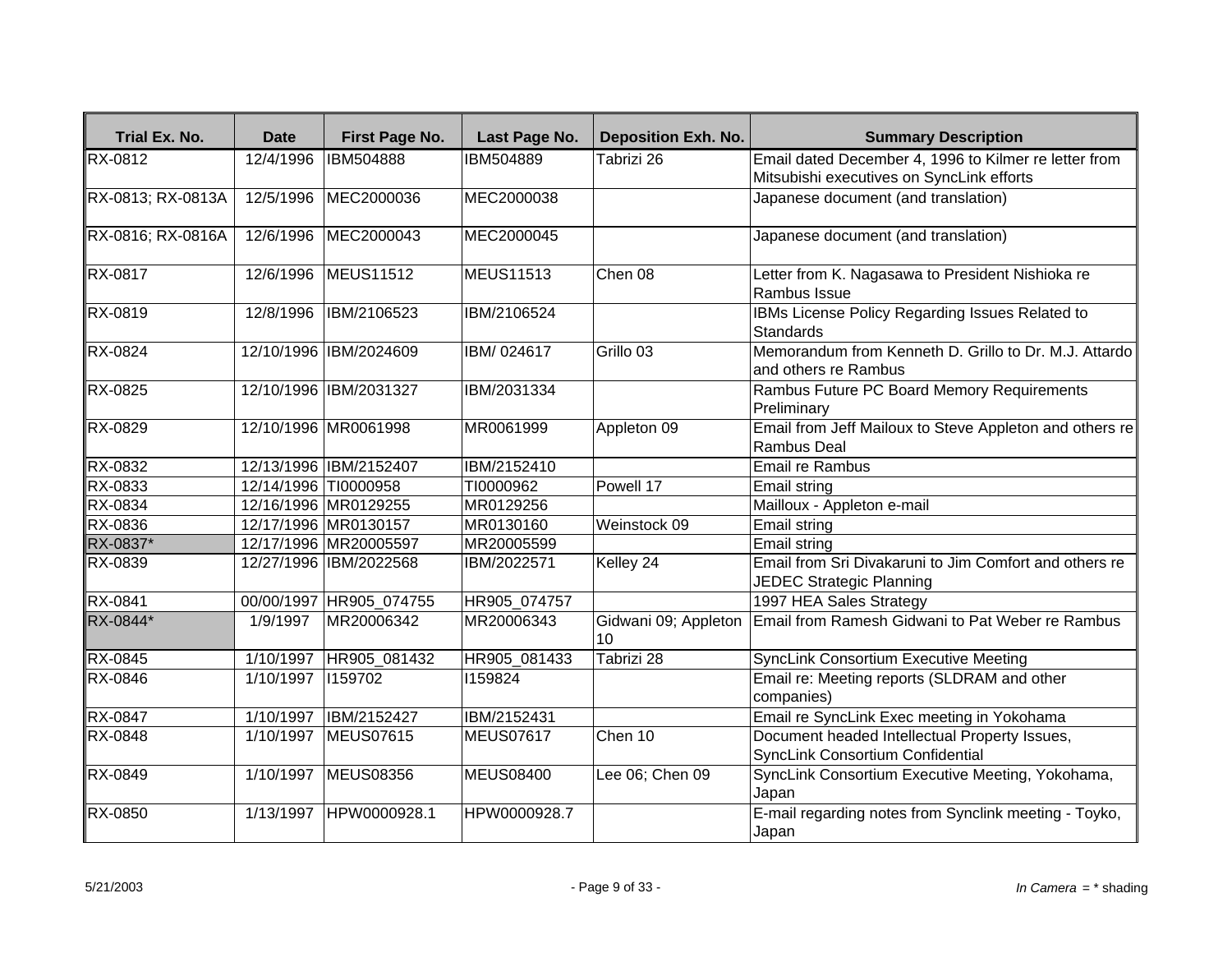| Trial Ex. No. | Date | First Page No. | Last Page No. | Deposition Exh. No. | Summary Description |
|---|---|---|---|---|---|
| RX-0812 | 12/4/1996 | IBM504888 | IBM504889 | Tabrizi 26 | Email dated December 4, 1996 to Kilmer re letter from Mitsubishi executives on SyncLink efforts |
| RX-0813; RX-0813A | 12/5/1996 | MEC2000036 | MEC2000038 | | Japanese document (and translation) |
| RX-0816; RX-0816A | 12/6/1996 | MEC2000043 | MEC2000045 | | Japanese document (and translation) |
| RX-0817 | 12/6/1996 | MEUS11512 | MEUS11513 | Chen 08 | Letter from K. Nagasawa to President Nishioka re Rambus Issue |
| RX-0819 | 12/8/1996 | IBM/2106523 | IBM/2106524 | | IBMs License Policy Regarding Issues Related to Standards |
| RX-0824 | 12/10/1996 | IBM/2024609 | IBM/ 024617 | Grillo 03 | Memorandum from Kenneth D. Grillo to Dr. M.J. Attardo and others re Rambus |
| RX-0825 | 12/10/1996 | IBM/2031327 | IBM/2031334 | | Rambus Future PC Board Memory Requirements Preliminary |
| RX-0829 | 12/10/1996 | MR0061998 | MR0061999 | Appleton 09 | Email from Jeff Mailoux to Steve Appleton and others re Rambus Deal |
| RX-0832 | 12/13/1996 | IBM/2152407 | IBM/2152410 | | Email re Rambus |
| RX-0833 | 12/14/1996 | TI0000958 | TI0000962 | Powell 17 | Email string |
| RX-0834 | 12/16/1996 | MR0129255 | MR0129256 | | Mailloux - Appleton e-mail |
| RX-0836 | 12/17/1996 | MR0130157 | MR0130160 | Weinstock 09 | Email string |
| RX-0837* | 12/17/1996 | MR20005597 | MR20005599 | | Email string |
| RX-0839 | 12/27/1996 | IBM/2022568 | IBM/2022571 | Kelley 24 | Email from Sri Divakaruni to Jim Comfort and others re JEDEC Strategic Planning |
| RX-0841 | 00/00/1997 | HR905_074755 | HR905_074757 | | 1997 HEA Sales Strategy |
| RX-0844* | 1/9/1997 | MR20006342 | MR20006343 | Gidwani 09; Appleton 10 | Email from Ramesh Gidwani to Pat Weber re Rambus |
| RX-0845 | 1/10/1997 | HR905_081432 | HR905_081433 | Tabrizi 28 | SyncLink Consortium Executive Meeting |
| RX-0846 | 1/10/1997 | I159702 | I159824 | | Email re: Meeting reports (SLDRAM and other companies) |
| RX-0847 | 1/10/1997 | IBM/2152427 | IBM/2152431 | | Email re SyncLink Exec meeting in Yokohama |
| RX-0848 | 1/10/1997 | MEUS07615 | MEUS07617 | Chen 10 | Document headed Intellectual Property Issues, SyncLink Consortium Confidential |
| RX-0849 | 1/10/1997 | MEUS08356 | MEUS08400 | Lee 06; Chen 09 | SyncLink Consortium Executive Meeting, Yokohama, Japan |
| RX-0850 | 1/13/1997 | HPW0000928.1 | HPW0000928.7 | | E-mail regarding notes from Synclink meeting - Toyko, Japan |

*In Camera* = * shading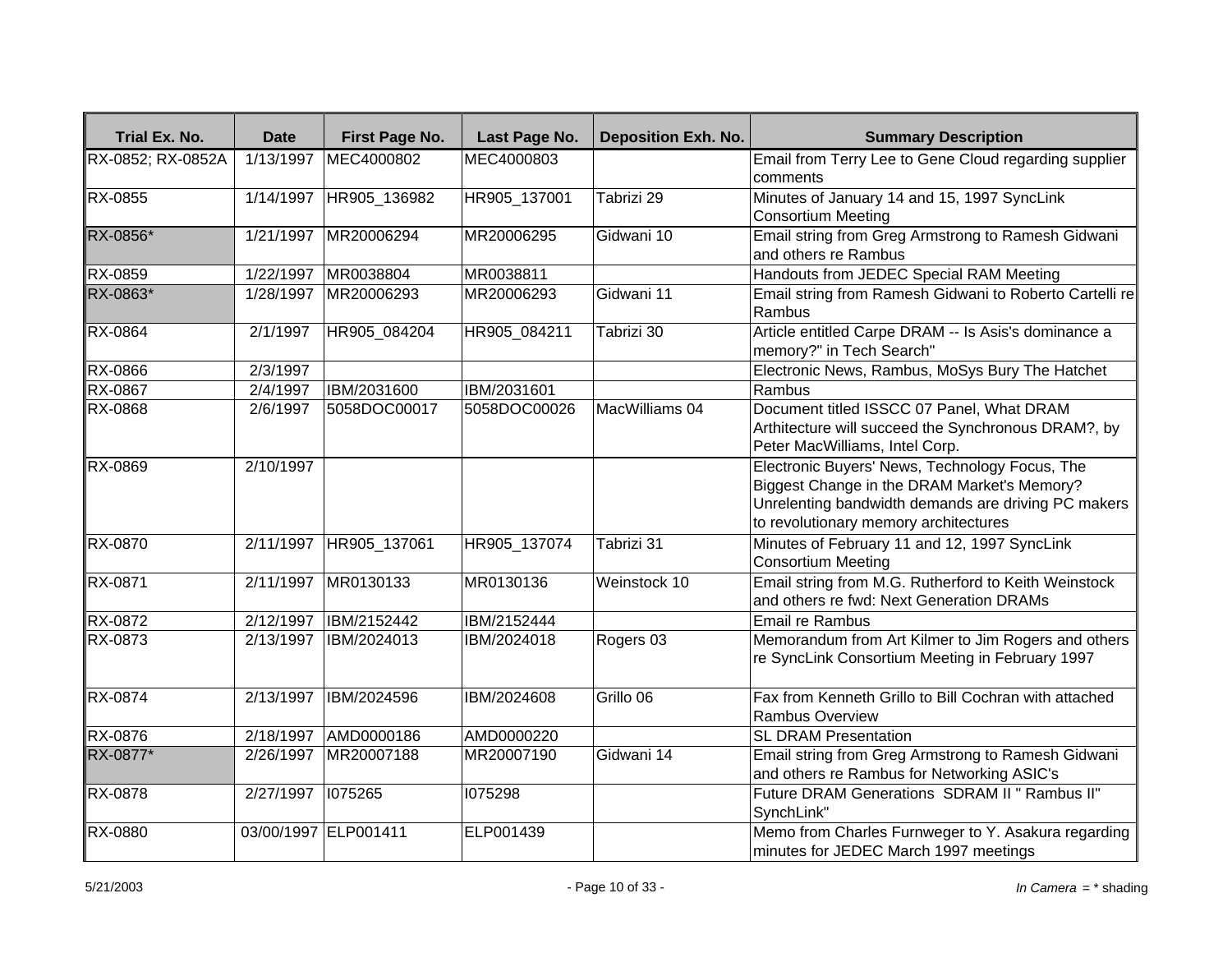| Trial Ex. No. | Date | First Page No. | Last Page No. | Deposition Exh. No. | Summary Description |
|---|---|---|---|---|---|
| RX-0852; RX-0852A | 1/13/1997 | MEC4000802 | MEC4000803 | | Email from Terry Lee to Gene Cloud regarding supplier comments |
| RX-0855 | 1/14/1997 | HR905_136982 | HR905_137001 | Tabrizi 29 | Minutes of January 14 and 15, 1997 SyncLink Consortium Meeting |
| RX-0856* | 1/21/1997 | MR20006294 | MR20006295 | Gidwani 10 | Email string from Greg Armstrong to Ramesh Gidwani and others re Rambus |
| RX-0859 | 1/22/1997 | MR0038804 | MR0038811 | | Handouts from JEDEC Special RAM Meeting |
| RX-0863* | 1/28/1997 | MR20006293 | MR20006293 | Gidwani 11 | Email string from Ramesh Gidwani to Roberto Cartelli re Rambus |
| RX-0864 | 2/1/1997 | HR905_084204 | HR905_084211 | Tabrizi 30 | Article entitled Carpe DRAM -- Is Asis's dominance a memory?" in Tech Search" |
| RX-0866 | 2/3/1997 | | | | Electronic News, Rambus, MoSys Bury The Hatchet |
| RX-0867 | 2/4/1997 | IBM/2031600 | IBM/2031601 | | Rambus |
| RX-0868 | 2/6/1997 | 5058DOC00017 | 5058DOC00026 | MacWilliams 04 | Document titled ISSCC 07 Panel, What DRAM Arthitecture will succeed the Synchronous DRAM?, by Peter MacWilliams, Intel Corp. |
| RX-0869 | 2/10/1997 | | | | Electronic Buyers' News, Technology Focus, The Biggest Change in the DRAM Market's Memory? Unrelenting bandwidth demands are driving PC makers to revolutionary memory architectures |
| RX-0870 | 2/11/1997 | HR905_137061 | HR905_137074 | Tabrizi 31 | Minutes of February 11 and 12, 1997 SyncLink Consortium Meeting |
| RX-0871 | 2/11/1997 | MR0130133 | MR0130136 | Weinstock 10 | Email string from M.G. Rutherford to Keith Weinstock and others re fwd: Next Generation DRAMs |
| RX-0872 | 2/12/1997 | IBM/2152442 | IBM/2152444 | | Email re Rambus |
| RX-0873 | 2/13/1997 | IBM/2024013 | IBM/2024018 | Rogers 03 | Memorandum from Art Kilmer to Jim Rogers and others re SyncLink Consortium Meeting in February 1997 |
| RX-0874 | 2/13/1997 | IBM/2024596 | IBM/2024608 | Grillo 06 | Fax from Kenneth Grillo to Bill Cochran with attached Rambus Overview |
| RX-0876 | 2/18/1997 | AMD0000186 | AMD0000220 | | SL DRAM Presentation |
| RX-0877* | 2/26/1997 | MR20007188 | MR20007190 | Gidwani 14 | Email string from Greg Armstrong to Ramesh Gidwani and others re Rambus for Networking ASIC's |
| RX-0878 | 2/27/1997 | I075265 | I075298 | | Future DRAM Generations SDRAM II " Rambus II" SynchLink" |
| RX-0880 | 03/00/1997 | ELP001411 | ELP001439 | | Memo from Charles Furnweger to Y. Asakura regarding minutes for JEDEC March 1997 meetings |

5/21/2003

*In Camera* = * shading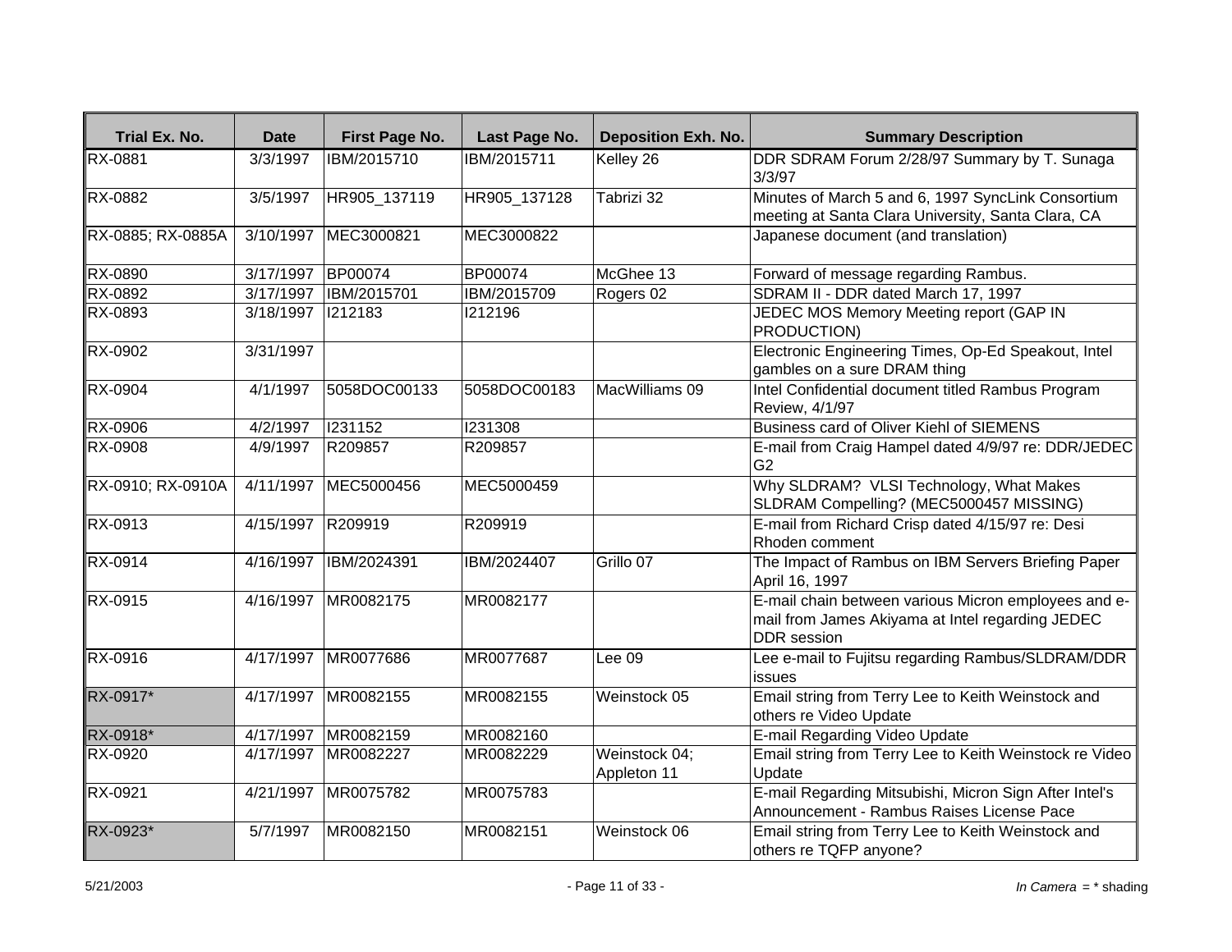| Trial Ex. No. | Date | First Page No. | Last Page No. | Deposition Exh. No. | Summary Description |
|---|---|---|---|---|---|
| RX-0881 | 3/3/1997 | IBM/2015710 | IBM/2015711 | Kelley 26 | DDR SDRAM Forum 2/28/97 Summary by T. Sunaga 3/3/97 |
| RX-0882 | 3/5/1997 | HR905_137119 | HR905_137128 | Tabrizi 32 | Minutes of March 5 and 6, 1997 SyncLink Consortium meeting at Santa Clara University, Santa Clara, CA |
| RX-0885; RX-0885A | 3/10/1997 | MEC3000821 | MEC3000822 | | Japanese document (and translation) |
| RX-0890 | 3/17/1997 | BP00074 | BP00074 | McGhee 13 | Forward of message regarding Rambus. |
| RX-0892 | 3/17/1997 | IBM/2015701 | IBM/2015709 | Rogers 02 | SDRAM II - DDR dated March 17, 1997 |
| RX-0893 | 3/18/1997 | I212183 | I212196 | | JEDEC MOS Memory Meeting report (GAP IN PRODUCTION) |
| RX-0902 | 3/31/1997 | | | | Electronic Engineering Times, Op-Ed Speakout, Intel gambles on a sure DRAM thing |
| RX-0904 | 4/1/1997 | 5058DOC00133 | 5058DOC00183 | MacWilliams 09 | Intel Confidential document titled Rambus Program Review, 4/1/97 |
| RX-0906 | 4/2/1997 | I231152 | I231308 | | Business card of Oliver Kiehl of SIEMENS |
| RX-0908 | 4/9/1997 | R209857 | R209857 | | E-mail from Craig Hampel dated 4/9/97 re: DDR/JEDEC G2 |
| RX-0910; RX-0910A | 4/11/1997 | MEC5000456 | MEC5000459 | | Why SLDRAM? VLSI Technology, What Makes SLDRAM Compelling? (MEC5000457 MISSING) |
| RX-0913 | 4/15/1997 | R209919 | R209919 | | E-mail from Richard Crisp dated 4/15/97 re: Desi Rhoden comment |
| RX-0914 | 4/16/1997 | IBM/2024391 | IBM/2024407 | Grillo 07 | The Impact of Rambus on IBM Servers Briefing Paper April 16, 1997 |
| RX-0915 | 4/16/1997 | MR0082175 | MR0082177 | | E-mail chain between various Micron employees and e-mail from James Akiyama at Intel regarding JEDEC DDR session |
| RX-0916 | 4/17/1997 | MR0077686 | MR0077687 | Lee 09 | Lee e-mail to Fujitsu regarding Rambus/SLDRAM/DDR issues |
| RX-0917* | 4/17/1997 | MR0082155 | MR0082155 | Weinstock 05 | Email string from Terry Lee to Keith Weinstock and others re Video Update |
| RX-0918* | 4/17/1997 | MR0082159 | MR0082160 | | E-mail Regarding Video Update |
| RX-0920 | 4/17/1997 | MR0082227 | MR0082229 | Weinstock 04; Appleton 11 | Email string from Terry Lee to Keith Weinstock re Video Update |
| RX-0921 | 4/21/1997 | MR0075782 | MR0075783 | | E-mail Regarding Mitsubishi, Micron Sign After Intel's Announcement - Rambus Raises License Pace |
| RX-0923* | 5/7/1997 | MR0082150 | MR0082151 | Weinstock 06 | Email string from Terry Lee to Keith Weinstock and others re TQFP anyone? |

5/21/2003

*In Camera* = * shading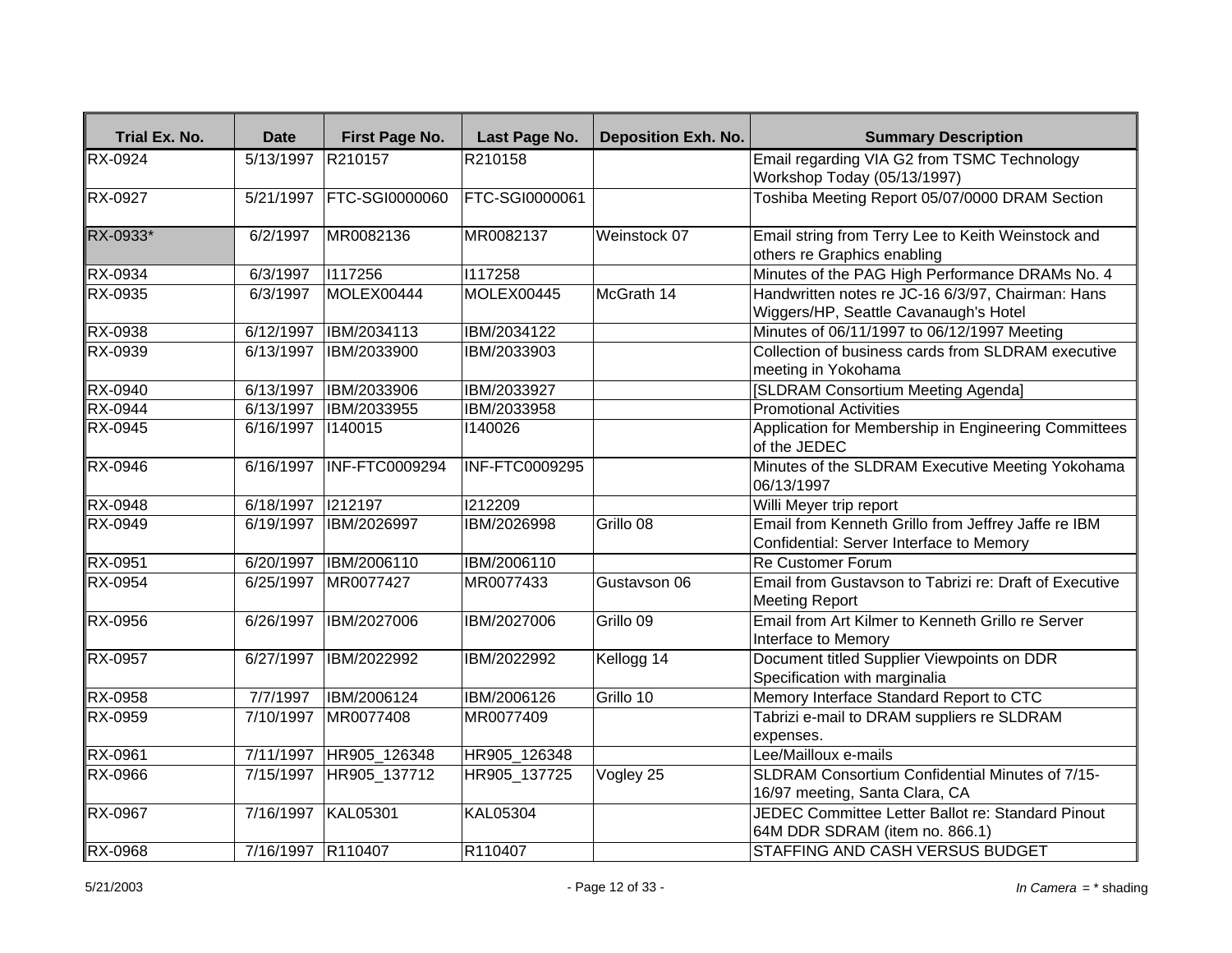| Trial Ex. No. | Date | First Page No. | Last Page No. | Deposition Exh. No. | Summary Description |
|---|---|---|---|---|---|
| RX-0924 | 5/13/1997 | R210157 | R210158 | | Email regarding VIA G2 from TSMC Technology Workshop Today (05/13/1997) |
| RX-0927 | 5/21/1997 | FTC-SGI0000060 | FTC-SGI0000061 | | Toshiba Meeting Report 05/07/0000 DRAM Section |
| RX-0933* | 6/2/1997 | MR0082136 | MR0082137 | Weinstock 07 | Email string from Terry Lee to Keith Weinstock and others re Graphics enabling |
| RX-0934 | 6/3/1997 | I117256 | I117258 | | Minutes of the PAG High Performance DRAMs No. 4 |
| RX-0935 | 6/3/1997 | MOLEX00444 | MOLEX00445 | McGrath 14 | Handwritten notes re JC-16 6/3/97, Chairman: Hans Wiggers/HP, Seattle Cavanaugh's Hotel |
| RX-0938 | 6/12/1997 | IBM/2034113 | IBM/2034122 | | Minutes of 06/11/1997 to 06/12/1997 Meeting |
| RX-0939 | 6/13/1997 | IBM/2033900 | IBM/2033903 | | Collection of business cards from SLDRAM executive meeting in Yokohama |
| RX-0940 | 6/13/1997 | IBM/2033906 | IBM/2033927 | | [SLDRAM Consortium Meeting Agenda] |
| RX-0944 | 6/13/1997 | IBM/2033955 | IBM/2033958 | | Promotional Activities |
| RX-0945 | 6/16/1997 | I140015 | I140026 | | Application for Membership in Engineering Committees of the JEDEC |
| RX-0946 | 6/16/1997 | INF-FTC0009294 | INF-FTC0009295 | | Minutes of the SLDRAM Executive Meeting Yokohama 06/13/1997 |
| RX-0948 | 6/18/1997 | I212197 | I212209 | | Willi Meyer trip report |
| RX-0949 | 6/19/1997 | IBM/2026997 | IBM/2026998 | Grillo 08 | Email from Kenneth Grillo from Jeffrey Jaffe re IBM Confidential: Server Interface to Memory |
| RX-0951 | 6/20/1997 | IBM/2006110 | IBM/2006110 | | Re Customer Forum |
| RX-0954 | 6/25/1997 | MR0077427 | MR0077433 | Gustavson 06 | Email from Gustavson to Tabrizi re: Draft of Executive Meeting Report |
| RX-0956 | 6/26/1997 | IBM/2027006 | IBM/2027006 | Grillo 09 | Email from Art Kilmer to Kenneth Grillo re Server Interface to Memory |
| RX-0957 | 6/27/1997 | IBM/2022992 | IBM/2022992 | Kellogg 14 | Document titled Supplier Viewpoints on DDR Specification with marginalia |
| RX-0958 | 7/7/1997 | IBM/2006124 | IBM/2006126 | Grillo 10 | Memory Interface Standard Report to CTC |
| RX-0959 | 7/10/1997 | MR0077408 | MR0077409 | | Tabrizi e-mail to DRAM suppliers re SLDRAM expenses. |
| RX-0961 | 7/11/1997 | HR905_126348 | HR905_126348 | | Lee/Mailloux e-mails |
| RX-0966 | 7/15/1997 | HR905_137712 | HR905_137725 | Vogley 25 | SLDRAM Consortium Confidential Minutes of 7/15-16/97 meeting, Santa Clara, CA |
| RX-0967 | 7/16/1997 | KAL05301 | KAL05304 | | JEDEC Committee Letter Ballot re: Standard Pinout 64M DDR SDRAM (item no. 866.1) |
| RX-0968 | 7/16/1997 | R110407 | R110407 | | STAFFING AND CASH VERSUS BUDGET |

5/21/2003

*In Camera* = * shading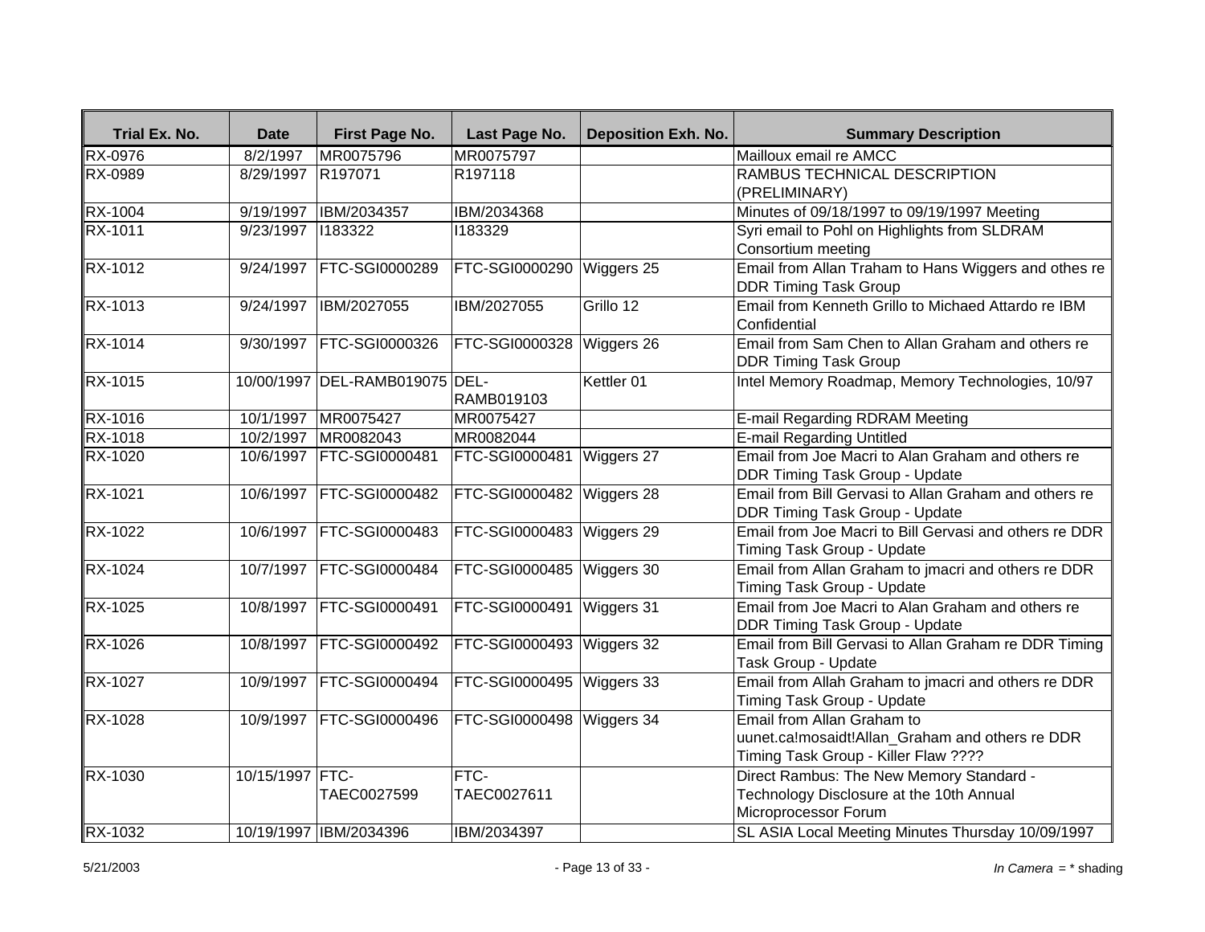| Trial Ex. No. | Date | First Page No. | Last Page No. | Deposition Exh. No. | Summary Description |
|---|---|---|---|---|---|
| RX-0976 | 8/2/1997 | MR0075796 | MR0075797 | | Mailloux email re AMCC |
| RX-0989 | 8/29/1997 | R197071 | R197118 | | RAMBUS TECHNICAL DESCRIPTION (PRELIMINARY) |
| RX-1004 | 9/19/1997 | IBM/2034357 | IBM/2034368 | | Minutes of 09/18/1997 to 09/19/1997 Meeting |
| RX-1011 | 9/23/1997 | I183322 | I183329 | | Syri email to Pohl on Highlights from SLDRAM Consortium meeting |
| RX-1012 | 9/24/1997 | FTC-SGI0000289 | FTC-SGI0000290 | Wiggers 25 | Email from Allan Traham to Hans Wiggers and othes re DDR Timing Task Group |
| RX-1013 | 9/24/1997 | IBM/2027055 | IBM/2027055 | Grillo 12 | Email from Kenneth Grillo to Michaed Attardo re IBM Confidential |
| RX-1014 | 9/30/1997 | FTC-SGI0000326 | FTC-SGI0000328 | Wiggers 26 | Email from Sam Chen to Allan Graham and others re DDR Timing Task Group |
| RX-1015 | 10/00/1997 | DEL-RAMB019075 | DEL-RAMB019103 | Kettler 01 | Intel Memory Roadmap, Memory Technologies, 10/97 |
| RX-1016 | 10/1/1997 | MR0075427 | MR0075427 | | E-mail Regarding RDRAM Meeting |
| RX-1018 | 10/2/1997 | MR0082043 | MR0082044 | | E-mail Regarding Untitled |
| RX-1020 | 10/6/1997 | FTC-SGI0000481 | FTC-SGI0000481 | Wiggers 27 | Email from Joe Macri to Alan Graham and others re DDR Timing Task Group - Update |
| RX-1021 | 10/6/1997 | FTC-SGI0000482 | FTC-SGI0000482 | Wiggers 28 | Email from Bill Gervasi to Allan Graham and others re DDR Timing Task Group - Update |
| RX-1022 | 10/6/1997 | FTC-SGI0000483 | FTC-SGI0000483 | Wiggers 29 | Email from Joe Macri to Bill Gervasi and others re DDR Timing Task Group - Update |
| RX-1024 | 10/7/1997 | FTC-SGI0000484 | FTC-SGI0000485 | Wiggers 30 | Email from Allan Graham to jmacri and others re DDR Timing Task Group - Update |
| RX-1025 | 10/8/1997 | FTC-SGI0000491 | FTC-SGI0000491 | Wiggers 31 | Email from Joe Macri to Alan Graham and others re DDR Timing Task Group - Update |
| RX-1026 | 10/8/1997 | FTC-SGI0000492 | FTC-SGI0000493 | Wiggers 32 | Email from Bill Gervasi to Allan Graham re DDR Timing Task Group - Update |
| RX-1027 | 10/9/1997 | FTC-SGI0000494 | FTC-SGI0000495 | Wiggers 33 | Email from Allah Graham to jmacri and others re DDR Timing Task Group - Update |
| RX-1028 | 10/9/1997 | FTC-SGI0000496 | FTC-SGI0000498 | Wiggers 34 | Email from Allan Graham to uunet.ca!mosaidt!Allan_Graham and others re DDR Timing Task Group - Killer Flaw ???? |
| RX-1030 | 10/15/1997 | FTC-TAEC0027599 | FTC-TAEC0027611 | | Direct Rambus: The New Memory Standard - Technology Disclosure at the 10th Annual Microprocessor Forum |
| RX-1032 | 10/19/1997 | IBM/2034396 | IBM/2034397 | | SL ASIA Local Meeting Minutes Thursday 10/09/1997 |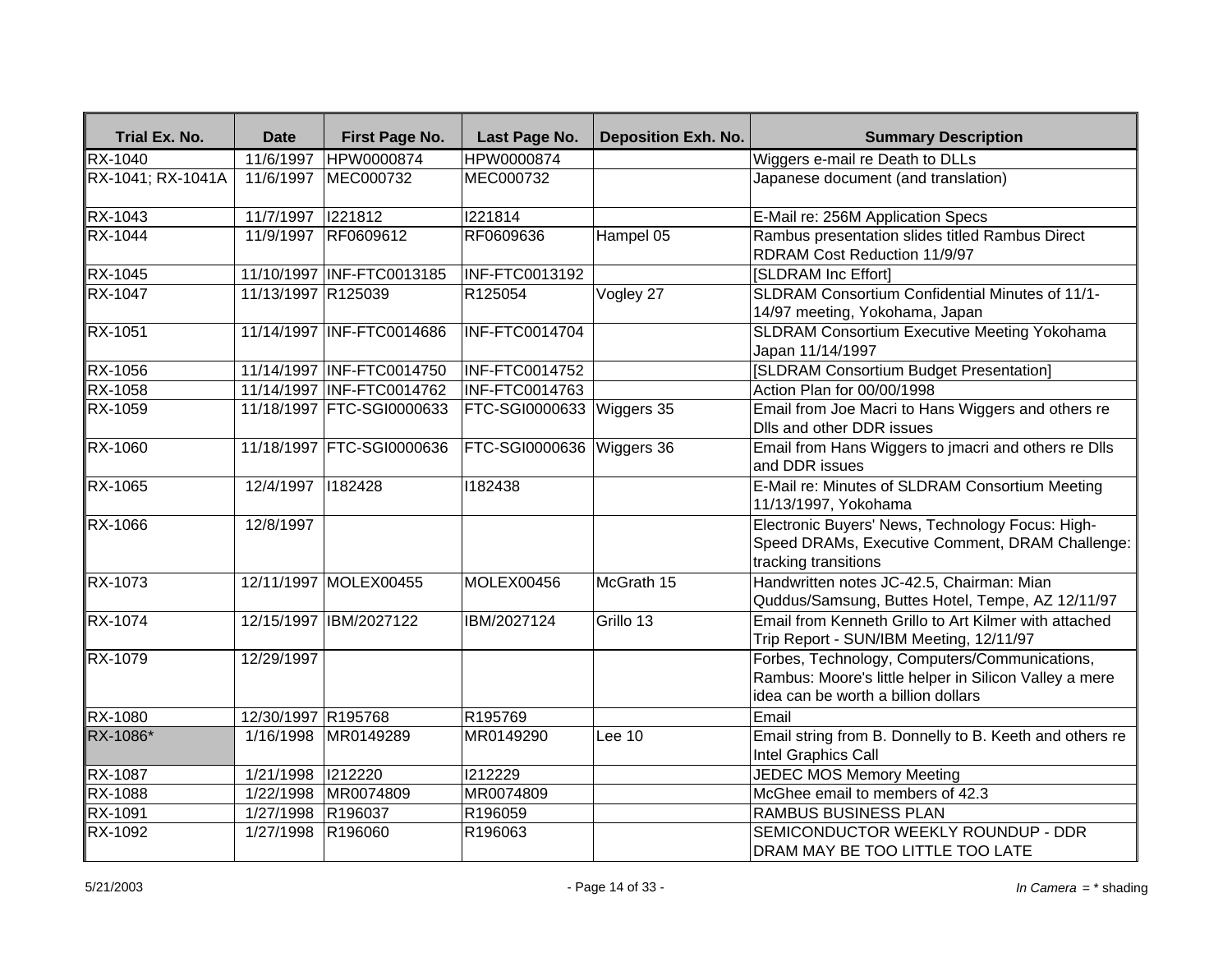| Trial Ex. No. | Date | First Page No. | Last Page No. | Deposition Exh. No. | Summary Description |
|---|---|---|---|---|---|
| RX-1040 | 11/6/1997 | HPW0000874 | HPW0000874 | | Wiggers e-mail re Death to DLLs |
| RX-1041; RX-1041A | 11/6/1997 | MEC000732 | MEC000732 | | Japanese document (and translation) |
| RX-1043 | 11/7/1997 | I221812 | I221814 | | E-Mail re: 256M Application Specs |
| RX-1044 | 11/9/1997 | RF0609612 | RF0609636 | Hampel 05 | Rambus presentation slides titled Rambus Direct RDRAM Cost Reduction 11/9/97 |
| RX-1045 | 11/10/1997 | INF-FTC0013185 | INF-FTC0013192 | | [SLDRAM Inc Effort] |
| RX-1047 | 11/13/1997 | R125039 | R125054 | Vogley 27 | SLDRAM Consortium Confidential Minutes of 11/1-14/97 meeting, Yokohama, Japan |
| RX-1051 | 11/14/1997 | INF-FTC0014686 | INF-FTC0014704 | | SLDRAM Consortium Executive Meeting Yokohama Japan 11/14/1997 |
| RX-1056 | 11/14/1997 | INF-FTC0014750 | INF-FTC0014752 | | [SLDRAM Consortium Budget Presentation] |
| RX-1058 | 11/14/1997 | INF-FTC0014762 | INF-FTC0014763 | | Action Plan for 00/00/1998 |
| RX-1059 | 11/18/1997 | FTC-SGI0000633 | FTC-SGI0000633 | Wiggers 35 | Email from Joe Macri to Hans Wiggers and others re Dlls and other DDR issues |
| RX-1060 | 11/18/1997 | FTC-SGI0000636 | FTC-SGI0000636 | Wiggers 36 | Email from Hans Wiggers to jmacri and others re Dlls and DDR issues |
| RX-1065 | 12/4/1997 | I182428 | I182438 | | E-Mail re: Minutes of SLDRAM Consortium Meeting 11/13/1997, Yokohama |
| RX-1066 | 12/8/1997 | | | | Electronic Buyers' News, Technology Focus: High-Speed DRAMs, Executive Comment, DRAM Challenge: tracking transitions |
| RX-1073 | 12/11/1997 | MOLEX00455 | MOLEX00456 | McGrath 15 | Handwritten notes JC-42.5, Chairman: Mian Quddus/Samsung, Buttes Hotel, Tempe, AZ 12/11/97 |
| RX-1074 | 12/15/1997 | IBM/2027122 | IBM/2027124 | Grillo 13 | Email from Kenneth Grillo to Art Kilmer with attached Trip Report - SUN/IBM Meeting, 12/11/97 |
| RX-1079 | 12/29/1997 | | | | Forbes, Technology, Computers/Communications, Rambus: Moore's little helper in Silicon Valley a mere idea can be worth a billion dollars |
| RX-1080 | 12/30/1997 | R195768 | R195769 | | Email |
| RX-1086* | 1/16/1998 | MR0149289 | MR0149290 | Lee 10 | Email string from B. Donnelly to B. Keeth and others re Intel Graphics Call |
| RX-1087 | 1/21/1998 | I212220 | I212229 | | JEDEC MOS Memory Meeting |
| RX-1088 | 1/22/1998 | MR0074809 | MR0074809 | | McGhee email to members of 42.3 |
| RX-1091 | 1/27/1998 | R196037 | R196059 | | RAMBUS BUSINESS PLAN |
| RX-1092 | 1/27/1998 | R196060 | R196063 | | SEMICONDUCTOR WEEKLY ROUNDUP - DDR DRAM MAY BE TOO LITTLE TOO LATE |

*In Camera* = * shading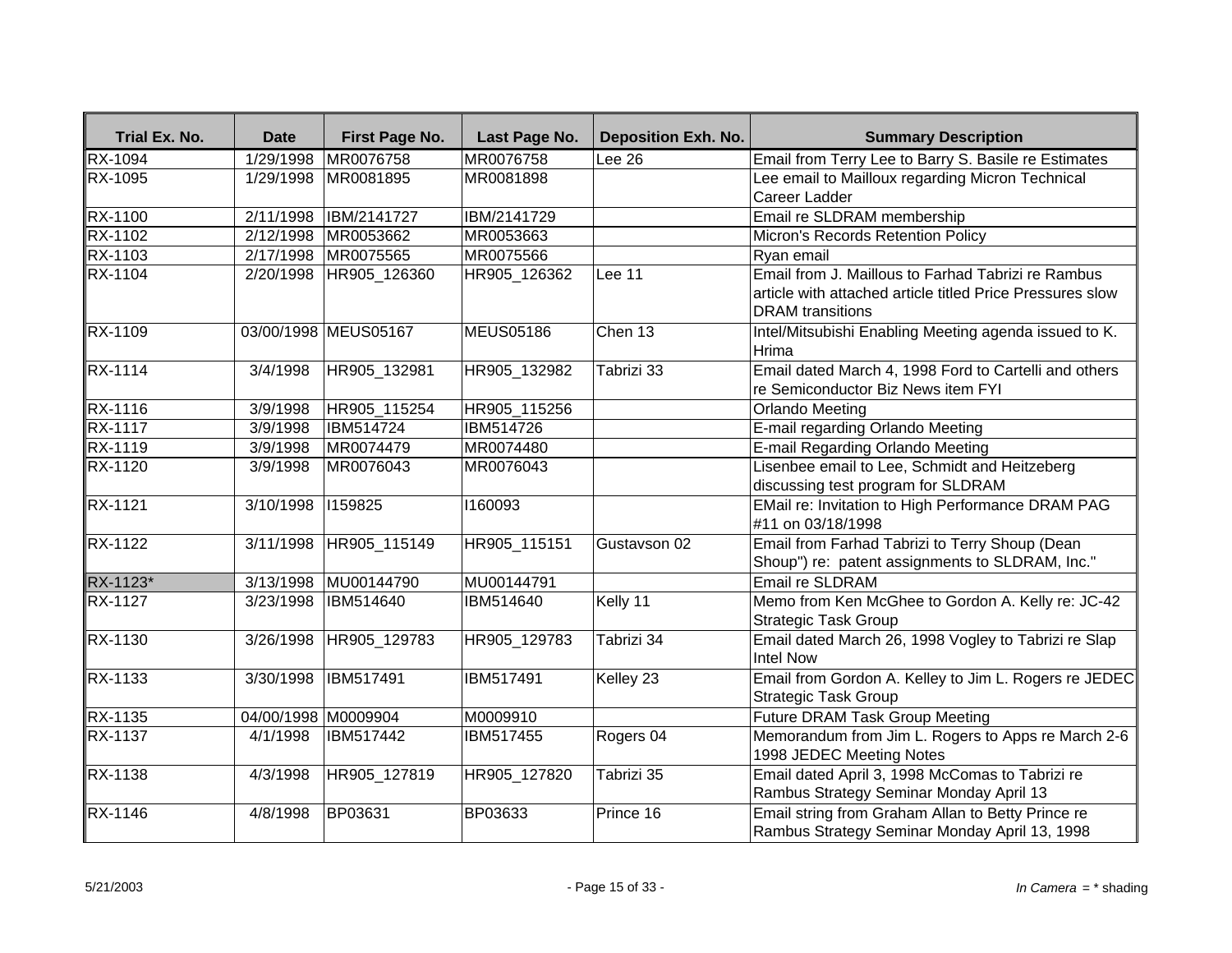| Trial Ex. No. | Date | First Page No. | Last Page No. | Deposition Exh. No. | Summary Description |
|---|---|---|---|---|---|
| RX-1094 | 1/29/1998 | MR0076758 | MR0076758 | Lee 26 | Email from Terry Lee to Barry S. Basile re Estimates |
| RX-1095 | 1/29/1998 | MR0081895 | MR0081898 | | Lee email to Mailloux regarding Micron Technical Career Ladder |
| RX-1100 | 2/11/1998 | IBM/2141727 | IBM/2141729 | | Email re SLDRAM membership |
| RX-1102 | 2/12/1998 | MR0053662 | MR0053663 | | Micron's Records Retention Policy |
| RX-1103 | 2/17/1998 | MR0075565 | MR0075566 | | Ryan email |
| RX-1104 | 2/20/1998 | HR905_126360 | HR905_126362 | Lee 11 | Email from J. Maillous to Farhad Tabrizi re Rambus article with attached article titled Price Pressures slow DRAM transitions |
| RX-1109 | 03/00/1998 | MEUS05167 | MEUS05186 | Chen 13 | Intel/Mitsubishi Enabling Meeting agenda issued to K. Hrima |
| RX-1114 | 3/4/1998 | HR905_132981 | HR905_132982 | Tabrizi 33 | Email dated March 4, 1998 Ford to Cartelli and others re Semiconductor Biz News item FYI |
| RX-1116 | 3/9/1998 | HR905_115254 | HR905_115256 | | Orlando Meeting |
| RX-1117 | 3/9/1998 | IBM514724 | IBM514726 | | E-mail regarding Orlando Meeting |
| RX-1119 | 3/9/1998 | MR0074479 | MR0074480 | | E-mail Regarding Orlando Meeting |
| RX-1120 | 3/9/1998 | MR0076043 | MR0076043 | | Lisenbee email to Lee, Schmidt and Heitzeberg discussing test program for SLDRAM |
| RX-1121 | 3/10/1998 | I159825 | I160093 | | EMail re: Invitation to High Performance DRAM PAG #11 on 03/18/1998 |
| RX-1122 | 3/11/1998 | HR905_115149 | HR905_115151 | Gustavson 02 | Email from Farhad Tabrizi to Terry Shoup (Dean Shoup") re: patent assignments to SLDRAM, Inc." |
| RX-1123* | 3/13/1998 | MU00144790 | MU00144791 | | Email re SLDRAM |
| RX-1127 | 3/23/1998 | IBM514640 | IBM514640 | Kelly 11 | Memo from Ken McGhee to Gordon A. Kelly re: JC-42 Strategic Task Group |
| RX-1130 | 3/26/1998 | HR905_129783 | HR905_129783 | Tabrizi 34 | Email dated March 26, 1998 Vogley to Tabrizi re Slap Intel Now |
| RX-1133 | 3/30/1998 | IBM517491 | IBM517491 | Kelley 23 | Email from Gordon A. Kelley to Jim L. Rogers re JEDEC Strategic Task Group |
| RX-1135 | 04/00/1998 | M0009904 | M0009910 | | Future DRAM Task Group Meeting |
| RX-1137 | 4/1/1998 | IBM517442 | IBM517455 | Rogers 04 | Memorandum from Jim L. Rogers to Apps re March 2-6 1998 JEDEC Meeting Notes |
| RX-1138 | 4/3/1998 | HR905_127819 | HR905_127820 | Tabrizi 35 | Email dated April 3, 1998 McComas to Tabrizi re Rambus Strategy Seminar Monday April 13 |
| RX-1146 | 4/8/1998 | BP03631 | BP03633 | Prince 16 | Email string from Graham Allan to Betty Prince re Rambus Strategy Seminar Monday April 13, 1998 |

5/21/2003 *In Camera* = * shading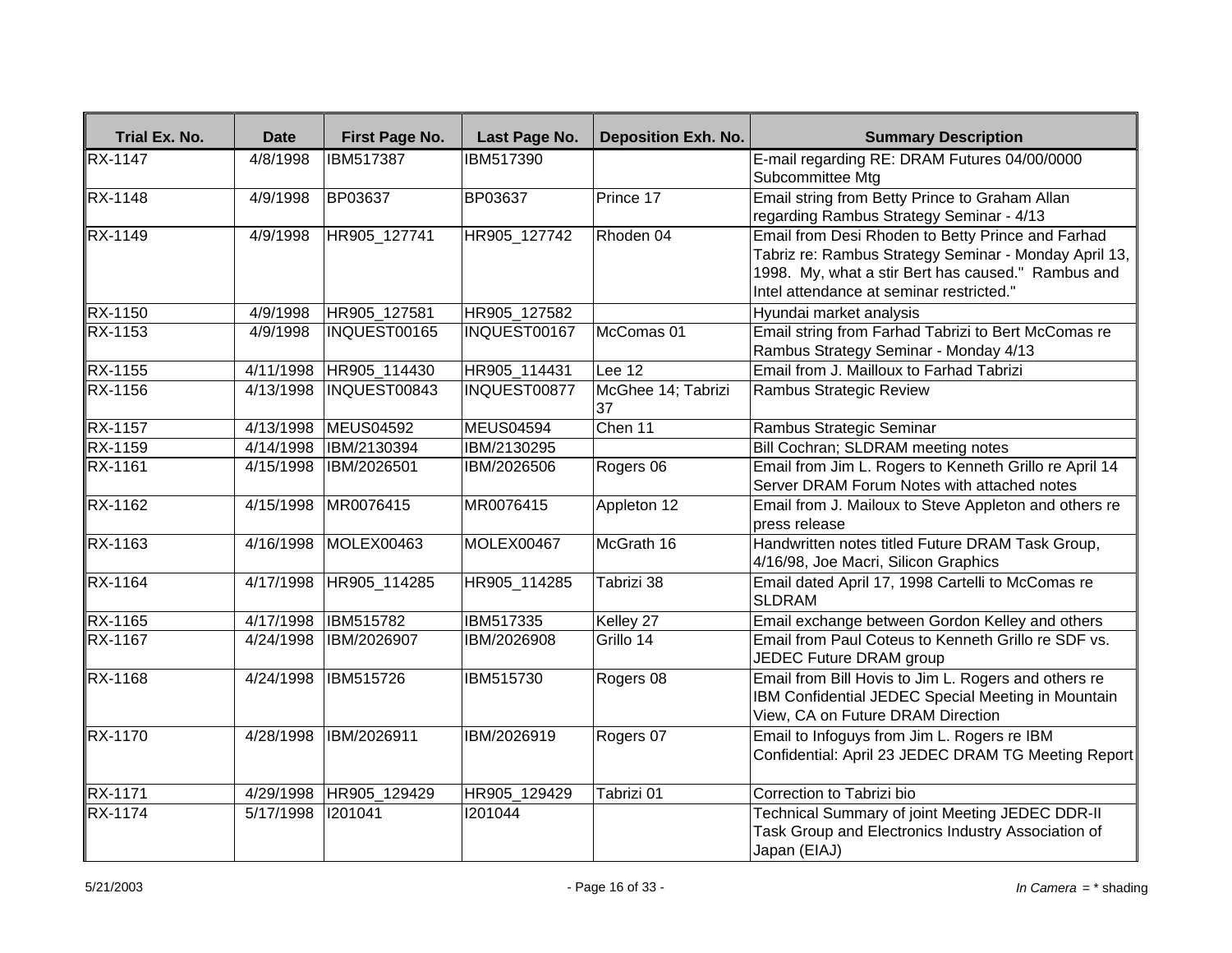| Trial Ex. No. | Date | First Page No. | Last Page No. | Deposition Exh. No. | Summary Description |
|---|---|---|---|---|---|
| RX-1147 | 4/8/1998 | IBM517387 | IBM517390 | | E-mail regarding RE: DRAM Futures 04/00/0000 Subcommittee Mtg |
| RX-1148 | 4/9/1998 | BP03637 | BP03637 | Prince 17 | Email string from Betty Prince to Graham Allan regarding Rambus Strategy Seminar - 4/13 |
| RX-1149 | 4/9/1998 | HR905_127741 | HR905_127742 | Rhoden 04 | Email from Desi Rhoden to Betty Prince and Farhad Tabriz re: Rambus Strategy Seminar - Monday April 13, 1998. My, what a stir Bert has caused." Rambus and Intel attendance at seminar restricted." |
| RX-1150 | 4/9/1998 | HR905_127581 | HR905_127582 | | Hyundai market analysis |
| RX-1153 | 4/9/1998 | INQUEST00165 | INQUEST00167 | McComas 01 | Email string from Farhad Tabrizi to Bert McComas re Rambus Strategy Seminar - Monday 4/13 |
| RX-1155 | 4/11/1998 | HR905_114430 | HR905_114431 | Lee 12 | Email from J. Mailloux to Farhad Tabrizi |
| RX-1156 | 4/13/1998 | INQUEST00843 | INQUEST00877 | McGhee 14; Tabrizi 37 | Rambus Strategic Review |
| RX-1157 | 4/13/1998 | MEUS04592 | MEUS04594 | Chen 11 | Rambus Strategic Seminar |
| RX-1159 | 4/14/1998 | IBM/2130394 | IBM/2130295 | | Bill Cochran; SLDRAM meeting notes |
| RX-1161 | 4/15/1998 | IBM/2026501 | IBM/2026506 | Rogers 06 | Email from Jim L. Rogers to Kenneth Grillo re April 14 Server DRAM Forum Notes with attached notes |
| RX-1162 | 4/15/1998 | MR0076415 | MR0076415 | Appleton 12 | Email from J. Mailoux to Steve Appleton and others re press release |
| RX-1163 | 4/16/1998 | MOLEX00463 | MOLEX00467 | McGrath 16 | Handwritten notes titled Future DRAM Task Group, 4/16/98, Joe Macri, Silicon Graphics |
| RX-1164 | 4/17/1998 | HR905_114285 | HR905_114285 | Tabrizi 38 | Email dated April 17, 1998 Cartelli to McComas re SLDRAM |
| RX-1165 | 4/17/1998 | IBM515782 | IBM517335 | Kelley 27 | Email exchange between Gordon Kelley and others |
| RX-1167 | 4/24/1998 | IBM/2026907 | IBM/2026908 | Grillo 14 | Email from Paul Coteus to Kenneth Grillo re SDF vs. JEDEC Future DRAM group |
| RX-1168 | 4/24/1998 | IBM515726 | IBM515730 | Rogers 08 | Email from Bill Hovis to Jim L. Rogers and others re IBM Confidential JEDEC Special Meeting in Mountain View, CA on Future DRAM Direction |
| RX-1170 | 4/28/1998 | IBM/2026911 | IBM/2026919 | Rogers 07 | Email to Infoguys from Jim L. Rogers re IBM Confidential: April 23 JEDEC DRAM TG Meeting Report |
| RX-1171 | 4/29/1998 | HR905_129429 | HR905_129429 | Tabrizi 01 | Correction to Tabrizi bio |
| RX-1174 | 5/17/1998 | I201041 | I201044 | | Technical Summary of joint Meeting JEDEC DDR-II Task Group and Electronics Industry Association of Japan (EIAJ) |

5/21/2003

*In Camera* = * shading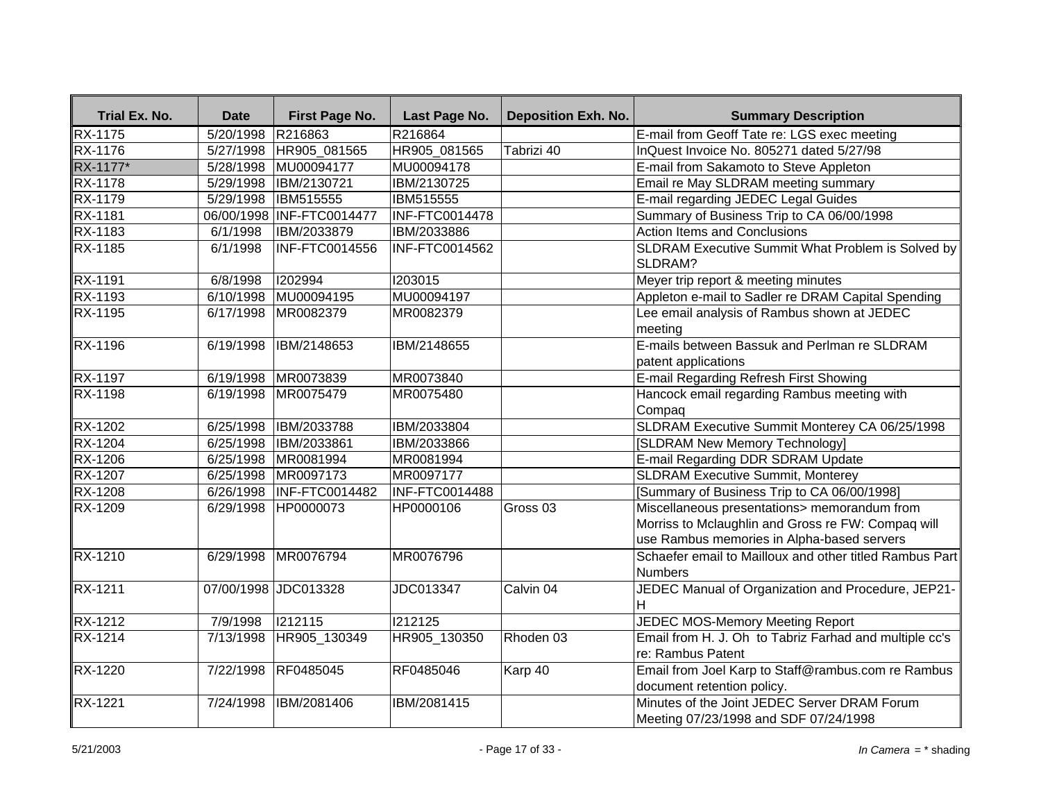| Trial Ex. No. | Date | First Page No. | Last Page No. | Deposition Exh. No. | Summary Description |
|---|---|---|---|---|---|
| RX-1175 | 5/20/1998 | R216863 | R216864 | | E-mail from Geoff Tate re: LGS exec meeting |
| RX-1176 | 5/27/1998 | HR905_081565 | HR905_081565 | Tabrizi 40 | InQuest Invoice No. 805271 dated 5/27/98 |
| RX-1177* | 5/28/1998 | MU00094177 | MU00094178 | | E-mail from Sakamoto to Steve Appleton |
| RX-1178 | 5/29/1998 | IBM/2130721 | IBM/2130725 | | Email re May SLDRAM meeting summary |
| RX-1179 | 5/29/1998 | IBM515555 | IBM515555 | | E-mail regarding JEDEC Legal Guides |
| RX-1181 | 06/00/1998 | INF-FTC0014477 | INF-FTC0014478 | | Summary of Business Trip to CA 06/00/1998 |
| RX-1183 | 6/1/1998 | IBM/2033879 | IBM/2033886 | | Action Items and Conclusions |
| RX-1185 | 6/1/1998 | INF-FTC0014556 | INF-FTC0014562 | | SLDRAM Executive Summit What Problem is Solved by SLDRAM? |
| RX-1191 | 6/8/1998 | I202994 | I203015 | | Meyer trip report & meeting minutes |
| RX-1193 | 6/10/1998 | MU00094195 | MU00094197 | | Appleton e-mail to Sadler re DRAM Capital Spending |
| RX-1195 | 6/17/1998 | MR0082379 | MR0082379 | | Lee email analysis of Rambus shown at JEDEC meeting |
| RX-1196 | 6/19/1998 | IBM/2148653 | IBM/2148655 | | E-mails between Bassuk and Perlman re SLDRAM patent applications |
| RX-1197 | 6/19/1998 | MR0073839 | MR0073840 | | E-mail Regarding Refresh First Showing |
| RX-1198 | 6/19/1998 | MR0075479 | MR0075480 | | Hancock email regarding Rambus meeting with Compaq |
| RX-1202 | 6/25/1998 | IBM/2033788 | IBM/2033804 | | SLDRAM Executive Summit Monterey CA 06/25/1998 |
| RX-1204 | 6/25/1998 | IBM/2033861 | IBM/2033866 | | [SLDRAM New Memory Technology] |
| RX-1206 | 6/25/1998 | MR0081994 | MR0081994 | | E-mail Regarding DDR SDRAM Update |
| RX-1207 | 6/25/1998 | MR0097173 | MR0097177 | | SLDRAM Executive Summit, Monterey |
| RX-1208 | 6/26/1998 | INF-FTC0014482 | INF-FTC0014488 | | [Summary of Business Trip to CA 06/00/1998] |
| RX-1209 | 6/29/1998 | HP0000073 | HP0000106 | Gross 03 | Miscellaneous presentations> memorandum from Morriss to Mclaughlin and Gross re FW: Compaq will use Rambus memories in Alpha-based servers |
| RX-1210 | 6/29/1998 | MR0076794 | MR0076796 | | Schaefer email to Mailloux and other titled Rambus Part Numbers |
| RX-1211 | 07/00/1998 | JDC013328 | JDC013347 | Calvin 04 | JEDEC Manual of Organization and Procedure, JEP21-H |
| RX-1212 | 7/9/1998 | I212115 | I212125 | | JEDEC MOS-Memory Meeting Report |
| RX-1214 | 7/13/1998 | HR905_130349 | HR905_130350 | Rhoden 03 | Email from H. J. Oh to Tabriz Farhad and multiple cc's re: Rambus Patent |
| RX-1220 | 7/22/1998 | RF0485045 | RF0485046 | Karp 40 | Email from Joel Karp to Staff@rambus.com re Rambus document retention policy. |
| RX-1221 | 7/24/1998 | IBM/2081406 | IBM/2081415 | | Minutes of the Joint JEDEC Server DRAM Forum Meeting 07/23/1998 and SDF 07/24/1998 |

*In Camera* = * shading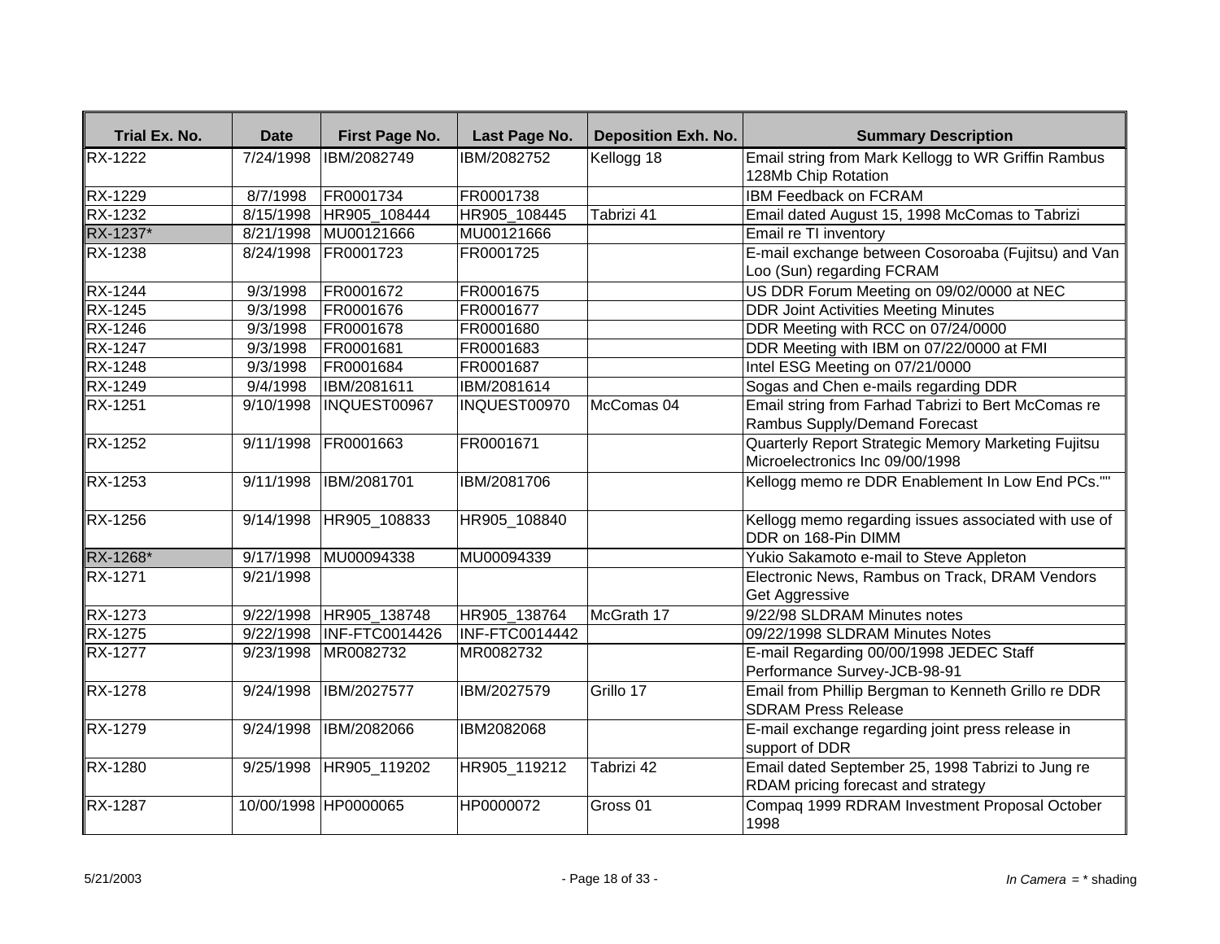| Trial Ex. No. | Date | First Page No. | Last Page No. | Deposition Exh. No. | Summary Description |
|---|---|---|---|---|---|
| RX-1222 | 7/24/1998 | IBM/2082749 | IBM/2082752 | Kellogg 18 | Email string from Mark Kellogg to WR Griffin Rambus 128Mb Chip Rotation |
| RX-1229 | 8/7/1998 | FR0001734 | FR0001738 | | IBM Feedback on FCRAM |
| RX-1232 | 8/15/1998 | HR905_108444 | HR905_108445 | Tabrizi 41 | Email dated August 15, 1998 McComas to Tabrizi |
| RX-1237* | 8/21/1998 | MU00121666 | MU00121666 | | Email re TI inventory |
| RX-1238 | 8/24/1998 | FR0001723 | FR0001725 | | E-mail exchange between Cosoroaba (Fujitsu) and Van Loo (Sun) regarding FCRAM |
| RX-1244 | 9/3/1998 | FR0001672 | FR0001675 | | US DDR Forum Meeting on 09/02/0000 at NEC |
| RX-1245 | 9/3/1998 | FR0001676 | FR0001677 | | DDR Joint Activities Meeting Minutes |
| RX-1246 | 9/3/1998 | FR0001678 | FR0001680 | | DDR Meeting with RCC on 07/24/0000 |
| RX-1247 | 9/3/1998 | FR0001681 | FR0001683 | | DDR Meeting with IBM on 07/22/0000 at FMI |
| RX-1248 | 9/3/1998 | FR0001684 | FR0001687 | | Intel ESG Meeting on 07/21/0000 |
| RX-1249 | 9/4/1998 | IBM/2081611 | IBM/2081614 | | Sogas and Chen e-mails regarding DDR |
| RX-1251 | 9/10/1998 | INQUEST00967 | INQUEST00970 | McComas 04 | Email string from Farhad Tabrizi to Bert McComas re Rambus Supply/Demand Forecast |
| RX-1252 | 9/11/1998 | FR0001663 | FR0001671 | | Quarterly Report Strategic Memory Marketing Fujitsu Microelectronics Inc 09/00/1998 |
| RX-1253 | 9/11/1998 | IBM/2081701 | IBM/2081706 | | Kellogg memo re DDR Enablement In Low End PCs."" |
| RX-1256 | 9/14/1998 | HR905_108833 | HR905_108840 | | Kellogg memo regarding issues associated with use of DDR on 168-Pin DIMM |
| RX-1268* | 9/17/1998 | MU00094338 | MU00094339 | | Yukio Sakamoto e-mail to Steve Appleton |
| RX-1271 | 9/21/1998 | | | | Electronic News, Rambus on Track, DRAM Vendors Get Aggressive |
| RX-1273 | 9/22/1998 | HR905_138748 | HR905_138764 | McGrath 17 | 9/22/98 SLDRAM Minutes notes |
| RX-1275 | 9/22/1998 | INF-FTC0014426 | INF-FTC0014442 | | 09/22/1998 SLDRAM Minutes Notes |
| RX-1277 | 9/23/1998 | MR0082732 | MR0082732 | | E-mail Regarding 00/00/1998 JEDEC Staff Performance Survey-JCB-98-91 |
| RX-1278 | 9/24/1998 | IBM/2027577 | IBM/2027579 | Grillo 17 | Email from Phillip Bergman to Kenneth Grillo re DDR SDRAM Press Release |
| RX-1279 | 9/24/1998 | IBM/2082066 | IBM2082068 | | E-mail exchange regarding joint press release in support of DDR |
| RX-1280 | 9/25/1998 | HR905_119202 | HR905_119212 | Tabrizi 42 | Email dated September 25, 1998 Tabrizi to Jung re RDAM pricing forecast and strategy |
| RX-1287 | 10/00/1998 | HP0000065 | HP0000072 | Gross 01 | Compaq 1999 RDRAM Investment Proposal October 1998 |

*In Camera* = * shading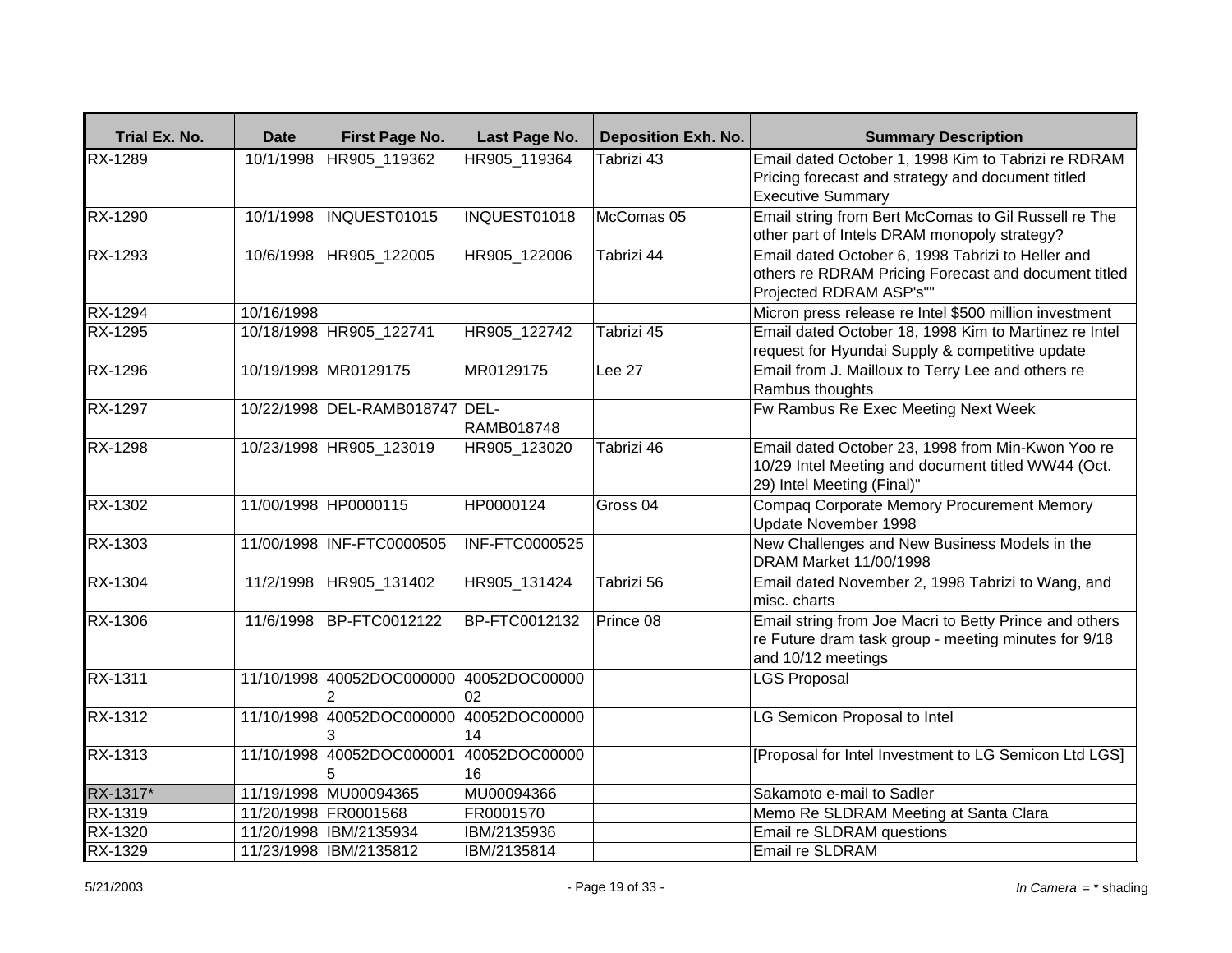| Trial Ex. No. | Date | First Page No. | Last Page No. | Deposition Exh. No. | Summary Description |
|---|---|---|---|---|---|
| RX-1289 | 10/1/1998 | HR905_119362 | HR905_119364 | Tabrizi 43 | Email dated October 1, 1998 Kim to Tabrizi re RDRAM Pricing forecast and strategy and document titled Executive Summary |
| RX-1290 | 10/1/1998 | INQUEST01015 | INQUEST01018 | McComas 05 | Email string from Bert McComas to Gil Russell re The other part of Intels DRAM monopoly strategy? |
| RX-1293 | 10/6/1998 | HR905_122005 | HR905_122006 | Tabrizi 44 | Email dated October 6, 1998 Tabrizi to Heller and others re RDRAM Pricing Forecast and document titled Projected RDRAM ASP's"" |
| RX-1294 | 10/16/1998 | | | | Micron press release re Intel $500 million investment |
| RX-1295 | 10/18/1998 | HR905_122741 | HR905_122742 | Tabrizi 45 | Email dated October 18, 1998 Kim to Martinez re Intel request for Hyundai Supply & competitive update |
| RX-1296 | 10/19/1998 | MR0129175 | MR0129175 | Lee 27 | Email from J. Mailloux to Terry Lee and others re Rambus thoughts |
| RX-1297 | 10/22/1998 | DEL-RAMB018747 | DEL-RAMB018748 | | Fw Rambus Re Exec Meeting Next Week |
| RX-1298 | 10/23/1998 | HR905_123019 | HR905_123020 | Tabrizi 46 | Email dated October 23, 1998 from Min-Kwon Yoo re 10/29 Intel Meeting and document titled WW44 (Oct. 29) Intel Meeting (Final)" |
| RX-1302 | 11/00/1998 | HP0000115 | HP0000124 | Gross 04 | Compaq Corporate Memory Procurement Memory Update November 1998 |
| RX-1303 | 11/00/1998 | INF-FTC0000505 | INF-FTC0000525 | | New Challenges and New Business Models in the DRAM Market 11/00/1998 |
| RX-1304 | 11/2/1998 | HR905_131402 | HR905_131424 | Tabrizi 56 | Email dated November 2, 1998 Tabrizi to Wang, and misc. charts |
| RX-1306 | 11/6/1998 | BP-FTC0012122 | BP-FTC0012132 | Prince 08 | Email string from Joe Macri to Betty Prince and others re Future dram task group - meeting minutes for 9/18 and 10/12 meetings |
| RX-1311 | 11/10/1998 | 40052DOC0000002 | 40052DOC0000002 | | LGS Proposal |
| RX-1312 | 11/10/1998 | 40052DOC0000003 | 40052DOC0000014 | | LG Semicon Proposal to Intel |
| RX-1313 | 11/10/1998 | 40052DOC0000015 | 40052DOC0000016 | | [Proposal for Intel Investment to LG Semicon Ltd LGS] |
| RX-1317* | 11/19/1998 | MU00094365 | MU00094366 | | Sakamoto e-mail to Sadler |
| RX-1319 | 11/20/1998 | FR0001568 | FR0001570 | | Memo Re SLDRAM Meeting at Santa Clara |
| RX-1320 | 11/20/1998 | IBM/2135934 | IBM/2135936 | | Email re SLDRAM questions |
| RX-1329 | 11/23/1998 | IBM/2135812 | IBM/2135814 | | Email re SLDRAM |

5/21/2003

*In Camera* = * shading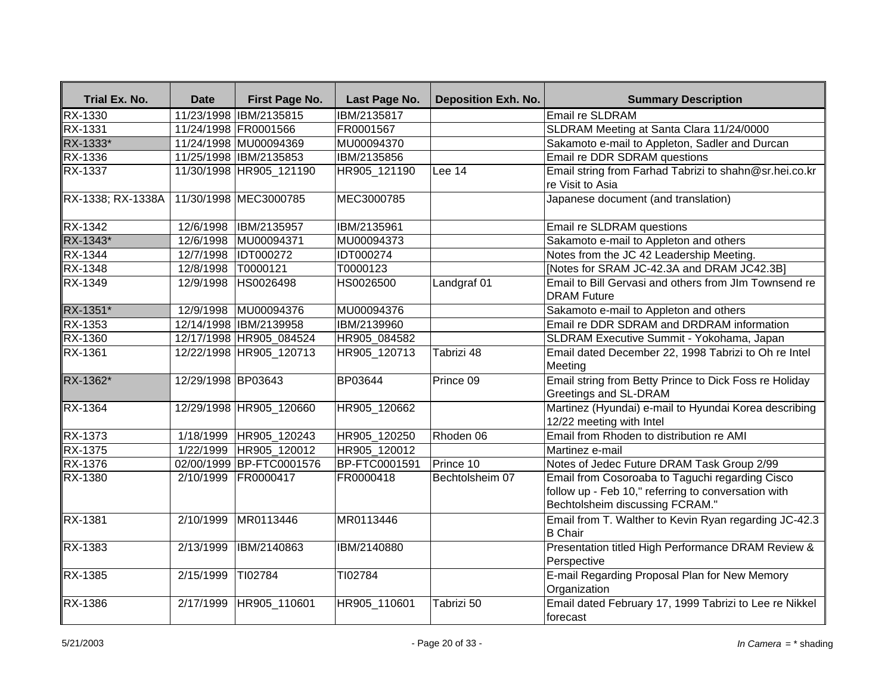| Trial Ex. No. | Date | First Page No. | Last Page No. | Deposition Exh. No. | Summary Description |
|---|---|---|---|---|---|
| RX-1330 | 11/23/1998 | IBM/2135815 | IBM/2135817 | | Email re SLDRAM |
| RX-1331 | 11/24/1998 | FR0001566 | FR0001567 | | SLDRAM Meeting at Santa Clara 11/24/0000 |
| RX-1333* | 11/24/1998 | MU00094369 | MU00094370 | | Sakamoto e-mail to Appleton, Sadler and Durcan |
| RX-1336 | 11/25/1998 | IBM/2135853 | IBM/2135856 | | Email re DDR SDRAM questions |
| RX-1337 | 11/30/1998 | HR905_121190 | HR905_121190 | Lee 14 | Email string from Farhad Tabrizi to shahn@sr.hei.co.kr re Visit to Asia |
| RX-1338; RX-1338A | 11/30/1998 | MEC3000785 | MEC3000785 | | Japanese document (and translation) |
| RX-1342 | 12/6/1998 | IBM/2135957 | IBM/2135961 | | Email re SLDRAM questions |
| RX-1343* | 12/6/1998 | MU00094371 | MU00094373 | | Sakamoto e-mail to Appleton and others |
| RX-1344 | 12/7/1998 | IDT000272 | IDT000274 | | Notes from the JC 42 Leadership Meeting. |
| RX-1348 | 12/8/1998 | T0000121 | T0000123 | | [Notes for SRAM JC-42.3A and DRAM JC42.3B] |
| RX-1349 | 12/9/1998 | HS0026498 | HS0026500 | Landgraf 01 | Email to Bill Gervasi and others from JIm Townsend re DRAM Future |
| RX-1351* | 12/9/1998 | MU00094376 | MU00094376 | | Sakamoto e-mail to Appleton and others |
| RX-1353 | 12/14/1998 | IBM/2139958 | IBM/2139960 | | Email re DDR SDRAM and DRDRAM information |
| RX-1360 | 12/17/1998 | HR905_084524 | HR905_084582 | | SLDRAM Executive Summit - Yokohama, Japan |
| RX-1361 | 12/22/1998 | HR905_120713 | HR905_120713 | Tabrizi 48 | Email dated December 22, 1998 Tabrizi to Oh re Intel Meeting |
| RX-1362* | 12/29/1998 | BP03643 | BP03644 | Prince 09 | Email string from Betty Prince to Dick Foss re Holiday Greetings and SL-DRAM |
| RX-1364 | 12/29/1998 | HR905_120660 | HR905_120662 | | Martinez (Hyundai) e-mail to Hyundai Korea describing 12/22 meeting with Intel |
| RX-1373 | 1/18/1999 | HR905_120243 | HR905_120250 | Rhoden 06 | Email from Rhoden to distribution re AMI |
| RX-1375 | 1/22/1999 | HR905_120012 | HR905_120012 | | Martinez e-mail |
| RX-1376 | 02/00/1999 | BP-FTC0001576 | BP-FTC0001591 | Prince 10 | Notes of Jedec Future DRAM Task Group 2/99 |
| RX-1380 | 2/10/1999 | FR0000417 | FR0000418 | Bechtolsheim 07 | Email from Cosoroaba to Taguchi regarding Cisco follow up - Feb 10," referring to conversation with Bechtolsheim discussing FCRAM." |
| RX-1381 | 2/10/1999 | MR0113446 | MR0113446 | | Email from T. Walther to Kevin Ryan regarding JC-42.3 B Chair |
| RX-1383 | 2/13/1999 | IBM/2140863 | IBM/2140880 | | Presentation titled High Performance DRAM Review & Perspective |
| RX-1385 | 2/15/1999 | TI02784 | TI02784 | | E-mail Regarding Proposal Plan for New Memory Organization |
| RX-1386 | 2/17/1999 | HR905_110601 | HR905_110601 | Tabrizi 50 | Email dated February 17, 1999 Tabrizi to Lee re Nikkel forecast |

5/21/2003 *In Camera* = * shading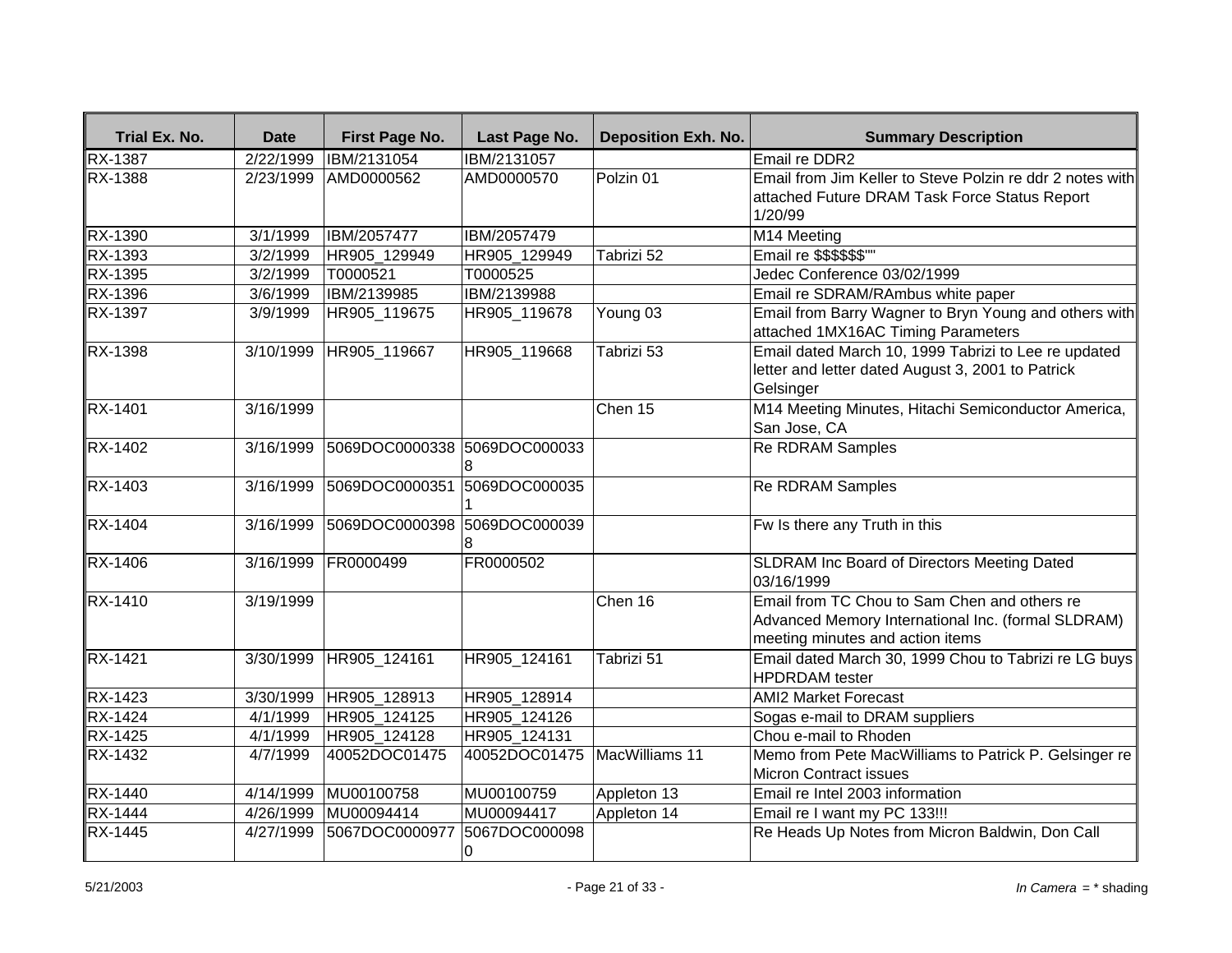| Trial Ex. No. | Date | First Page No. | Last Page No. | Deposition Exh. No. | Summary Description |
|---|---|---|---|---|---|
| RX-1387 | 2/22/1999 | IBM/2131054 | IBM/2131057 | | Email re DDR2 |
| RX-1388 | 2/23/1999 | AMD0000562 | AMD0000570 | Polzin 01 | Email from Jim Keller to Steve Polzin re ddr 2 notes with attached Future DRAM Task Force Status Report 1/20/99 |
| RX-1390 | 3/1/1999 | IBM/2057477 | IBM/2057479 | | M14 Meeting |
| RX-1393 | 3/2/1999 | HR905_129949 | HR905_129949 | Tabrizi 52 | Email re $$$$$$"" |
| RX-1395 | 3/2/1999 | T0000521 | T0000525 | | Jedec Conference 03/02/1999 |
| RX-1396 | 3/6/1999 | IBM/2139985 | IBM/2139988 | | Email re SDRAM/RAmbus white paper |
| RX-1397 | 3/9/1999 | HR905_119675 | HR905_119678 | Young 03 | Email from Barry Wagner to Bryn Young and others with attached 1MX16AC Timing Parameters |
| RX-1398 | 3/10/1999 | HR905_119667 | HR905_119668 | Tabrizi 53 | Email dated March 10, 1999 Tabrizi to Lee re updated letter and letter dated August 3, 2001 to Patrick Gelsinger |
| RX-1401 | 3/16/1999 | | | Chen 15 | M14 Meeting Minutes, Hitachi Semiconductor America, San Jose, CA |
| RX-1402 | 3/16/1999 | 5069DOC0000338 | 5069DOC0000338 | | Re RDRAM Samples |
| RX-1403 | 3/16/1999 | 5069DOC0000351 | 5069DOC0000351 | | Re RDRAM Samples |
| RX-1404 | 3/16/1999 | 5069DOC0000398 | 5069DOC0000398 | | Fw Is there any Truth in this |
| RX-1406 | 3/16/1999 | FR0000499 | FR0000502 | | SLDRAM Inc Board of Directors Meeting Dated 03/16/1999 |
| RX-1410 | 3/19/1999 | | | Chen 16 | Email from TC Chou to Sam Chen and others re Advanced Memory International Inc. (formal SLDRAM) meeting minutes and action items |
| RX-1421 | 3/30/1999 | HR905_124161 | HR905_124161 | Tabrizi 51 | Email dated March 30, 1999 Chou to Tabrizi re LG buys HPDRDAM tester |
| RX-1423 | 3/30/1999 | HR905_128913 | HR905_128914 | | AMI2 Market Forecast |
| RX-1424 | 4/1/1999 | HR905_124125 | HR905_124126 | | Sogas e-mail to DRAM suppliers |
| RX-1425 | 4/1/1999 | HR905_124128 | HR905_124131 | | Chou e-mail to Rhoden |
| RX-1432 | 4/7/1999 | 40052DOC01475 | 40052DOC01475 | MacWilliams 11 | Memo from Pete MacWilliams to Patrick P. Gelsinger re Micron Contract issues |
| RX-1440 | 4/14/1999 | MU00100758 | MU00100759 | Appleton 13 | Email re Intel 2003 information |
| RX-1444 | 4/26/1999 | MU00094414 | MU00094417 | Appleton 14 | Email re I want my PC 133!!! |
| RX-1445 | 4/27/1999 | 5067DOC0000977 | 5067DOC0000980 | | Re Heads Up Notes from Micron Baldwin, Don Call |

5/21/2003 *In Camera* = * shading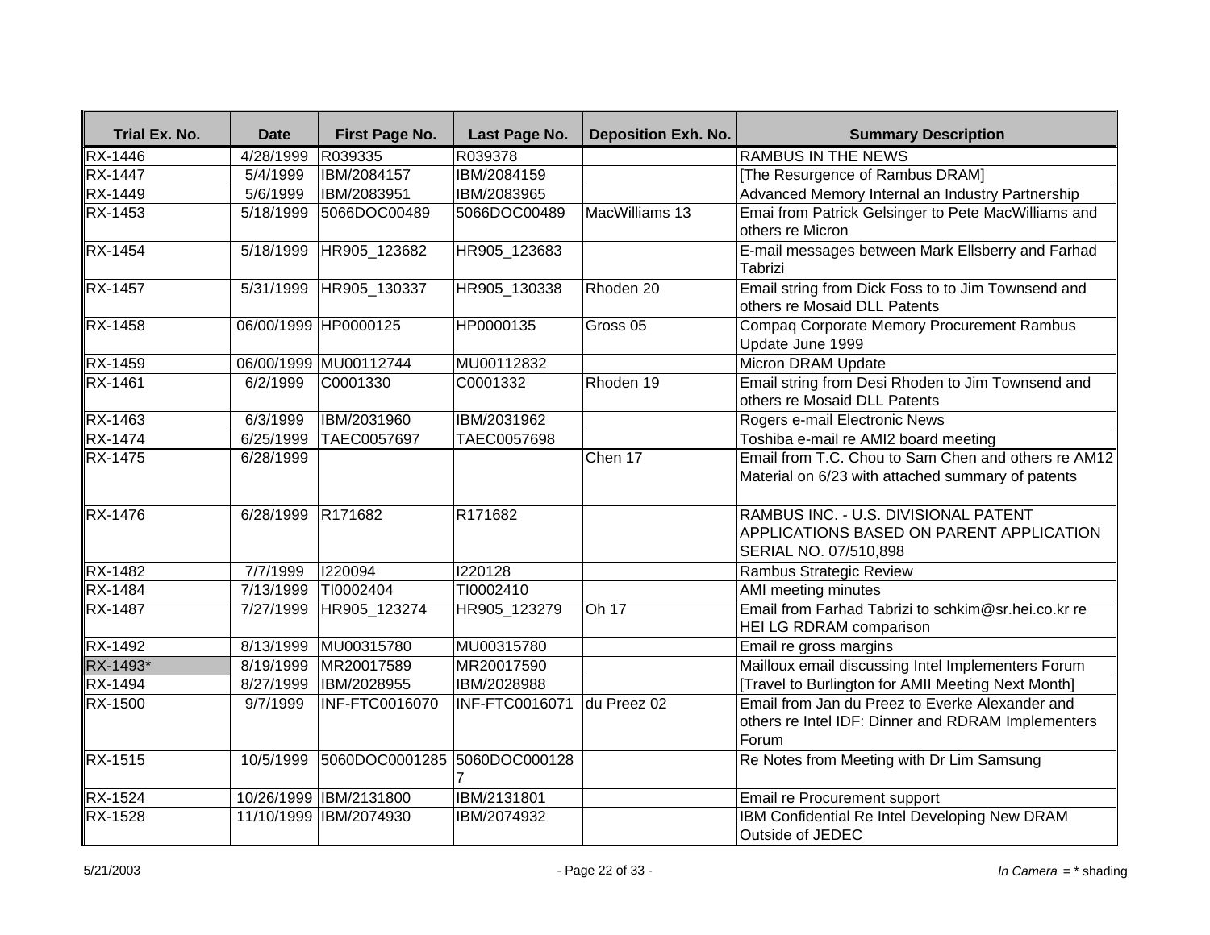| Trial Ex. No. | Date | First Page No. | Last Page No. | Deposition Exh. No. | Summary Description |
|---|---|---|---|---|---|
| RX-1446 | 4/28/1999 | R039335 | R039378 | | RAMBUS IN THE NEWS |
| RX-1447 | 5/4/1999 | IBM/2084157 | IBM/2084159 | | [The Resurgence of Rambus DRAM] |
| RX-1449 | 5/6/1999 | IBM/2083951 | IBM/2083965 | | Advanced Memory Internal an Industry Partnership |
| RX-1453 | 5/18/1999 | 5066DOC00489 | 5066DOC00489 | MacWilliams 13 | Emai from Patrick Gelsinger to Pete MacWilliams and others re Micron |
| RX-1454 | 5/18/1999 | HR905_123682 | HR905_123683 | | E-mail messages between Mark Ellsberry and Farhad Tabrizi |
| RX-1457 | 5/31/1999 | HR905_130337 | HR905_130338 | Rhoden 20 | Email string from Dick Foss to to Jim Townsend and others re Mosaid DLL Patents |
| RX-1458 | 06/00/1999 | HP0000125 | HP0000135 | Gross 05 | Compaq Corporate Memory Procurement Rambus Update June 1999 |
| RX-1459 | 06/00/1999 | MU00112744 | MU00112832 | | Micron DRAM Update |
| RX-1461 | 6/2/1999 | C0001330 | C0001332 | Rhoden 19 | Email string from Desi Rhoden to Jim Townsend and others re Mosaid DLL Patents |
| RX-1463 | 6/3/1999 | IBM/2031960 | IBM/2031962 | | Rogers e-mail Electronic News |
| RX-1474 | 6/25/1999 | TAEC0057697 | TAEC0057698 | | Toshiba e-mail re AMI2 board meeting |
| RX-1475 | 6/28/1999 | | | Chen 17 | Email from T.C. Chou to Sam Chen and others re AM12 Material on 6/23 with attached summary of patents |
| RX-1476 | 6/28/1999 | R171682 | R171682 | | RAMBUS INC. - U.S. DIVISIONAL PATENT APPLICATIONS BASED ON PARENT APPLICATION SERIAL NO. 07/510,898 |
| RX-1482 | 7/7/1999 | I220094 | I220128 | | Rambus Strategic Review |
| RX-1484 | 7/13/1999 | TI0002404 | TI0002410 | | AMI meeting minutes |
| RX-1487 | 7/27/1999 | HR905_123274 | HR905_123279 | Oh 17 | Email from Farhad Tabrizi to schkim@sr.hei.co.kr re HEI LG RDRAM comparison |
| RX-1492 | 8/13/1999 | MU00315780 | MU00315780 | | Email re gross margins |
| RX-1493* | 8/19/1999 | MR20017589 | MR20017590 | | Mailloux email discussing Intel Implementers Forum |
| RX-1494 | 8/27/1999 | IBM/2028955 | IBM/2028988 | | [Travel to Burlington for AMII Meeting Next Month] |
| RX-1500 | 9/7/1999 | INF-FTC0016070 | INF-FTC0016071 | du Preez 02 | Email from Jan du Preez to Everke Alexander and others re Intel IDF: Dinner and RDRAM Implementers Forum |
| RX-1515 | 10/5/1999 | 5060DOC0001285 | 5060DOC0001287 | | Re Notes from Meeting with Dr Lim Samsung |
| RX-1524 | 10/26/1999 | IBM/2131800 | IBM/2131801 | | Email re Procurement support |
| RX-1528 | 11/10/1999 | IBM/2074930 | IBM/2074932 | | IBM Confidential Re Intel Developing New DRAM Outside of JEDEC |

*In Camera* = * shading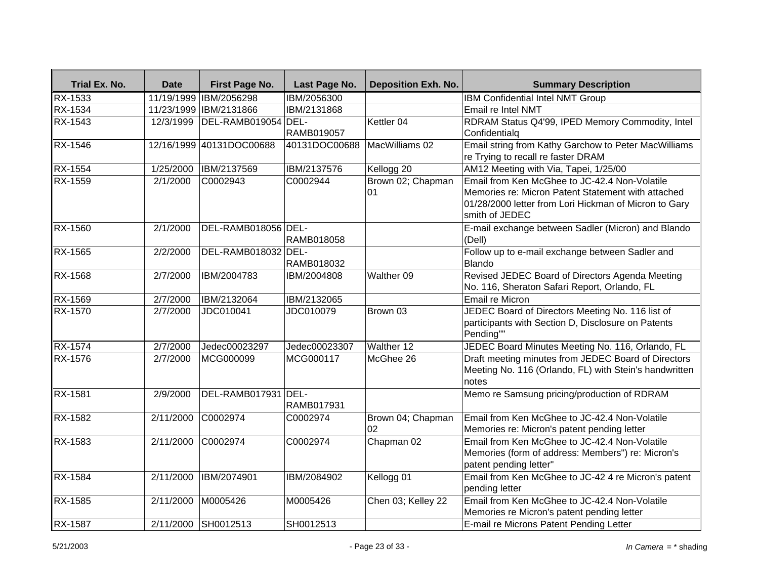| Trial Ex. No. | Date | First Page No. | Last Page No. | Deposition Exh. No. | Summary Description |
|---|---|---|---|---|---|
| RX-1533 | 11/19/1999 | IBM/2056298 | IBM/2056300 | | IBM Confidential Intel NMT Group |
| RX-1534 | 11/23/1999 | IBM/2131866 | IBM/2131868 | | Email re Intel NMT |
| RX-1543 | 12/3/1999 | DEL-RAMB019054 | DEL-RAMB019057 | Kettler 04 | RDRAM Status Q4'99, IPED Memory Commodity, Intel Confidentialq |
| RX-1546 | 12/16/1999 | 40131DOC00688 | 40131DOC00688 | MacWilliams 02 | Email string from Kathy Garchow to Peter MacWilliams re Trying to recall re faster DRAM |
| RX-1554 | 1/25/2000 | IBM/2137569 | IBM/2137576 | Kellogg 20 | AM12 Meeting with Via, Tapei, 1/25/00 |
| RX-1559 | 2/1/2000 | C0002943 | C0002944 | Brown 02; Chapman 01 | Email from Ken McGhee to JC-42.4 Non-Volatile Memories re: Micron Patent Statement with attached 01/28/2000 letter from Lori Hickman of Micron to Gary smith of JEDEC |
| RX-1560 | 2/1/2000 | DEL-RAMB018056 | DEL-RAMB018058 | | E-mail exchange between Sadler (Micron) and Blando (Dell) |
| RX-1565 | 2/2/2000 | DEL-RAMB018032 | DEL-RAMB018032 | | Follow up to e-mail exchange between Sadler and Blando |
| RX-1568 | 2/7/2000 | IBM/2004783 | IBM/2004808 | Walther 09 | Revised JEDEC Board of Directors Agenda Meeting No. 116, Sheraton Safari Report, Orlando, FL |
| RX-1569 | 2/7/2000 | IBM/2132064 | IBM/2132065 | | Email re Micron |
| RX-1570 | 2/7/2000 | JDC010041 | JDC010079 | Brown 03 | JEDEC Board of Directors Meeting No. 116 list of participants with Section D, Disclosure on Patents Pending"" |
| RX-1574 | 2/7/2000 | Jedec00023297 | Jedec00023307 | Walther 12 | JEDEC Board Minutes Meeting No. 116, Orlando, FL |
| RX-1576 | 2/7/2000 | MCG000099 | MCG000117 | McGhee 26 | Draft meeting minutes from JEDEC Board of Directors Meeting No. 116 (Orlando, FL) with Stein's handwritten notes |
| RX-1581 | 2/9/2000 | DEL-RAMB017931 | DEL-RAMB017931 | | Memo re Samsung pricing/production of RDRAM |
| RX-1582 | 2/11/2000 | C0002974 | C0002974 | Brown 04; Chapman 02 | Email from Ken McGhee to JC-42.4 Non-Volatile Memories re: Micron's patent pending letter |
| RX-1583 | 2/11/2000 | C0002974 | C0002974 | Chapman 02 | Email from Ken McGhee to JC-42.4 Non-Volatile Memories (form of address: Members") re: Micron's patent pending letter" |
| RX-1584 | 2/11/2000 | IBM/2074901 | IBM/2084902 | Kellogg 01 | Email from Ken McGhee to JC-42 4 re Micron's patent pending letter |
| RX-1585 | 2/11/2000 | M0005426 | M0005426 | Chen 03; Kelley 22 | Email from Ken McGhee to JC-42.4 Non-Volatile Memories re Micron's patent pending letter |
| RX-1587 | 2/11/2000 | SH0012513 | SH0012513 | | E-mail re Microns Patent Pending Letter |

*In Camera* = * shading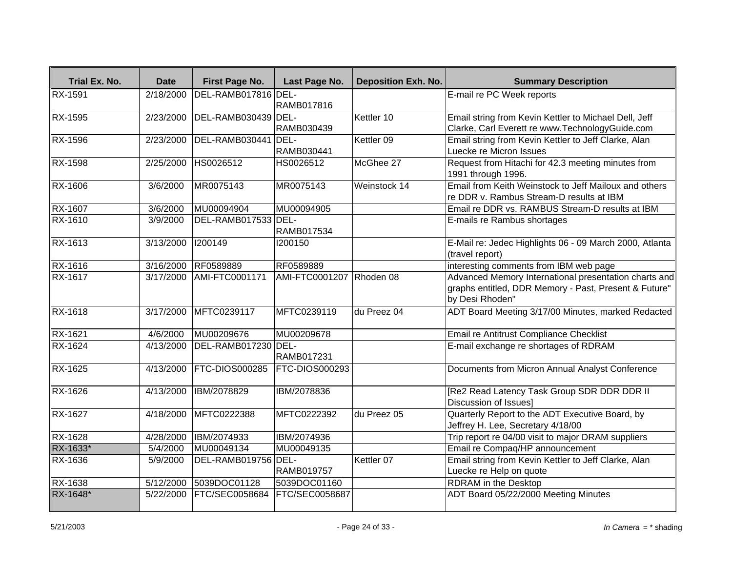| Trial Ex. No. | Date | First Page No. | Last Page No. | Deposition Exh. No. | Summary Description |
|---|---|---|---|---|---|
| RX-1591 | 2/18/2000 | DEL-RAMB017816 | DEL-RAMB017816 | | E-mail re PC Week reports |
| RX-1595 | 2/23/2000 | DEL-RAMB030439 | DEL-RAMB030439 | Kettler 10 | Email string from Kevin Kettler to Michael Dell, Jeff Clarke, Carl Everett re www.TechnologyGuide.com |
| RX-1596 | 2/23/2000 | DEL-RAMB030441 | DEL-RAMB030441 | Kettler 09 | Email string from Kevin Kettler to Jeff Clarke, Alan Luecke re Micron Issues |
| RX-1598 | 2/25/2000 | HS0026512 | HS0026512 | McGhee 27 | Request from Hitachi for 42.3 meeting minutes from 1991 through 1996. |
| RX-1606 | 3/6/2000 | MR0075143 | MR0075143 | Weinstock 14 | Email from Keith Weinstock to Jeff Mailoux and others re DDR v. Rambus Stream-D results at IBM |
| RX-1607 | 3/6/2000 | MU00094904 | MU00094905 | | Email re DDR vs. RAMBUS Stream-D results at IBM |
| RX-1610 | 3/9/2000 | DEL-RAMB017533 | DEL-RAMB017534 | | E-mails re Rambus shortages |
| RX-1613 | 3/13/2000 | I200149 | I200150 | | E-Mail re: Jedec Highlights 06 - 09 March 2000, Atlanta (travel report) |
| RX-1616 | 3/16/2000 | RF0589889 | RF0589889 | | interesting comments from IBM web page |
| RX-1617 | 3/17/2000 | AMI-FTC0001171 | AMI-FTC0001207 | Rhoden 08 | Advanced Memory International presentation charts and graphs entitled, DDR Memory - Past, Present & Future" by Desi Rhoden" |
| RX-1618 | 3/17/2000 | MFTC0239117 | MFTC0239119 | du Preez 04 | ADT Board Meeting 3/17/00 Minutes, marked Redacted |
| RX-1621 | 4/6/2000 | MU00209676 | MU00209678 | | Email re Antitrust Compliance Checklist |
| RX-1624 | 4/13/2000 | DEL-RAMB017230 | DEL-RAMB017231 | | E-mail exchange re shortages of RDRAM |
| RX-1625 | 4/13/2000 | FTC-DIOS000285 | FTC-DIOS000293 | | Documents from Micron Annual Analyst Conference |
| RX-1626 | 4/13/2000 | IBM/2078829 | IBM/2078836 | | [Re2 Read Latency Task Group SDR DDR DDR II Discussion of Issues] |
| RX-1627 | 4/18/2000 | MFTC0222388 | MFTC0222392 | du Preez 05 | Quarterly Report to the ADT Executive Board, by Jeffrey H. Lee, Secretary 4/18/00 |
| RX-1628 | 4/28/2000 | IBM/2074933 | IBM/2074936 | | Trip report re 04/00 visit to major DRAM suppliers |
| RX-1633* | 5/4/2000 | MU00049134 | MU00049135 | | Email re Compaq/HP announcement |
| RX-1636 | 5/9/2000 | DEL-RAMB019756 | DEL-RAMB019757 | Kettler 07 | Email string from Kevin Kettler to Jeff Clarke, Alan Luecke re Help on quote |
| RX-1638 | 5/12/2000 | 5039DOC01128 | 5039DOC01160 | | RDRAM in the Desktop |
| RX-1648* | 5/22/2000 | FTC/SEC0058684 | FTC/SEC0058687 | | ADT Board 05/22/2000 Meeting Minutes |

5/21/2003

*In Camera* = * shading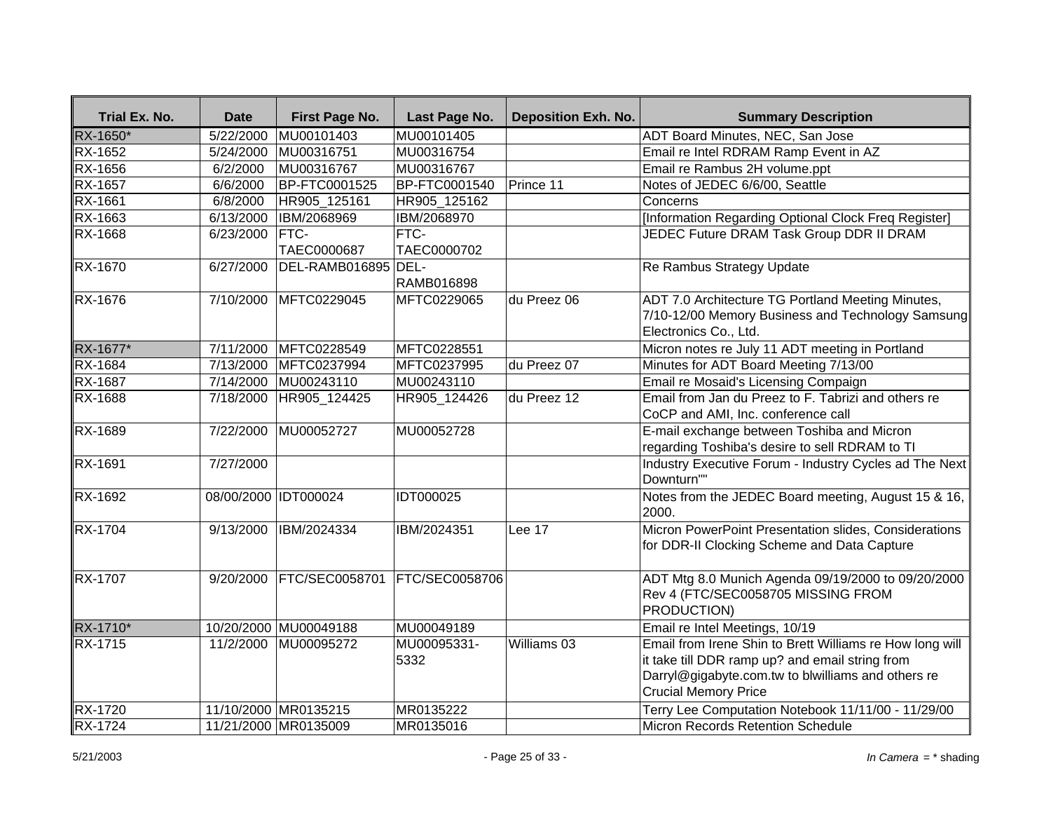| Trial Ex. No. | Date | First Page No. | Last Page No. | Deposition Exh. No. | Summary Description |
|---|---|---|---|---|---|
| RX-1650* | 5/22/2000 | MU00101403 | MU00101405 | | ADT Board Minutes, NEC, San Jose |
| RX-1652 | 5/24/2000 | MU00316751 | MU00316754 | | Email re Intel RDRAM Ramp Event in AZ |
| RX-1656 | 6/2/2000 | MU00316767 | MU00316767 | | Email re Rambus 2H volume.ppt |
| RX-1657 | 6/6/2000 | BP-FTC0001525 | BP-FTC0001540 | Prince 11 | Notes of JEDEC 6/6/00, Seattle |
| RX-1661 | 6/8/2000 | HR905_125161 | HR905_125162 | | Concerns |
| RX-1663 | 6/13/2000 | IBM/2068969 | IBM/2068970 | | [Information Regarding Optional Clock Freq Register] |
| RX-1668 | 6/23/2000 | FTC-TAEC0000687 | FTC-TAEC0000702 | | JEDEC Future DRAM Task Group DDR II DRAM |
| RX-1670 | 6/27/2000 | DEL-RAMB016895 | DEL-RAMB016898 | | Re Rambus Strategy Update |
| RX-1676 | 7/10/2000 | MFTC0229045 | MFTC0229065 | du Preez 06 | ADT 7.0 Architecture TG Portland Meeting Minutes, 7/10-12/00 Memory Business and Technology Samsung Electronics Co., Ltd. |
| RX-1677* | 7/11/2000 | MFTC0228549 | MFTC0228551 | | Micron notes re July 11 ADT meeting in Portland |
| RX-1684 | 7/13/2000 | MFTC0237994 | MFTC0237995 | du Preez 07 | Minutes for ADT Board Meeting 7/13/00 |
| RX-1687 | 7/14/2000 | MU00243110 | MU00243110 | | Email re Mosaid's Licensing Compaign |
| RX-1688 | 7/18/2000 | HR905_124425 | HR905_124426 | du Preez 12 | Email from Jan du Preez to F. Tabrizi and others re CoCP and AMI, Inc. conference call |
| RX-1689 | 7/22/2000 | MU00052727 | MU00052728 | | E-mail exchange between Toshiba and Micron regarding Toshiba's desire to sell RDRAM to TI |
| RX-1691 | 7/27/2000 | | | | Industry Executive Forum - Industry Cycles ad The Next Downturn"" |
| RX-1692 | 08/00/2000 | IDT000024 | IDT000025 | | Notes from the JEDEC Board meeting, August 15 & 16, 2000. |
| RX-1704 | 9/13/2000 | IBM/2024334 | IBM/2024351 | Lee 17 | Micron PowerPoint Presentation slides, Considerations for DDR-II Clocking Scheme and Data Capture |
| RX-1707 | 9/20/2000 | FTC/SEC0058701 | FTC/SEC0058706 | | ADT Mtg 8.0 Munich Agenda 09/19/2000 to 09/20/2000 Rev 4 (FTC/SEC0058705 MISSING FROM PRODUCTION) |
| RX-1710* | 10/20/2000 | MU00049188 | MU00049189 | | Email re Intel Meetings, 10/19 |
| RX-1715 | 11/2/2000 | MU00095272 | MU00095331-5332 | Williams 03 | Email from Irene Shin to Brett Williams re How long will it take till DDR ramp up? and email string from Darryl@gigabyte.com.tw to blwilliams and others re Crucial Memory Price |
| RX-1720 | 11/10/2000 | MR0135215 | MR0135222 | | Terry Lee Computation Notebook 11/11/00 - 11/29/00 |
| RX-1724 | 11/21/2000 | MR0135009 | MR0135016 | | Micron Records Retention Schedule |

5/21/2003

*In Camera* = * shading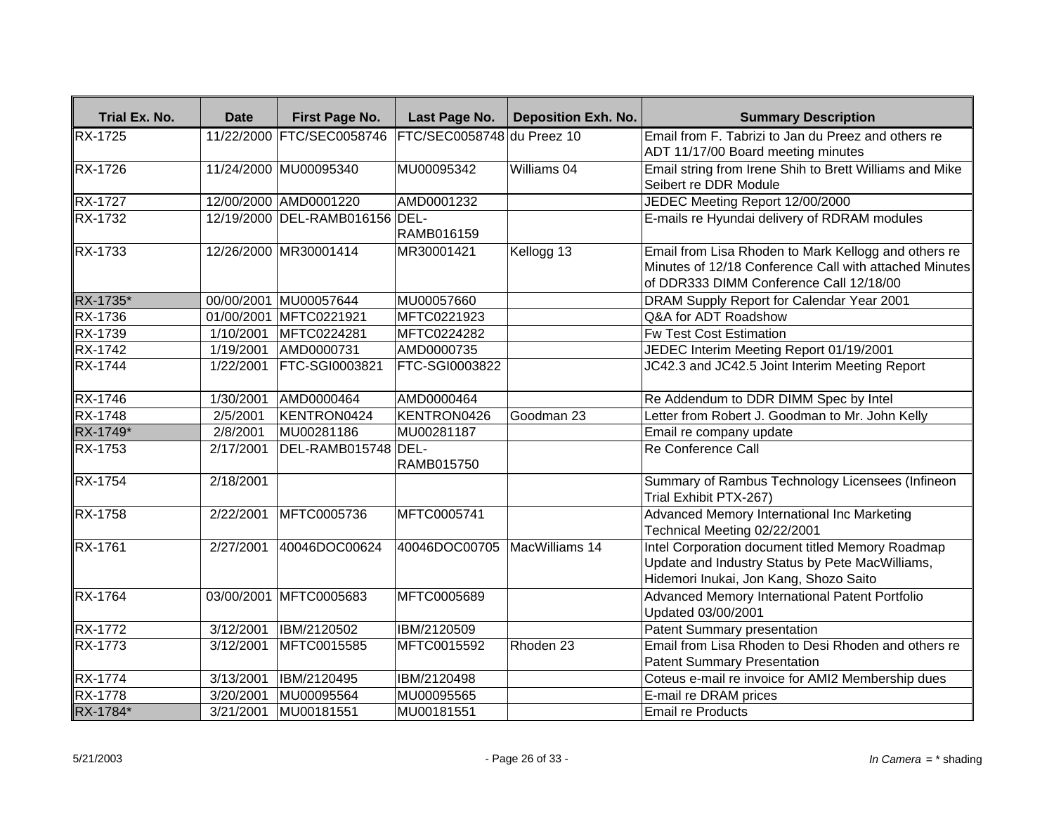| Trial Ex. No. | Date | First Page No. | Last Page No. | Deposition Exh. No. | Summary Description |
| --- | --- | --- | --- | --- | --- |
| RX-1725 | 11/22/2000 | FTC/SEC0058746 | FTC/SEC0058748 | du Preez 10 | Email from F. Tabrizi to Jan du Preez and others re ADT 11/17/00 Board meeting minutes |
| RX-1726 | 11/24/2000 | MU00095340 | MU00095342 | Williams 04 | Email string from Irene Shih to Brett Williams and Mike Seibert re DDR Module |
| RX-1727 | 12/00/2000 | AMD0001220 | AMD0001232 | | JEDEC Meeting Report 12/00/2000 |
| RX-1732 | 12/19/2000 | DEL-RAMB016156 | DEL-RAMB016159 | | E-mails re Hyundai delivery of RDRAM modules |
| RX-1733 | 12/26/2000 | MR30001414 | MR30001421 | Kellogg 13 | Email from Lisa Rhoden to Mark Kellogg and others re Minutes of 12/18 Conference Call with attached Minutes of DDR333 DIMM Conference Call 12/18/00 |
| RX-1735* | 00/00/2001 | MU00057644 | MU00057660 | | DRAM Supply Report for Calendar Year 2001 |
| RX-1736 | 01/00/2001 | MFTC0221921 | MFTC0221923 | | Q&A for ADT Roadshow |
| RX-1739 | 1/10/2001 | MFTC0224281 | MFTC0224282 | | Fw Test Cost Estimation |
| RX-1742 | 1/19/2001 | AMD0000731 | AMD0000735 | | JEDEC Interim Meeting Report 01/19/2001 |
| RX-1744 | 1/22/2001 | FTC-SGI0003821 | FTC-SGI0003822 | | JC42.3 and JC42.5 Joint Interim Meeting Report |
| RX-1746 | 1/30/2001 | AMD0000464 | AMD0000464 | | Re Addendum to DDR DIMM Spec by Intel |
| RX-1748 | 2/5/2001 | KENTRON0424 | KENTRON0426 | Goodman 23 | Letter from Robert J. Goodman to Mr. John Kelly |
| RX-1749* | 2/8/2001 | MU00281186 | MU00281187 | | Email re company update |
| RX-1753 | 2/17/2001 | DEL-RAMB015748 | DEL-RAMB015750 | | Re Conference Call |
| RX-1754 | 2/18/2001 | | | | Summary of Rambus Technology Licensees (Infineon Trial Exhibit PTX-267) |
| RX-1758 | 2/22/2001 | MFTC0005736 | MFTC0005741 | | Advanced Memory International Inc Marketing Technical Meeting 02/22/2001 |
| RX-1761 | 2/27/2001 | 40046DOC00624 | 40046DOC00705 | MacWilliams 14 | Intel Corporation document titled Memory Roadmap Update and Industry Status by Pete MacWilliams, Hidemori Inukai, Jon Kang, Shozo Saito |
| RX-1764 | 03/00/2001 | MFTC0005683 | MFTC0005689 | | Advanced Memory International Patent Portfolio Updated 03/00/2001 |
| RX-1772 | 3/12/2001 | IBM/2120502 | IBM/2120509 | | Patent Summary presentation |
| RX-1773 | 3/12/2001 | MFTC0015585 | MFTC0015592 | Rhoden 23 | Email from Lisa Rhoden to Desi Rhoden and others re Patent Summary Presentation |
| RX-1774 | 3/13/2001 | IBM/2120495 | IBM/2120498 | | Coteus e-mail re invoice for AMI2 Membership dues |
| RX-1778 | 3/20/2001 | MU00095564 | MU00095565 | | E-mail re DRAM prices |
| RX-1784* | 3/21/2001 | MU00181551 | MU00181551 | | Email re Products |

*In Camera* = * shading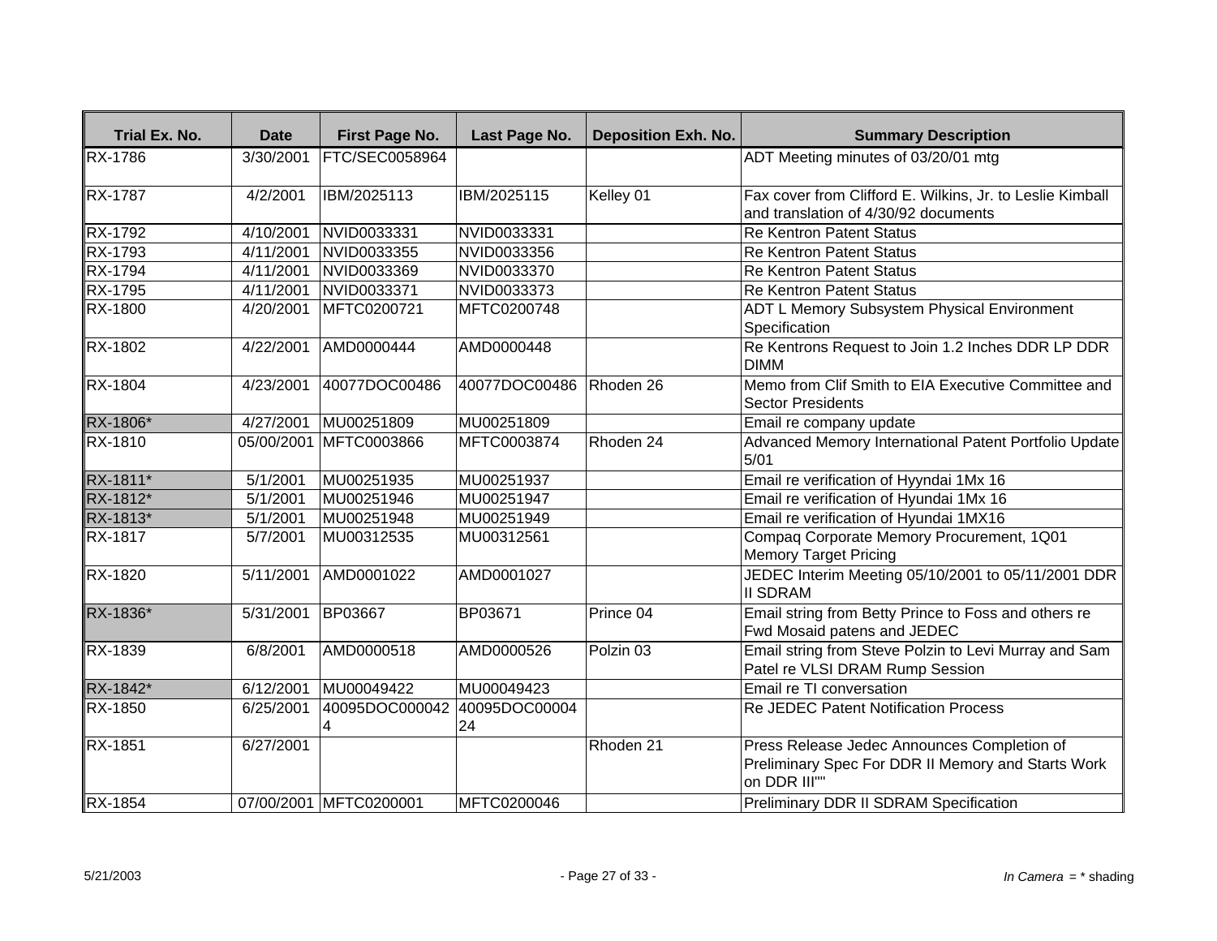| Trial Ex. No. | Date | First Page No. | Last Page No. | Deposition Exh. No. | Summary Description |
|---|---|---|---|---|---|
| RX-1786 | 3/30/2001 | FTC/SEC0058964 | | | ADT Meeting minutes of 03/20/01 mtg |
| RX-1787 | 4/2/2001 | IBM/2025113 | IBM/2025115 | Kelley 01 | Fax cover from Clifford E. Wilkins, Jr. to Leslie Kimball and translation of 4/30/92 documents |
| RX-1792 | 4/10/2001 | NVID0033331 | NVID0033331 | | Re Kentron Patent Status |
| RX-1793 | 4/11/2001 | NVID0033355 | NVID0033356 | | Re Kentron Patent Status |
| RX-1794 | 4/11/2001 | NVID0033369 | NVID0033370 | | Re Kentron Patent Status |
| RX-1795 | 4/11/2001 | NVID0033371 | NVID0033373 | | Re Kentron Patent Status |
| RX-1800 | 4/20/2001 | MFTC0200721 | MFTC0200748 | | ADT L Memory Subsystem Physical Environment Specification |
| RX-1802 | 4/22/2001 | AMD0000444 | AMD0000448 | | Re Kentrons Request to Join 1.2 Inches DDR LP DDR DIMM |
| RX-1804 | 4/23/2001 | 40077DOC00486 | 40077DOC00486 | Rhoden 26 | Memo from Clif Smith to EIA Executive Committee and Sector Presidents |
| RX-1806* | 4/27/2001 | MU00251809 | MU00251809 | | Email re company update |
| RX-1810 | 05/00/2001 | MFTC0003866 | MFTC0003874 | Rhoden 24 | Advanced Memory International Patent Portfolio Update 5/01 |
| RX-1811* | 5/1/2001 | MU00251935 | MU00251937 | | Email re verification of Hyyndai 1Mx 16 |
| RX-1812* | 5/1/2001 | MU00251946 | MU00251947 | | Email re verification of Hyundai 1Mx 16 |
| RX-1813* | 5/1/2001 | MU00251948 | MU00251949 | | Email re verification of Hyundai 1MX16 |
| RX-1817 | 5/7/2001 | MU00312535 | MU00312561 | | Compaq Corporate Memory Procurement, 1Q01 Memory Target Pricing |
| RX-1820 | 5/11/2001 | AMD0001022 | AMD0001027 | | JEDEC Interim Meeting 05/10/2001 to 05/11/2001 DDR II SDRAM |
| RX-1836* | 5/31/2001 | BP03667 | BP03671 | Prince 04 | Email string from Betty Prince to Foss and others re Fwd Mosaid patens and JEDEC |
| RX-1839 | 6/8/2001 | AMD0000518 | AMD0000526 | Polzin 03 | Email string from Steve Polzin to Levi Murray and Sam Patel re VLSI DRAM Rump Session |
| RX-1842* | 6/12/2001 | MU00049422 | MU00049423 | | Email re TI conversation |
| RX-1850 | 6/25/2001 | 40095DOC0000424 | 40095DOC0000424 | | Re JEDEC Patent Notification Process |
| RX-1851 | 6/27/2001 | | | Rhoden 21 | Press Release Jedec Announces Completion of Preliminary Spec For DDR II Memory and Starts Work on DDR III"" |
| RX-1854 | 07/00/2001 | MFTC0200001 | MFTC0200046 | | Preliminary DDR II SDRAM Specification |

5/21/2003

*In Camera* = * shading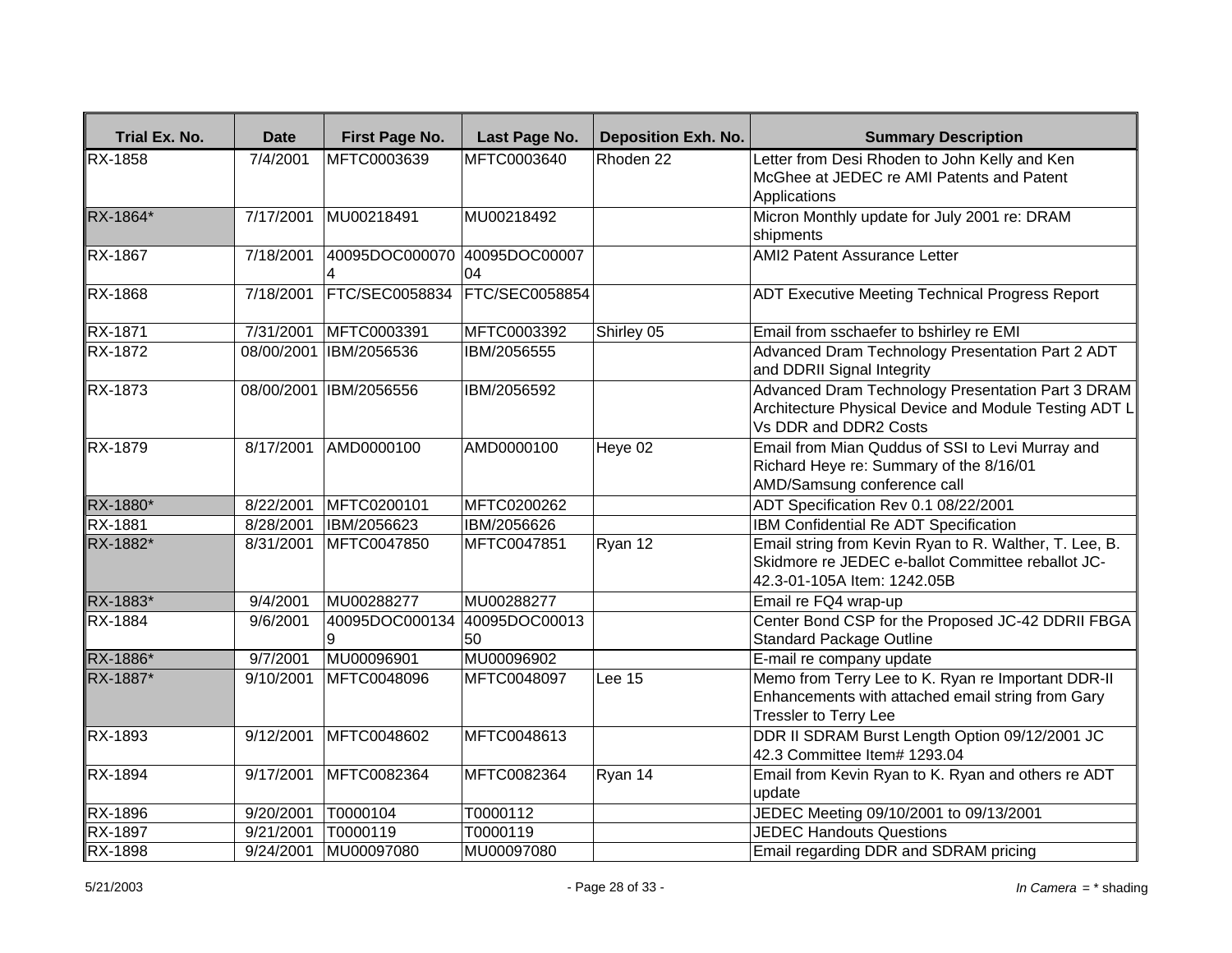| Trial Ex. No. | Date | First Page No. | Last Page No. | Deposition Exh. No. | Summary Description |
|---|---|---|---|---|---|
| RX-1858 | 7/4/2001 | MFTC0003639 | MFTC0003640 | Rhoden 22 | Letter from Desi Rhoden to John Kelly and Ken McGhee at JEDEC re AMI Patents and Patent Applications |
| RX-1864* | 7/17/2001 | MU00218491 | MU00218492 | | Micron Monthly update for July 2001 re: DRAM shipments |
| RX-1867 | 7/18/2001 | 40095DOC0000704 | 40095DOC0000704 | | AMI2 Patent Assurance Letter |
| RX-1868 | 7/18/2001 | FTC/SEC0058834 | FTC/SEC0058854 | | ADT Executive Meeting Technical Progress Report |
| RX-1871 | 7/31/2001 | MFTC0003391 | MFTC0003392 | Shirley 05 | Email from sschaefer to bshirley re EMI |
| RX-1872 | 08/00/2001 | IBM/2056536 | IBM/2056555 | | Advanced Dram Technology Presentation Part 2 ADT and DDRII Signal Integrity |
| RX-1873 | 08/00/2001 | IBM/2056556 | IBM/2056592 | | Advanced Dram Technology Presentation Part 3 DRAM Architecture Physical Device and Module Testing ADT L Vs DDR and DDR2 Costs |
| RX-1879 | 8/17/2001 | AMD0000100 | AMD0000100 | Heye 02 | Email from Mian Quddus of SSI to Levi Murray and Richard Heye re: Summary of the 8/16/01 AMD/Samsung conference call |
| RX-1880* | 8/22/2001 | MFTC0200101 | MFTC0200262 | | ADT Specification Rev 0.1 08/22/2001 |
| RX-1881 | 8/28/2001 | IBM/2056623 | IBM/2056626 | | IBM Confidential Re ADT Specification |
| RX-1882* | 8/31/2001 | MFTC0047850 | MFTC0047851 | Ryan 12 | Email string from Kevin Ryan to R. Walther, T. Lee, B. Skidmore re JEDEC e-ballot Committee reballot JC-42.3-01-105A Item: 1242.05B |
| RX-1883* | 9/4/2001 | MU00288277 | MU00288277 | | Email re FQ4 wrap-up |
| RX-1884 | 9/6/2001 | 40095DOC0001349 | 40095DOC0001350 | | Center Bond CSP for the Proposed JC-42 DDRII FBGA Standard Package Outline |
| RX-1886* | 9/7/2001 | MU00096901 | MU00096902 | | E-mail re company update |
| RX-1887* | 9/10/2001 | MFTC0048096 | MFTC0048097 | Lee 15 | Memo from Terry Lee to K. Ryan re Important DDR-II Enhancements with attached email string from Gary Tressler to Terry Lee |
| RX-1893 | 9/12/2001 | MFTC0048602 | MFTC0048613 | | DDR II SDRAM Burst Length Option 09/12/2001 JC 42.3 Committee Item# 1293.04 |
| RX-1894 | 9/17/2001 | MFTC0082364 | MFTC0082364 | Ryan 14 | Email from Kevin Ryan to K. Ryan and others re ADT update |
| RX-1896 | 9/20/2001 | T0000104 | T0000112 | | JEDEC Meeting 09/10/2001 to 09/13/2001 |
| RX-1897 | 9/21/2001 | T0000119 | T0000119 | | JEDEC Handouts Questions |
| RX-1898 | 9/24/2001 | MU00097080 | MU00097080 | | Email regarding DDR and SDRAM pricing |

5/21/2003

*In Camera* = * shading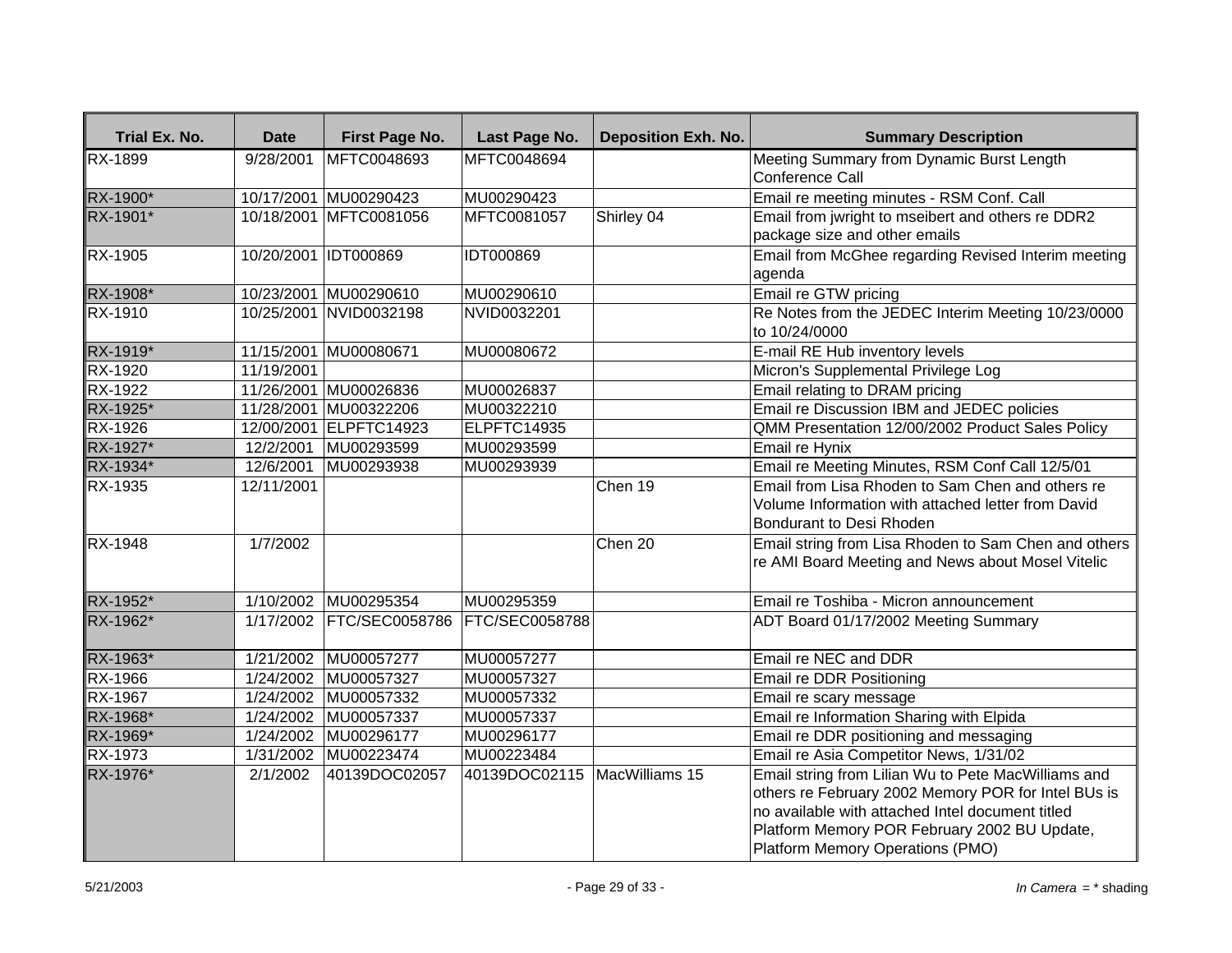| Trial Ex. No. | Date | First Page No. | Last Page No. | Deposition Exh. No. | Summary Description |
|---|---|---|---|---|---|
| RX-1899 | 9/28/2001 | MFTC0048693 | MFTC0048694 | | Meeting Summary from Dynamic Burst Length Conference Call |
| RX-1900* | 10/17/2001 | MU00290423 | MU00290423 | | Email re meeting minutes - RSM Conf. Call |
| RX-1901* | 10/18/2001 | MFTC0081056 | MFTC0081057 | Shirley 04 | Email from jwright to mseibert and others re DDR2 package size and other emails |
| RX-1905 | 10/20/2001 | IDT000869 | IDT000869 | | Email from McGhee regarding Revised Interim meeting agenda |
| RX-1908* | 10/23/2001 | MU00290610 | MU00290610 | | Email re GTW pricing |
| RX-1910 | 10/25/2001 | NVID0032198 | NVID0032201 | | Re Notes from the JEDEC Interim Meeting 10/23/0000 to 10/24/0000 |
| RX-1919* | 11/15/2001 | MU00080671 | MU00080672 | | E-mail RE Hub inventory levels |
| RX-1920 | 11/19/2001 | | | | Micron's Supplemental Privilege Log |
| RX-1922 | 11/26/2001 | MU00026836 | MU00026837 | | Email relating to DRAM pricing |
| RX-1925* | 11/28/2001 | MU00322206 | MU00322210 | | Email re Discussion IBM and JEDEC policies |
| RX-1926 | 12/00/2001 | ELPFTC14923 | ELPFTC14935 | | QMM Presentation 12/00/2002 Product Sales Policy |
| RX-1927* | 12/2/2001 | MU00293599 | MU00293599 | | Email re Hynix |
| RX-1934* | 12/6/2001 | MU00293938 | MU00293939 | | Email re Meeting Minutes, RSM Conf Call 12/5/01 |
| RX-1935 | 12/11/2001 | | | Chen 19 | Email from Lisa Rhoden to Sam Chen and others re Volume Information with attached letter from David Bondurant to Desi Rhoden |
| RX-1948 | 1/7/2002 | | | Chen 20 | Email string from Lisa Rhoden to Sam Chen and others re AMI Board Meeting and News about Mosel Vitelic |
| RX-1952* | 1/10/2002 | MU00295354 | MU00295359 | | Email re Toshiba - Micron announcement |
| RX-1962* | 1/17/2002 | FTC/SEC0058786 | FTC/SEC0058788 | | ADT Board 01/17/2002 Meeting Summary |
| RX-1963* | 1/21/2002 | MU00057277 | MU00057277 | | Email re NEC and DDR |
| RX-1966 | 1/24/2002 | MU00057327 | MU00057327 | | Email re DDR Positioning |
| RX-1967 | 1/24/2002 | MU00057332 | MU00057332 | | Email re scary message |
| RX-1968* | 1/24/2002 | MU00057337 | MU00057337 | | Email re Information Sharing with Elpida |
| RX-1969* | 1/24/2002 | MU00296177 | MU00296177 | | Email re DDR positioning and messaging |
| RX-1973 | 1/31/2002 | MU00223474 | MU00223484 | | Email re Asia Competitor News, 1/31/02 |
| RX-1976* | 2/1/2002 | 40139DOC02057 | 40139DOC02115 | MacWilliams 15 | Email string from Lilian Wu to Pete MacWilliams and others re February 2002 Memory POR for Intel BUs is no available with attached Intel document titled Platform Memory POR February 2002 BU Update, Platform Memory Operations (PMO) |

5/21/2003 *In Camera* = * shading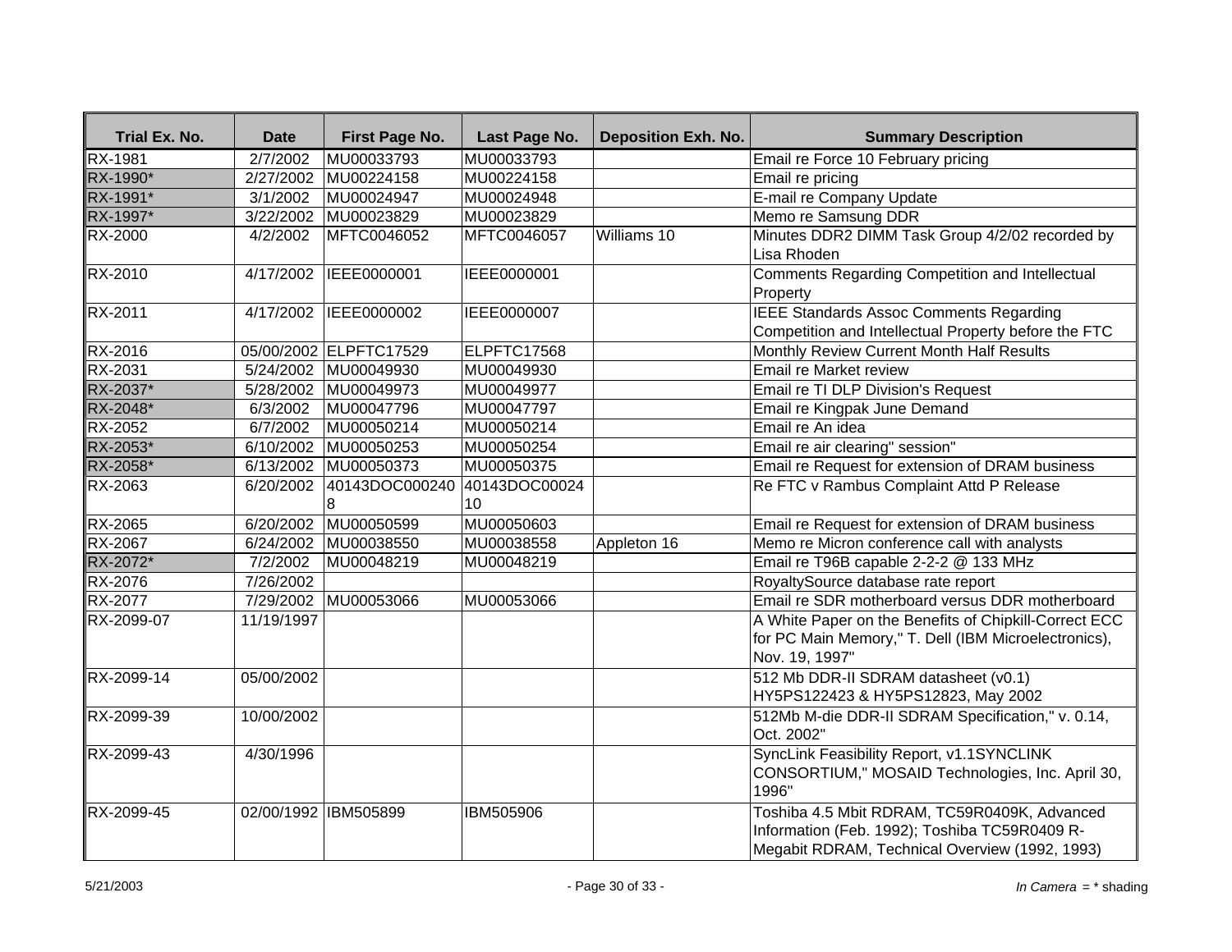| Trial Ex. No. | Date | First Page No. | Last Page No. | Deposition Exh. No. | Summary Description |
|---|---|---|---|---|---|
| RX-1981 | 2/7/2002 | MU00033793 | MU00033793 | | Email re Force 10 February pricing |
| RX-1990* | 2/27/2002 | MU00224158 | MU00224158 | | Email re pricing |
| RX-1991* | 3/1/2002 | MU00024947 | MU00024948 | | E-mail re Company Update |
| RX-1997* | 3/22/2002 | MU00023829 | MU00023829 | | Memo re Samsung DDR |
| RX-2000 | 4/2/2002 | MFTC0046052 | MFTC0046057 | Williams 10 | Minutes DDR2 DIMM Task Group 4/2/02 recorded by Lisa Rhoden |
| RX-2010 | 4/17/2002 | IEEE0000001 | IEEE0000001 | | Comments Regarding Competition and Intellectual Property |
| RX-2011 | 4/17/2002 | IEEE0000002 | IEEE0000007 | | IEEE Standards Assoc Comments Regarding Competition and Intellectual Property before the FTC |
| RX-2016 | 05/00/2002 | ELPFTC17529 | ELPFTC17568 | | Monthly Review Current Month Half Results |
| RX-2031 | 5/24/2002 | MU00049930 | MU00049930 | | Email re Market review |
| RX-2037* | 5/28/2002 | MU00049973 | MU00049977 | | Email re TI DLP Division's Request |
| RX-2048* | 6/3/2002 | MU00047796 | MU00047797 | | Email re Kingpak June Demand |
| RX-2052 | 6/7/2002 | MU00050214 | MU00050214 | | Email re An idea |
| RX-2053* | 6/10/2002 | MU00050253 | MU00050254 | | Email re air clearing" session" |
| RX-2058* | 6/13/2002 | MU00050373 | MU00050375 | | Email re Request for extension of DRAM business |
| RX-2063 | 6/20/2002 | 40143DOC0002408 | 40143DOC0002410 | | Re FTC v Rambus Complaint Attd P Release |
| RX-2065 | 6/20/2002 | MU00050599 | MU00050603 | | Email re Request for extension of DRAM business |
| RX-2067 | 6/24/2002 | MU00038550 | MU00038558 | Appleton 16 | Memo re Micron conference call with analysts |
| RX-2072* | 7/2/2002 | MU00048219 | MU00048219 | | Email re T96B capable 2-2-2 @ 133 MHz |
| RX-2076 | 7/26/2002 | | | | RoyaltySource database rate report |
| RX-2077 | 7/29/2002 | MU00053066 | MU00053066 | | Email re SDR motherboard versus DDR motherboard |
| RX-2099-07 | 11/19/1997 | | | | A White Paper on the Benefits of Chipkill-Correct ECC for PC Main Memory," T. Dell (IBM Microelectronics), Nov. 19, 1997" |
| RX-2099-14 | 05/00/2002 | | | | 512 Mb DDR-II SDRAM datasheet (v0.1) HY5PS122423 & HY5PS12823, May 2002 |
| RX-2099-39 | 10/00/2002 | | | | 512Mb M-die DDR-II SDRAM Specification," v. 0.14, Oct. 2002" |
| RX-2099-43 | 4/30/1996 | | | | SyncLink Feasibility Report, v1.1SYNCLINK CONSORTIUM," MOSAID Technologies, Inc. April 30, 1996" |
| RX-2099-45 | 02/00/1992 | IBM505899 | IBM505906 | | Toshiba 4.5 Mbit RDRAM, TC59R0409K, Advanced Information (Feb. 1992); Toshiba TC59R0409 R-Megabit RDRAM, Technical Overview (1992, 1993) |

5/21/2003 *In Camera* = * shading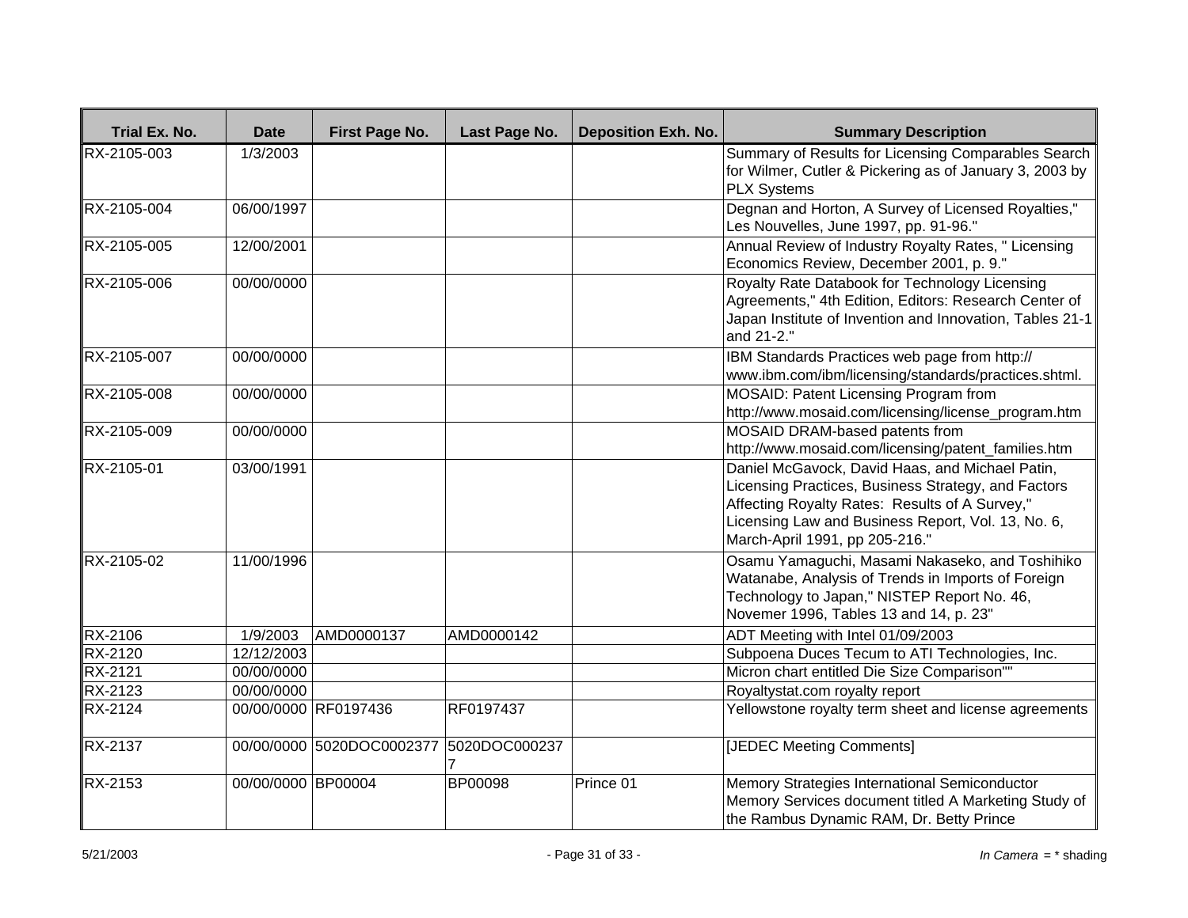| Trial Ex. No. | Date | First Page No. | Last Page No. | Deposition Exh. No. | Summary Description |
|---|---|---|---|---|---|
| RX-2105-003 | 1/3/2003 | | | | Summary of Results for Licensing Comparables Search for Wilmer, Cutler & Pickering as of January 3, 2003 by PLX Systems |
| RX-2105-004 | 06/00/1997 | | | | Degnan and Horton, A Survey of Licensed Royalties," Les Nouvelles, June 1997, pp. 91-96." |
| RX-2105-005 | 12/00/2001 | | | | Annual Review of Industry Royalty Rates, " Licensing Economics Review, December 2001, p. 9." |
| RX-2105-006 | 00/00/0000 | | | | Royalty Rate Databook for Technology Licensing Agreements," 4th Edition, Editors: Research Center of Japan Institute of Invention and Innovation, Tables 21-1 and 21-2." |
| RX-2105-007 | 00/00/0000 | | | | IBM Standards Practices web page from http:// www.ibm.com/ibm/licensing/standards/practices.shtml. |
| RX-2105-008 | 00/00/0000 | | | | MOSAID: Patent Licensing Program from http://www.mosaid.com/licensing/license_program.htm |
| RX-2105-009 | 00/00/0000 | | | | MOSAID DRAM-based patents from http://www.mosaid.com/licensing/patent_families.htm |
| RX-2105-01 | 03/00/1991 | | | | Daniel McGavock, David Haas, and Michael Patin, Licensing Practices, Business Strategy, and Factors Affecting Royalty Rates: Results of A Survey," Licensing Law and Business Report, Vol. 13, No. 6, March-April 1991, pp 205-216." |
| RX-2105-02 | 11/00/1996 | | | | Osamu Yamaguchi, Masami Nakaseko, and Toshihiko Watanabe, Analysis of Trends in Imports of Foreign Technology to Japan," NISTEP Report No. 46, Novemer 1996, Tables 13 and 14, p. 23" |
| RX-2106 | 1/9/2003 | AMD0000137 | AMD0000142 | | ADT Meeting with Intel 01/09/2003 |
| RX-2120 | 12/12/2003 | | | | Subpoena Duces Tecum to ATI Technologies, Inc. |
| RX-2121 | 00/00/0000 | | | | Micron chart entitled Die Size Comparison"" |
| RX-2123 | 00/00/0000 | | | | Royaltystat.com royalty report |
| RX-2124 | 00/00/0000 | RF0197436 | RF0197437 | | Yellowstone royalty term sheet and license agreements |
| RX-2137 | 00/00/0000 | 5020DOC0002377 | 5020DOC0002377 | | [JEDEC Meeting Comments] |
| RX-2153 | 00/00/0000 | BP00004 | BP00098 | Prince 01 | Memory Strategies International Semiconductor Memory Services document titled A Marketing Study of the Rambus Dynamic RAM, Dr. Betty Prince |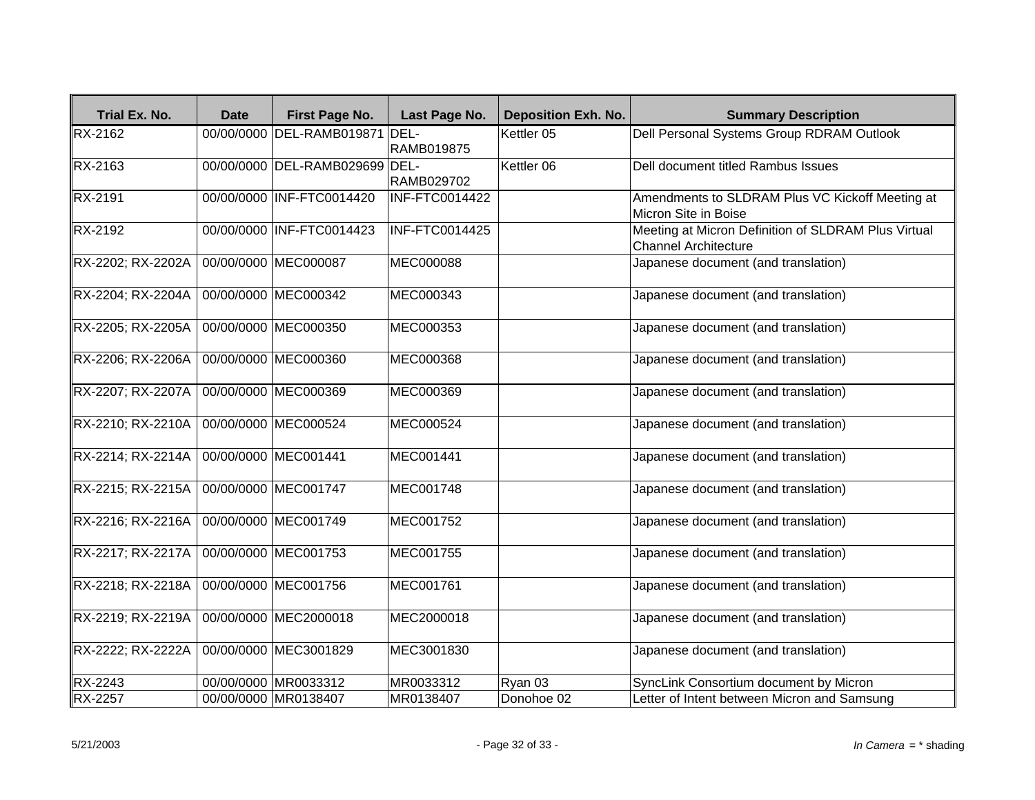| Trial Ex. No. | Date | First Page No. | Last Page No. | Deposition Exh. No. | Summary Description |
| --- | --- | --- | --- | --- | --- |
| RX-2162 | 00/00/0000 | DEL-RAMB019871 | DEL-RAMB019875 | Kettler 05 | Dell Personal Systems Group RDRAM Outlook |
| RX-2163 | 00/00/0000 | DEL-RAMB029699 | DEL-RAMB029702 | Kettler 06 | Dell document titled Rambus Issues |
| RX-2191 | 00/00/0000 | INF-FTC0014420 | INF-FTC0014422 | | Amendments to SLDRAM Plus VC Kickoff Meeting at Micron Site in Boise |
| RX-2192 | 00/00/0000 | INF-FTC0014423 | INF-FTC0014425 | | Meeting at Micron Definition of SLDRAM Plus Virtual Channel Architecture |
| RX-2202; RX-2202A | 00/00/0000 | MEC000087 | MEC000088 | | Japanese document (and translation) |
| RX-2204; RX-2204A | 00/00/0000 | MEC000342 | MEC000343 | | Japanese document (and translation) |
| RX-2205; RX-2205A | 00/00/0000 | MEC000350 | MEC000353 | | Japanese document (and translation) |
| RX-2206; RX-2206A | 00/00/0000 | MEC000360 | MEC000368 | | Japanese document (and translation) |
| RX-2207; RX-2207A | 00/00/0000 | MEC000369 | MEC000369 | | Japanese document (and translation) |
| RX-2210; RX-2210A | 00/00/0000 | MEC000524 | MEC000524 | | Japanese document (and translation) |
| RX-2214; RX-2214A | 00/00/0000 | MEC001441 | MEC001441 | | Japanese document (and translation) |
| RX-2215; RX-2215A | 00/00/0000 | MEC001747 | MEC001748 | | Japanese document (and translation) |
| RX-2216; RX-2216A | 00/00/0000 | MEC001749 | MEC001752 | | Japanese document (and translation) |
| RX-2217; RX-2217A | 00/00/0000 | MEC001753 | MEC001755 | | Japanese document (and translation) |
| RX-2218; RX-2218A | 00/00/0000 | MEC001756 | MEC001761 | | Japanese document (and translation) |
| RX-2219; RX-2219A | 00/00/0000 | MEC2000018 | MEC2000018 | | Japanese document (and translation) |
| RX-2222; RX-2222A | 00/00/0000 | MEC3001829 | MEC3001830 | | Japanese document (and translation) |
| RX-2243 | 00/00/0000 | MR0033312 | MR0033312 | Ryan 03 | SyncLink Consortium document by Micron |
| RX-2257 | 00/00/0000 | MR0138407 | MR0138407 | Donohoe 02 | Letter of Intent between Micron and Samsung |

5/21/2003

*In Camera* = * shading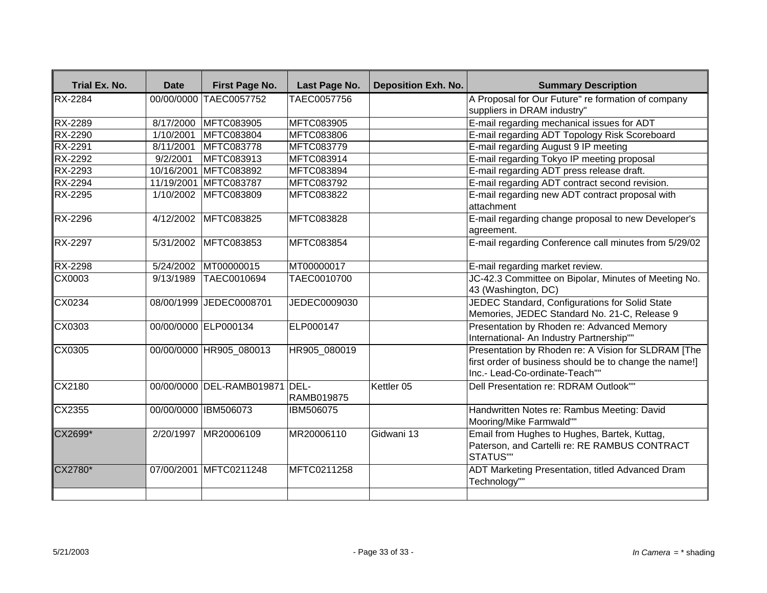| Trial Ex. No. | Date | First Page No. | Last Page No. | Deposition Exh. No. | Summary Description |
|---|---|---|---|---|---|
| RX-2284 | 00/00/0000 | TAEC0057752 | TAEC0057756 | | A Proposal for Our Future" re formation of company suppliers in DRAM industry" |
| RX-2289 | 8/17/2000 | MFTC083905 | MFTC083905 | | E-mail regarding mechanical issues for ADT |
| RX-2290 | 1/10/2001 | MFTC083804 | MFTC083806 | | E-mail regarding ADT Topology Risk Scoreboard |
| RX-2291 | 8/11/2001 | MFTC083778 | MFTC083779 | | E-mail regarding August 9 IP meeting |
| RX-2292 | 9/2/2001 | MFTC083913 | MFTC083914 | | E-mail regarding Tokyo IP meeting proposal |
| RX-2293 | 10/16/2001 | MFTC083892 | MFTC083894 | | E-mail regarding ADT press release draft. |
| RX-2294 | 11/19/2001 | MFTC083787 | MFTC083792 | | E-mail regarding ADT contract second revision. |
| RX-2295 | 1/10/2002 | MFTC083809 | MFTC083822 | | E-mail regarding new ADT contract proposal with attachment |
| RX-2296 | 4/12/2002 | MFTC083825 | MFTC083828 | | E-mail regarding change proposal to new Developer's agreement. |
| RX-2297 | 5/31/2002 | MFTC083853 | MFTC083854 | | E-mail regarding Conference call minutes from 5/29/02 |
| RX-2298 | 5/24/2002 | MT00000015 | MT00000017 | | E-mail regarding market review. |
| CX0003 | 9/13/1989 | TAEC0010694 | TAEC0010700 | | JC-42.3 Committee on Bipolar, Minutes of Meeting No. 43 (Washington, DC) |
| CX0234 | 08/00/1999 | JEDEC0008701 | JEDEC0009030 | | JEDEC Standard, Configurations for Solid State Memories, JEDEC Standard No. 21-C, Release 9 |
| CX0303 | 00/00/0000 | ELP000134 | ELP000147 | | Presentation by Rhoden re: Advanced Memory International- An Industry Partnership"" |
| CX0305 | 00/00/0000 | HR905_080013 | HR905_080019 | | Presentation by Rhoden re: A Vision for SLDRAM [The first order of business should be to change the name!] Inc.- Lead-Co-ordinate-Teach"" |
| CX2180 | 00/00/0000 | DEL-RAMB019871 | DEL-RAMB019875 | Kettler 05 | Dell Presentation re: RDRAM Outlook"" |
| CX2355 | 00/00/0000 | IBM506073 | IBM506075 | | Handwritten Notes re: Rambus Meeting: David Mooring/Mike Farmwald"" |
| CX2699* | 2/20/1997 | MR20006109 | MR20006110 | Gidwani 13 | Email from Hughes to Hughes, Bartek, Kuttag, Paterson, and Cartelli re: RE RAMBUS CONTRACT STATUS"" |
| CX2780* | 07/00/2001 | MFTC0211248 | MFTC0211258 | | ADT Marketing Presentation, titled Advanced Dram Technology"" |
| | | | | | |

5/21/2003

*In Camera* = * shading